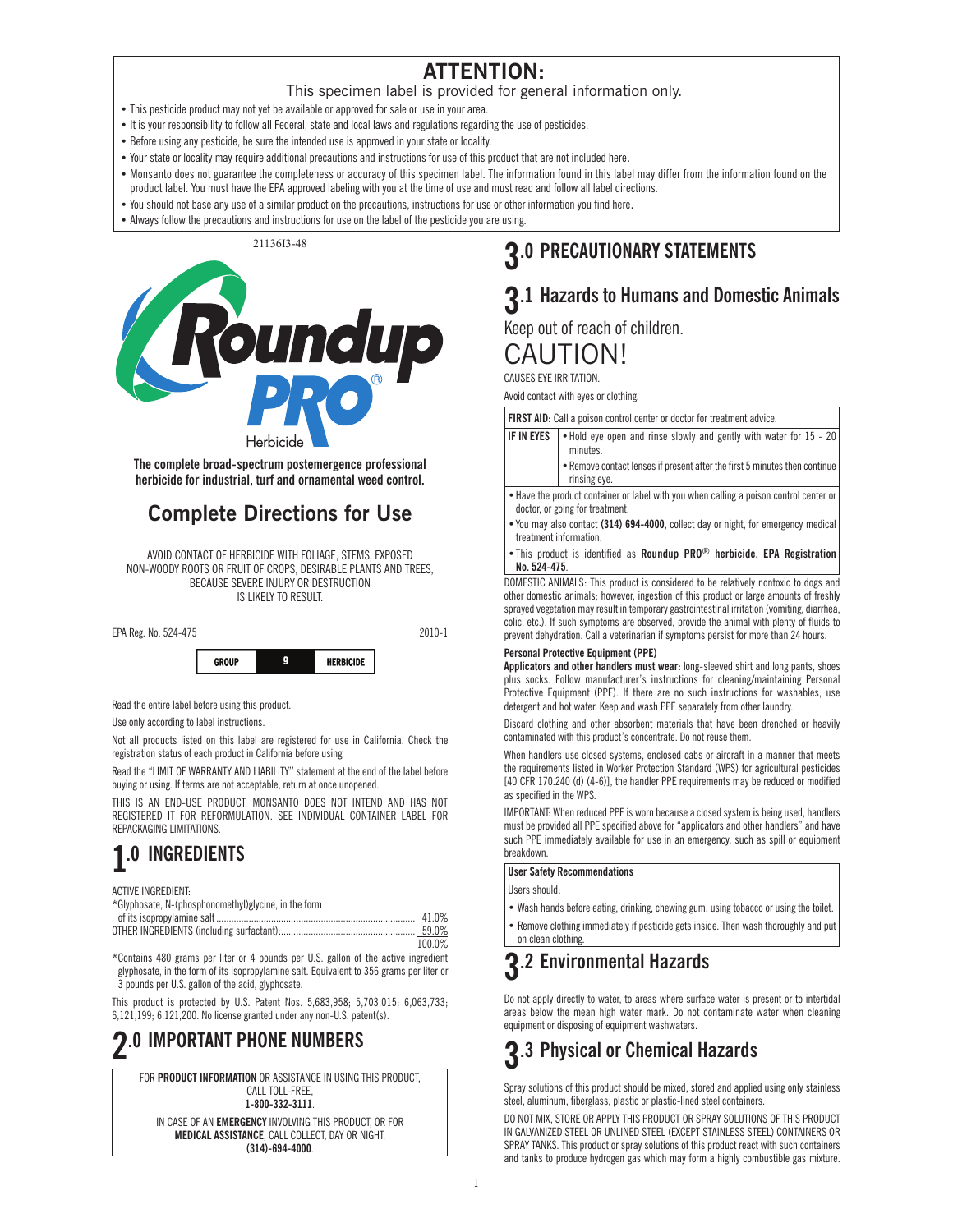# ATTENTION:

This specimen label is provided for general information only.

- This pesticide product may not yet be available or approved for sale or use in your area.
- It is your responsibility to follow all Federal, state and local laws and regulations regarding the use of pesticides.
- Before using any pesticide, be sure the intended use is approved in your state or locality.
- Your state or locality may require additional precautions and instructions for use of this product that are not included here.
- Monsanto does not guarantee the completeness or accuracy of this specimen label. The information found in this label may differ from the information found on the product label. You must have the EPA approved labeling with you at the time of use and must read and follow all label directions.
- You should not base any use of a similar product on the precautions, instructions for use or other information you find here.
- Always follow the precautions and instructions for use on the label of the pesticide you are using.

21136I3-48

# Roundup PRO® Herbicide

**The complete broad-spectrum postemergence professional herbicide for industrial, turf and ornamental weed control.**

## Complete Directions for Use

AVOID CONTACT OF HERBICIDE WITH FOLIAGE, STEMS, EXPOSED NON-WOODY ROOTS OR FRUIT OF CROPS, DESIRABLE PLANTS AND TREES, BECAUSE SEVERE INJURY OR DESTRUCTION IS LIKELY TO RESULT.

EPA Reg. No. 524-475 2010-1

| GROUP | 9 | HERBICIDE |
|---|---|---|

Read the entire label before using this product.

Use only according to label instructions.

Not all products listed on this label are registered for use in California. Check the registration status of each product in California before using.

Read the "LIMIT OF WARRANTY AND LIABILITY" statement at the end of the label before buying or using. If terms are not acceptable, return at once unopened.

THIS IS AN END-USE PRODUCT. MONSANTO DOES NOT INTEND AND HAS NOT REGISTERED IT FOR REFORMULATION. SEE INDIVIDUAL CONTAINER LABEL FOR REPACKAGING LIMITATIONS.

## 1.0 INGREDIENTS

ACTIVE INGREDIENT:

| | |
|---|---|
| *Glyphosate, N-(phosphonomethyl)glycine, in the form of its isopropylamine salt | 41.0% |
| OTHER INGREDIENTS (including surfactant): | 59.0% |
| | 100.0% |

*Contains 480 grams per liter or 4 pounds per U.S. gallon of the active ingredient glyphosate, in the form of its isopropylamine salt. Equivalent to 356 grams per liter or 3 pounds per U.S. gallon of the acid, glyphosate.

This product is protected by U.S. Patent Nos. 5,683,958; 5,703,015; 6,063,733; 6,121,199; 6,121,200. No license granted under any non-U.S. patent(s).

## 2.0 IMPORTANT PHONE NUMBERS

FOR **PRODUCT INFORMATION** OR ASSISTANCE IN USING THIS PRODUCT, CALL TOLL-FREE, **1-800-332-3111**.

IN CASE OF AN **EMERGENCY** INVOLVING THIS PRODUCT, OR FOR **MEDICAL ASSISTANCE**, CALL COLLECT, DAY OR NIGHT, **(314)-694-4000**.

## 3.0 PRECAUTIONARY STATEMENTS

### 3.1 Hazards to Humans and Domestic Animals

Keep out of reach of children.

CAUTION!

CAUSES EYE IRRITATION.

Avoid contact with eyes or clothing.

**FIRST AID:** Call a poison control center or doctor for treatment advice.

| | |
|---|---|
| **IF IN EYES** | • Hold eye open and rinse slowly and gently with water for 15 - 20 minutes.<br>• Remove contact lenses if present after the first 5 minutes then continue rinsing eye. |

- Have the product container or label with you when calling a poison control center or doctor, or going for treatment.
- You may also contact **(314) 694-4000**, collect day or night, for emergency medical treatment information.
- This product is identified as **Roundup PRO® herbicide, EPA Registration No. 524-475**.

DOMESTIC ANIMALS: This product is considered to be relatively nontoxic to dogs and other domestic animals; however, ingestion of this product or large amounts of freshly sprayed vegetation may result in temporary gastrointestinal irritation (vomiting, diarrhea, colic, etc.). If such symptoms are observed, provide the animal with plenty of fluids to prevent dehydration. Call a veterinarian if symptoms persist for more than 24 hours.

**Personal Protective Equipment (PPE)**

**Applicators and other handlers must wear:** long-sleeved shirt and long pants, shoes plus socks. Follow manufacturer's instructions for cleaning/maintaining Personal Protective Equipment (PPE). If there are no such instructions for washables, use detergent and hot water. Keep and wash PPE separately from other laundry.

Discard clothing and other absorbent materials that have been drenched or heavily contaminated with this product's concentrate. Do not reuse them.

When handlers use closed systems, enclosed cabs or aircraft in a manner that meets the requirements listed in Worker Protection Standard (WPS) for agricultural pesticides [40 CFR 170.240 (d) (4-6)], the handler PPE requirements may be reduced or modified as specified in the WPS.

IMPORTANT: When reduced PPE is worn because a closed system is being used, handlers must be provided all PPE specified above for "applicators and other handlers" and have such PPE immediately available for use in an emergency, such as spill or equipment breakdown.

**User Safety Recommendations**

Users should:

- Wash hands before eating, drinking, chewing gum, using tobacco or using the toilet.
- Remove clothing immediately if pesticide gets inside. Then wash thoroughly and put on clean clothing.

### 3.2 Environmental Hazards

Do not apply directly to water, to areas where surface water is present or to intertidal areas below the mean high water mark. Do not contaminate water when cleaning equipment or disposing of equipment washwaters.

### 3.3 Physical or Chemical Hazards

Spray solutions of this product should be mixed, stored and applied using only stainless steel, aluminum, fiberglass, plastic or plastic-lined steel containers.

DO NOT MIX, STORE OR APPLY THIS PRODUCT OR SPRAY SOLUTIONS OF THIS PRODUCT IN GALVANIZED STEEL OR UNLINED STEEL (EXCEPT STAINLESS STEEL) CONTAINERS OR SPRAY TANKS. This product or spray solutions of this product react with such containers and tanks to produce hydrogen gas which may form a highly combustible gas mixture.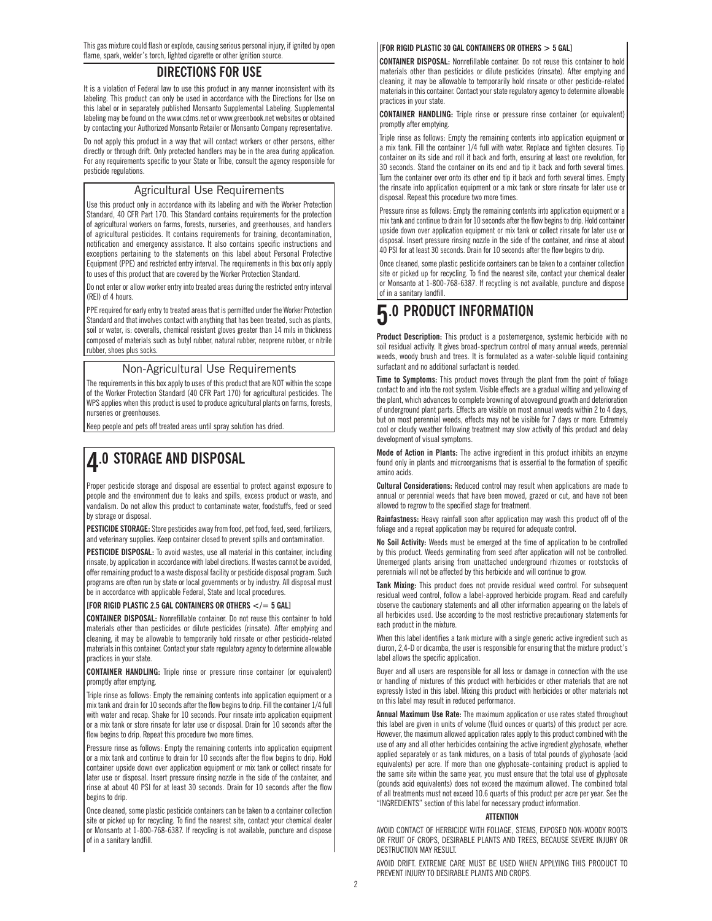This gas mixture could flash or explode, causing serious personal injury, if ignited by open flame, spark, welder's torch, lighted cigarette or other ignition source.

## DIRECTIONS FOR USE

It is a violation of Federal law to use this product in any manner inconsistent with its labeling. This product can only be used in accordance with the Directions for Use on this label or in separately published Monsanto Supplemental Labeling. Supplemental labeling may be found on the www.cdms.net or www.greenbook.net websites or obtained by contacting your Authorized Monsanto Retailer or Monsanto Company representative.

Do not apply this product in a way that will contact workers or other persons, either directly or through drift. Only protected handlers may be in the area during application. For any requirements specific to your State or Tribe, consult the agency responsible for pesticide regulations.

### Agricultural Use Requirements

Use this product only in accordance with its labeling and with the Worker Protection Standard, 40 CFR Part 170. This Standard contains requirements for the protection of agricultural workers on farms, forests, nurseries, and greenhouses, and handlers of agricultural pesticides. It contains requirements for training, decontamination, notification and emergency assistance. It also contains specific instructions and exceptions pertaining to the statements on this label about Personal Protective Equipment (PPE) and restricted entry interval. The requirements in this box only apply to uses of this product that are covered by the Worker Protection Standard.

Do not enter or allow worker entry into treated areas during the restricted entry interval (REI) of 4 hours.

PPE required for early entry to treated areas that is permitted under the Worker Protection Standard and that involves contact with anything that has been treated, such as plants, soil or water, is: coveralls, chemical resistant gloves greater than 14 mils in thickness composed of materials such as butyl rubber, natural rubber, neoprene rubber, or nitrile rubber, shoes plus socks.

### Non-Agricultural Use Requirements

The requirements in this box apply to uses of this product that are NOT within the scope of the Worker Protection Standard (40 CFR Part 170) for agricultural pesticides. The WPS applies when this product is used to produce agricultural plants on farms, forests, nurseries or greenhouses.

Keep people and pets off treated areas until spray solution has dried.

# 4.0 STORAGE AND DISPOSAL

Proper pesticide storage and disposal are essential to protect against exposure to people and the environment due to leaks and spills, excess product or waste, and vandalism. Do not allow this product to contaminate water, foodstuffs, feed or seed by storage or disposal.

**PESTICIDE STORAGE:** Store pesticides away from food, pet food, feed, seed, fertilizers, and veterinary supplies. Keep container closed to prevent spills and contamination.

**PESTICIDE DISPOSAL:** To avoid wastes, use all material in this container, including rinsate, by application in accordance with label directions. If wastes cannot be avoided, offer remaining product to a waste disposal facility or pesticide disposal program. Such programs are often run by state or local governments or by industry. All disposal must be in accordance with applicable Federal, State and local procedures.

**[FOR RIGID PLASTIC 2.5 GAL CONTAINERS OR OTHERS </= 5 GAL]**

**CONTAINER DISPOSAL:** Nonrefillable container. Do not reuse this container to hold materials other than pesticides or dilute pesticides (rinsate). After emptying and cleaning, it may be allowable to temporarily hold rinsate or other pesticide-related materials in this container. Contact your state regulatory agency to determine allowable practices in your state.

**CONTAINER HANDLING:** Triple rinse or pressure rinse container (or equivalent) promptly after emptying.

Triple rinse as follows: Empty the remaining contents into application equipment or a mix tank and drain for 10 seconds after the flow begins to drip. Fill the container 1/4 full with water and recap. Shake for 10 seconds. Pour rinsate into application equipment or a mix tank or store rinsate for later use or disposal. Drain for 10 seconds after the flow begins to drip. Repeat this procedure two more times.

Pressure rinse as follows: Empty the remaining contents into application equipment or a mix tank and continue to drain for 10 seconds after the flow begins to drip. Hold container upside down over application equipment or mix tank or collect rinsate for later use or disposal. Insert pressure rinsing nozzle in the side of the container, and rinse at about 40 PSI for at least 30 seconds. Drain for 10 seconds after the flow begins to drip.

Once cleaned, some plastic pesticide containers can be taken to a container collection site or picked up for recycling. To find the nearest site, contact your chemical dealer or Monsanto at 1-800-768-6387. If recycling is not available, puncture and dispose of in a sanitary landfill.

**[FOR RIGID PLASTIC 30 GAL CONTAINERS OR OTHERS > 5 GAL]**

**CONTAINER DISPOSAL:** Nonrefillable container. Do not reuse this container to hold materials other than pesticides or dilute pesticides (rinsate). After emptying and cleaning, it may be allowable to temporarily hold rinsate or other pesticide-related materials in this container. Contact your state regulatory agency to determine allowable practices in your state.

**CONTAINER HANDLING:** Triple rinse or pressure rinse container (or equivalent) promptly after emptying.

Triple rinse as follows: Empty the remaining contents into application equipment or a mix tank. Fill the container 1/4 full with water. Replace and tighten closures. Tip container on its side and roll it back and forth, ensuring at least one revolution, for 30 seconds. Stand the container on its end and tip it back and forth several times. Turn the container over onto its other end tip it back and forth several times. Empty the rinsate into application equipment or a mix tank or store rinsate for later use or disposal. Repeat this procedure two more times.

Pressure rinse as follows: Empty the remaining contents into application equipment or a mix tank and continue to drain for 10 seconds after the flow begins to drip. Hold container upside down over application equipment or mix tank or collect rinsate for later use or disposal. Insert pressure rinsing nozzle in the side of the container, and rinse at about 40 PSI for at least 30 seconds. Drain for 10 seconds after the flow begins to drip.

Once cleaned, some plastic pesticide containers can be taken to a container collection site or picked up for recycling. To find the nearest site, contact your chemical dealer or Monsanto at 1-800-768-6387. If recycling is not available, puncture and dispose of in a sanitary landfill.

# 5.0 PRODUCT INFORMATION

**Product Description:** This product is a postemergence, systemic herbicide with no soil residual activity. It gives broad-spectrum control of many annual weeds, perennial weeds, woody brush and trees. It is formulated as a water-soluble liquid containing surfactant and no additional surfactant is needed.

**Time to Symptoms:** This product moves through the plant from the point of foliage contact to and into the root system. Visible effects are a gradual wilting and yellowing of the plant, which advances to complete browning of aboveground growth and deterioration of underground plant parts. Effects are visible on most annual weeds within 2 to 4 days, but on most perennial weeds, effects may not be visible for 7 days or more. Extremely cool or cloudy weather following treatment may slow activity of this product and delay development of visual symptoms.

**Mode of Action in Plants:** The active ingredient in this product inhibits an enzyme found only in plants and microorganisms that is essential to the formation of specific amino acids.

**Cultural Considerations:** Reduced control may result when applications are made to annual or perennial weeds that have been mowed, grazed or cut, and have not been allowed to regrow to the specified stage for treatment.

**Rainfastness:** Heavy rainfall soon after application may wash this product off of the foliage and a repeat application may be required for adequate control.

**No Soil Activity:** Weeds must be emerged at the time of application to be controlled by this product. Weeds germinating from seed after application will not be controlled. Unemerged plants arising from unattached underground rhizomes or rootstocks of perennials will not be affected by this herbicide and will continue to grow.

**Tank Mixing:** This product does not provide residual weed control. For subsequent residual weed control, follow a label-approved herbicide program. Read and carefully observe the cautionary statements and all other information appearing on the labels of all herbicides used. Use according to the most restrictive precautionary statements for each product in the mixture.

When this label identifies a tank mixture with a single generic active ingredient such as diuron, 2,4-D or dicamba, the user is responsible for ensuring that the mixture product's label allows the specific application.

Buyer and all users are responsible for all loss or damage in connection with the use or handling of mixtures of this product with herbicides or other materials that are not expressly listed in this label. Mixing this product with herbicides or other materials not on this label may result in reduced performance.

**Annual Maximum Use Rate:** The maximum application or use rates stated throughout this label are given in units of volume (fluid ounces or quarts) of this product per acre. However, the maximum allowed application rates apply to this product combined with the use of any and all other herbicides containing the active ingredient glyphosate, whether applied separately or as tank mixtures, on a basis of total pounds of glyphosate (acid equivalents) per acre. If more than one glyphosate-containing product is applied to the same site within the same year, you must ensure that the total use of glyphosate (pounds acid equivalents) does not exceed the maximum allowed. The combined total of all treatments must not exceed 10.6 quarts of this product per acre per year. See the "INGREDIENTS" section of this label for necessary product information.

**ATTENTION**

AVOID CONTACT OF HERBICIDE WITH FOLIAGE, STEMS, EXPOSED NON-WOODY ROOTS OR FRUIT OF CROPS, DESIRABLE PLANTS AND TREES, BECAUSE SEVERE INJURY OR DESTRUCTION MAY RESULT.

AVOID DRIFT. EXTREME CARE MUST BE USED WHEN APPLYING THIS PRODUCT TO PREVENT INJURY TO DESIRABLE PLANTS AND CROPS.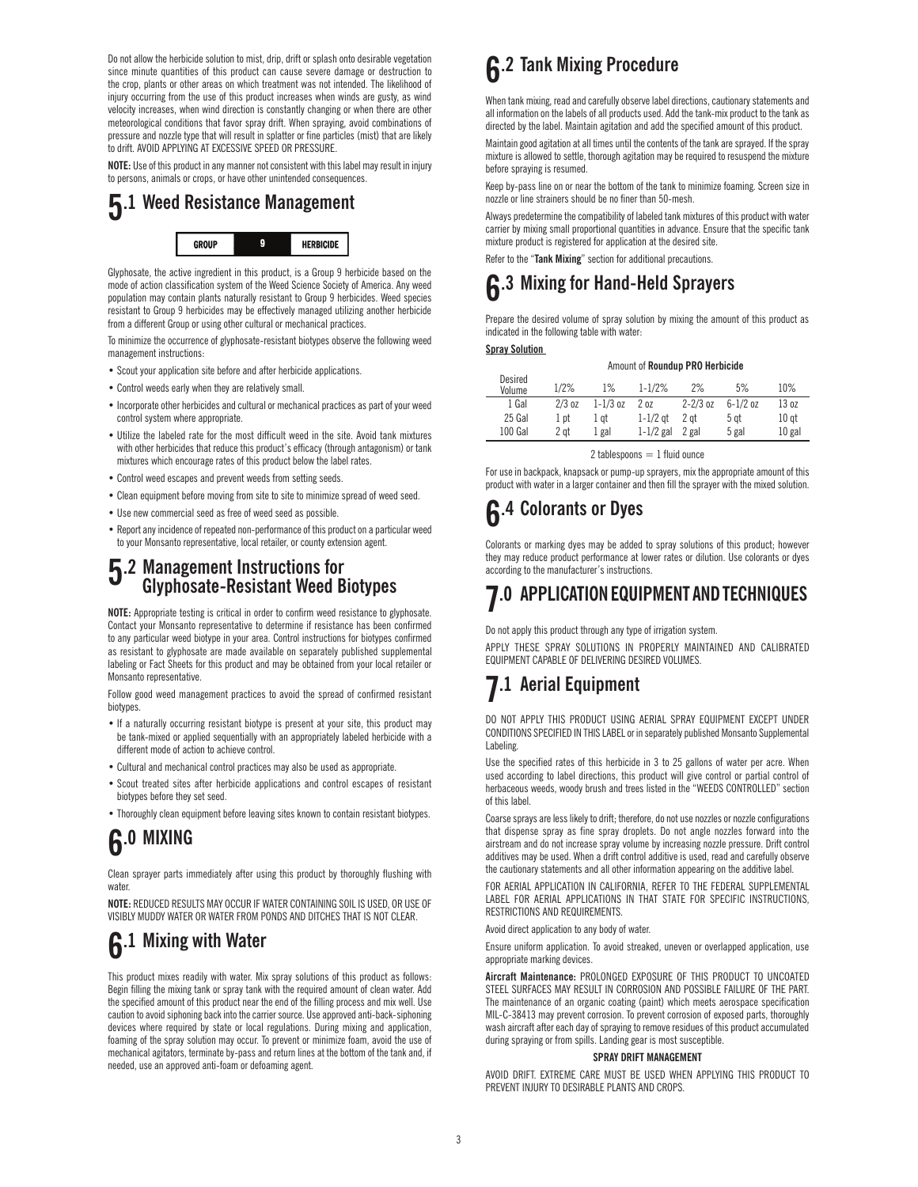Do not allow the herbicide solution to mist, drip, drift or splash onto desirable vegetation since minute quantities of this product can cause severe damage or destruction to the crop, plants or other areas on which treatment was not intended. The likelihood of injury occurring from the use of this product increases when winds are gusty, as wind velocity increases, when wind direction is constantly changing or when there are other meteorological conditions that favor spray drift. When spraying, avoid combinations of pressure and nozzle type that will result in splatter or fine particles (mist) that are likely to drift. AVOID APPLYING AT EXCESSIVE SPEED OR PRESSURE.

**NOTE:** Use of this product in any manner not consistent with this label may result in injury to persons, animals or crops, or have other unintended consequences.

## 5.1 Weed Resistance Management

| GROUP | 9 | HERBICIDE |
|---|---|---|

Glyphosate, the active ingredient in this product, is a Group 9 herbicide based on the mode of action classification system of the Weed Science Society of America. Any weed population may contain plants naturally resistant to Group 9 herbicides. Weed species resistant to Group 9 herbicides may be effectively managed utilizing another herbicide from a different Group or using other cultural or mechanical practices.

To minimize the occurrence of glyphosate-resistant biotypes observe the following weed management instructions:

- Scout your application site before and after herbicide applications.
- Control weeds early when they are relatively small.
- Incorporate other herbicides and cultural or mechanical practices as part of your weed control system where appropriate.
- Utilize the labeled rate for the most difficult weed in the site. Avoid tank mixtures with other herbicides that reduce this product's efficacy (through antagonism) or tank mixtures which encourage rates of this product below the label rates.
- Control weed escapes and prevent weeds from setting seeds.
- Clean equipment before moving from site to site to minimize spread of weed seed.
- Use new commercial seed as free of weed seed as possible.
- Report any incidence of repeated non-performance of this product on a particular weed to your Monsanto representative, local retailer, or county extension agent.

## 5.2 Management Instructions for Glyphosate-Resistant Weed Biotypes

**NOTE:** Appropriate testing is critical in order to confirm weed resistance to glyphosate. Contact your Monsanto representative to determine if resistance has been confirmed to any particular weed biotype in your area. Control instructions for biotypes confirmed as resistant to glyphosate are made available on separately published supplemental labeling or Fact Sheets for this product and may be obtained from your local retailer or Monsanto representative.

Follow good weed management practices to avoid the spread of confirmed resistant biotypes.

- If a naturally occurring resistant biotype is present at your site, this product may be tank-mixed or applied sequentially with an appropriately labeled herbicide with a different mode of action to achieve control.
- Cultural and mechanical control practices may also be used as appropriate.
- Scout treated sites after herbicide applications and control escapes of resistant biotypes before they set seed.
- Thoroughly clean equipment before leaving sites known to contain resistant biotypes.

# 6.0 MIXING

Clean sprayer parts immediately after using this product by thoroughly flushing with water.

**NOTE:** REDUCED RESULTS MAY OCCUR IF WATER CONTAINING SOIL IS USED, OR USE OF VISIBLY MUDDY WATER OR WATER FROM PONDS AND DITCHES THAT IS NOT CLEAR.

## 6.1 Mixing with Water

This product mixes readily with water. Mix spray solutions of this product as follows: Begin filling the mixing tank or spray tank with the required amount of clean water. Add the specified amount of this product near the end of the filling process and mix well. Use caution to avoid siphoning back into the carrier source. Use approved anti-back-siphoning devices where required by state or local regulations. During mixing and application, foaming of the spray solution may occur. To prevent or minimize foam, avoid the use of mechanical agitators, terminate by-pass and return lines at the bottom of the tank and, if needed, use an approved anti-foam or defoaming agent.

## 6.2 Tank Mixing Procedure

When tank mixing, read and carefully observe label directions, cautionary statements and all information on the labels of all products used. Add the tank-mix product to the tank as directed by the label. Maintain agitation and add the specified amount of this product.

Maintain good agitation at all times until the contents of the tank are sprayed. If the spray mixture is allowed to settle, thorough agitation may be required to resuspend the mixture before spraying is resumed.

Keep by-pass line on or near the bottom of the tank to minimize foaming. Screen size in nozzle or line strainers should be no finer than 50-mesh.

Always predetermine the compatibility of labeled tank mixtures of this product with water carrier by mixing small proportional quantities in advance. Ensure that the specific tank mixture product is registered for application at the desired site.

Refer to the "**Tank Mixing**" section for additional precautions.

## 6.3 Mixing for Hand-Held Sprayers

Prepare the desired volume of spray solution by mixing the amount of this product as indicated in the following table with water:

**Spray Solution**

| Desired Volume | Amount of **Roundup PRO Herbicide** | | | | | |
|---|---|---|---|---|---|---|
| | 1/2% | 1% | 1-1/2% | 2% | 5% | 10% |
| 1 Gal | 2/3 oz | 1-1/3 oz | 2 oz | 2-2/3 oz | 6-1/2 oz | 13 oz |
| 25 Gal | 1 pt | 1 qt | 1-1/2 qt | 2 qt | 5 qt | 10 qt |
| 100 Gal | 2 qt | 1 gal | 1-1/2 gal | 2 gal | 5 gal | 10 gal |

2 tablespoons = 1 fluid ounce

For use in backpack, knapsack or pump-up sprayers, mix the appropriate amount of this product with water in a larger container and then fill the sprayer with the mixed solution.

## 6.4 Colorants or Dyes

Colorants or marking dyes may be added to spray solutions of this product; however they may reduce product performance at lower rates or dilution. Use colorants or dyes according to the manufacturer's instructions.

# 7.0 APPLICATION EQUIPMENT AND TECHNIQUES

Do not apply this product through any type of irrigation system.

APPLY THESE SPRAY SOLUTIONS IN PROPERLY MAINTAINED AND CALIBRATED EQUIPMENT CAPABLE OF DELIVERING DESIRED VOLUMES.

## 7.1 Aerial Equipment

DO NOT APPLY THIS PRODUCT USING AERIAL SPRAY EQUIPMENT EXCEPT UNDER CONDITIONS SPECIFIED IN THIS LABEL or in separately published Monsanto Supplemental Labeling.

Use the specified rates of this herbicide in 3 to 25 gallons of water per acre. When used according to label directions, this product will give control or partial control of herbaceous weeds, woody brush and trees listed in the "WEEDS CONTROLLED" section of this label.

Coarse sprays are less likely to drift; therefore, do not use nozzles or nozzle configurations that dispense spray as fine spray droplets. Do not angle nozzles forward into the airstream and do not increase spray volume by increasing nozzle pressure. Drift control additives may be used. When a drift control additive is used, read and carefully observe the cautionary statements and all other information appearing on the additive label.

FOR AERIAL APPLICATION IN CALIFORNIA, REFER TO THE FEDERAL SUPPLEMENTAL LABEL FOR AERIAL APPLICATIONS IN THAT STATE FOR SPECIFIC INSTRUCTIONS, RESTRICTIONS AND REQUIREMENTS.

Avoid direct application to any body of water.

Ensure uniform application. To avoid streaked, uneven or overlapped application, use appropriate marking devices.

**Aircraft Maintenance:** PROLONGED EXPOSURE OF THIS PRODUCT TO UNCOATED STEEL SURFACES MAY RESULT IN CORROSION AND POSSIBLE FAILURE OF THE PART. The maintenance of an organic coating (paint) which meets aerospace specification MIL-C-38413 may prevent corrosion. To prevent corrosion of exposed parts, thoroughly wash aircraft after each day of spraying to remove residues of this product accumulated during spraying or from spills. Landing gear is most susceptible.

**SPRAY DRIFT MANAGEMENT**

AVOID DRIFT. EXTREME CARE MUST BE USED WHEN APPLYING THIS PRODUCT TO PREVENT INJURY TO DESIRABLE PLANTS AND CROPS.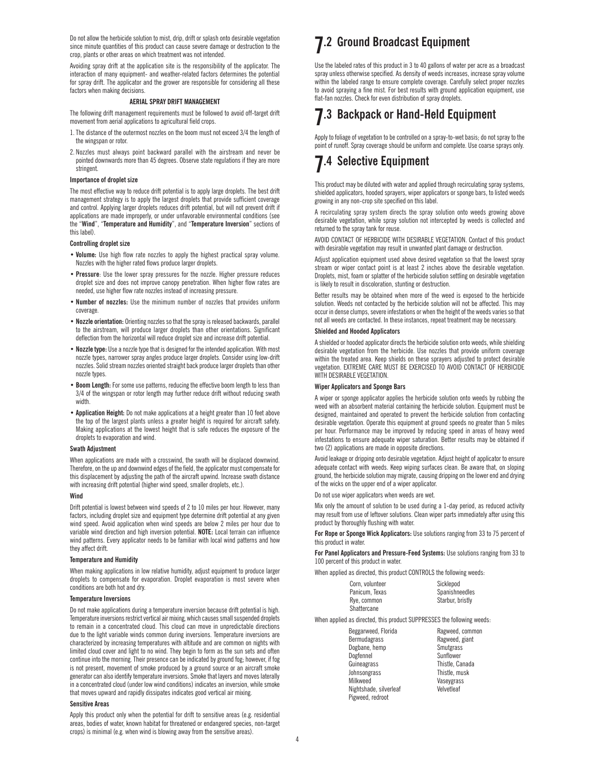Do not allow the herbicide solution to mist, drip, drift or splash onto desirable vegetation since minute quantities of this product can cause severe damage or destruction to the crop, plants or other areas on which treatment was not intended.

Avoiding spray drift at the application site is the responsibility of the applicator. The interaction of many equipment- and weather-related factors determines the potential for spray drift. The applicator and the grower are responsible for considering all these factors when making decisions.

**AERIAL SPRAY DRIFT MANAGEMENT**

The following drift management requirements must be followed to avoid off-target drift movement from aerial applications to agricultural field crops.

1. The distance of the outermost nozzles on the boom must not exceed 3/4 the length of the wingspan or rotor.
2. Nozzles must always point backward parallel with the airstream and never be pointed downwards more than 45 degrees. Observe state regulations if they are more stringent.

**Importance of droplet size**

The most effective way to reduce drift potential is to apply large droplets. The best drift management strategy is to apply the largest droplets that provide sufficient coverage and control. Applying larger droplets reduces drift potential, but will not prevent drift if applications are made improperly, or under unfavorable environmental conditions (see the "**Wind**", "**Temperature and Humidity**", and "**Temperature Inversion**" sections of this label).

**Controlling droplet size**

- **Volume:** Use high flow rate nozzles to apply the highest practical spray volume. Nozzles with the higher rated flows produce larger droplets.
- **Pressure**: Use the lower spray pressures for the nozzle. Higher pressure reduces droplet size and does not improve canopy penetration. When higher flow rates are needed, use higher flow rate nozzles instead of increasing pressure.
- **Number of nozzles:** Use the minimum number of nozzles that provides uniform coverage.
- **Nozzle orientation:** Orienting nozzles so that the spray is released backwards, parallel to the airstream, will produce larger droplets than other orientations. Significant deflection from the horizontal will reduce droplet size and increase drift potential.
- **Nozzle type:** Use a nozzle type that is designed for the intended application. With most nozzle types, narrower spray angles produce larger droplets. Consider using low-drift nozzles. Solid stream nozzles oriented straight back produce larger droplets than other nozzle types.
- **Boom Length:** For some use patterns, reducing the effective boom length to less than 3/4 of the wingspan or rotor length may further reduce drift without reducing swath width.
- **Application Height:** Do not make applications at a height greater than 10 feet above the top of the largest plants unless a greater height is required for aircraft safety. Making applications at the lowest height that is safe reduces the exposure of the droplets to evaporation and wind.

**Swath Adjustment**

When applications are made with a crosswind, the swath will be displaced downwind. Therefore, on the up and downwind edges of the field, the applicator must compensate for this displacement by adjusting the path of the aircraft upwind. Increase swath distance with increasing drift potential (higher wind speed, smaller droplets, etc.).

**Wind**

Drift potential is lowest between wind speeds of 2 to 10 miles per hour. However, many factors, including droplet size and equipment type determine drift potential at any given wind speed. Avoid application when wind speeds are below 2 miles per hour due to variable wind direction and high inversion potential. **NOTE:** Local terrain can influence wind patterns. Every applicator needs to be familiar with local wind patterns and how they affect drift.

**Temperature and Humidity**

When making applications in low relative humidity, adjust equipment to produce larger droplets to compensate for evaporation. Droplet evaporation is most severe when conditions are both hot and dry.

**Temperature Inversions**

Do not make applications during a temperature inversion because drift potential is high. Temperature inversions restrict vertical air mixing, which causes small suspended droplets to remain in a concentrated cloud. This cloud can move in unpredictable directions due to the light variable winds common during inversions. Temperature inversions are characterized by increasing temperatures with altitude and are common on nights with limited cloud cover and light to no wind. They begin to form as the sun sets and often continue into the morning. Their presence can be indicated by ground fog; however, if fog is not present, movement of smoke produced by a ground source or an aircraft smoke generator can also identify temperature inversions. Smoke that layers and moves laterally in a concentrated cloud (under low wind conditions) indicates an inversion, while smoke that moves upward and rapidly dissipates indicates good vertical air mixing.

**Sensitive Areas**

Apply this product only when the potential for drift to sensitive areas (e.g. residential areas, bodies of water, known habitat for threatened or endangered species, non-target crops) is minimal (e.g. when wind is blowing away from the sensitive areas).

## 7.2 Ground Broadcast Equipment

Use the labeled rates of this product in 3 to 40 gallons of water per acre as a broadcast spray unless otherwise specified. As density of weeds increases, increase spray volume within the labeled range to ensure complete coverage. Carefully select proper nozzles to avoid spraying a fine mist. For best results with ground application equipment, use flat-fan nozzles. Check for even distribution of spray droplets.

## 7.3 Backpack or Hand-Held Equipment

Apply to foliage of vegetation to be controlled on a spray-to-wet basis; do not spray to the point of runoff. Spray coverage should be uniform and complete. Use coarse sprays only.

## 7.4 Selective Equipment

This product may be diluted with water and applied through recirculating spray systems, shielded applicators, hooded sprayers, wiper applicators or sponge bars, to listed weeds growing in any non-crop site specified on this label.

A recirculating spray system directs the spray solution onto weeds growing above desirable vegetation, while spray solution not intercepted by weeds is collected and returned to the spray tank for reuse.

AVOID CONTACT OF HERBICIDE WITH DESIRABLE VEGETATION. Contact of this product with desirable vegetation may result in unwanted plant damage or destruction.

Adjust application equipment used above desired vegetation so that the lowest spray stream or wiper contact point is at least 2 inches above the desirable vegetation. Droplets, mist, foam or splatter of the herbicide solution settling on desirable vegetation is likely to result in discoloration, stunting or destruction.

Better results may be obtained when more of the weed is exposed to the herbicide solution. Weeds not contacted by the herbicide solution will not be affected. This may occur in dense clumps, severe infestations or when the height of the weeds varies so that not all weeds are contacted. In these instances, repeat treatment may be necessary.

**Shielded and Hooded Applicators**

A shielded or hooded applicator directs the herbicide solution onto weeds, while shielding desirable vegetation from the herbicide. Use nozzles that provide uniform coverage within the treated area. Keep shields on these sprayers adjusted to protect desirable vegetation. EXTREME CARE MUST BE EXERCISED TO AVOID CONTACT OF HERBICIDE WITH DESIRABLE VEGETATION.

**Wiper Applicators and Sponge Bars**

A wiper or sponge applicator applies the herbicide solution onto weeds by rubbing the weed with an absorbent material containing the herbicide solution. Equipment must be designed, maintained and operated to prevent the herbicide solution from contacting desirable vegetation. Operate this equipment at ground speeds no greater than 5 miles per hour. Performance may be improved by reducing speed in areas of heavy weed infestations to ensure adequate wiper saturation. Better results may be obtained if two (2) applications are made in opposite directions.

Avoid leakage or dripping onto desirable vegetation. Adjust height of applicator to ensure adequate contact with weeds. Keep wiping surfaces clean. Be aware that, on sloping ground, the herbicide solution may migrate, causing dripping on the lower end and drying of the wicks on the upper end of a wiper applicator.

Do not use wiper applicators when weeds are wet.

Mix only the amount of solution to be used during a 1-day period, as reduced activity may result from use of leftover solutions. Clean wiper parts immediately after using this product by thoroughly flushing with water.

**For Rope or Sponge Wick Applicators:** Use solutions ranging from 33 to 75 percent of this product in water.

**For Panel Applicators and Pressure-Feed Systems:** Use solutions ranging from 33 to 100 percent of this product in water.

When applied as directed, this product CONTROLS the following weeds:

| | |
|---|---|
| Corn, volunteer | Sicklepod |
| Panicum, Texas | Spanishneedles |
| Rye, common | Starbur, bristly |
| Shattercane | |

When applied as directed, this product SUPPRESSES the following weeds:

| | |
|---|---|
| Beggarweed, Florida | Ragweed, common |
| Bermudagrass | Ragweed, giant |
| Dogbane, hemp | Smutgrass |
| Dogfennel | Sunflower |
| Guineagrass | Thistle, Canada |
| Johnsongrass | Thistle, musk |
| Milkweed | Vaseygrass |
| Nightshade, silverleaf | Velvetleaf |
| Pigweed, redroot | |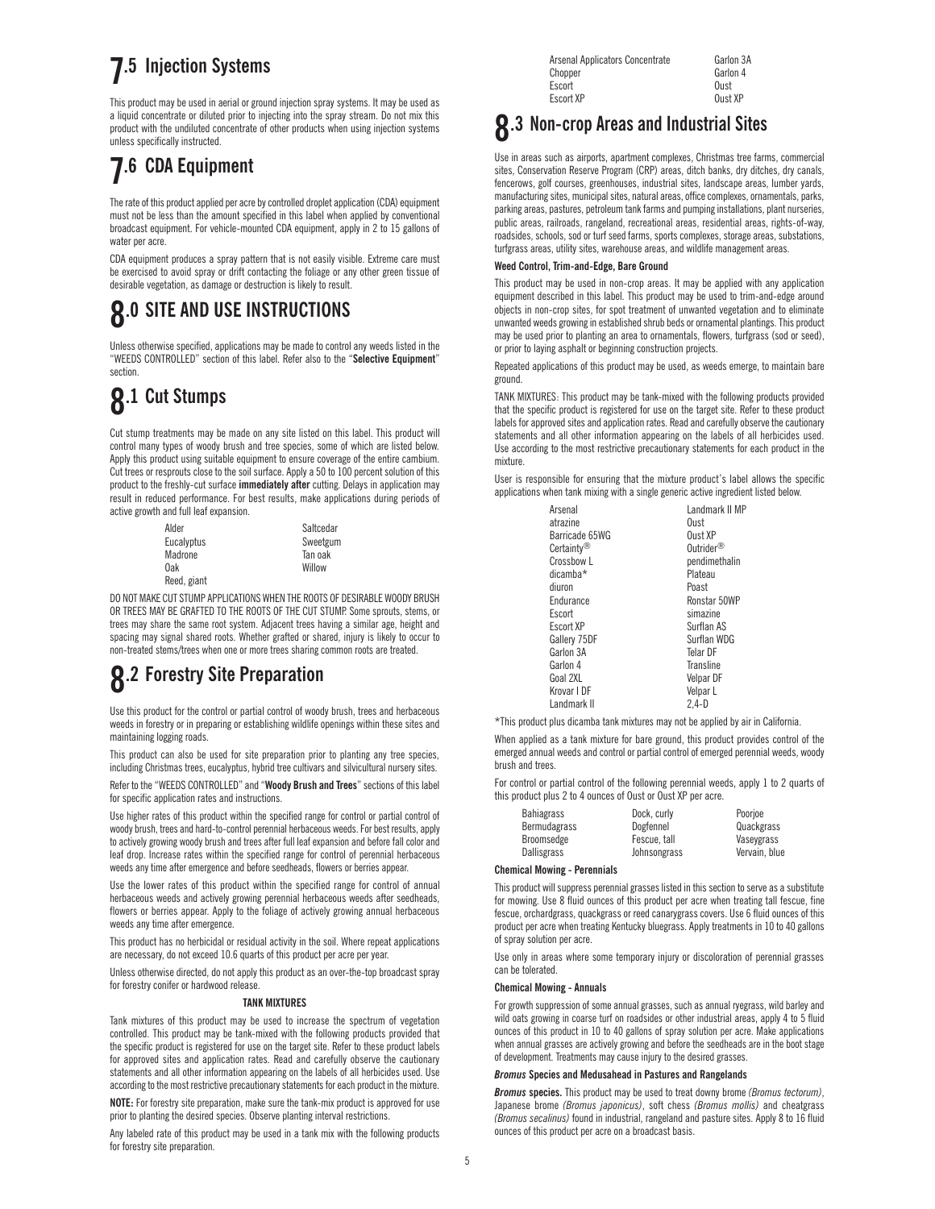## 7.5 Injection Systems

This product may be used in aerial or ground injection spray systems. It may be used as a liquid concentrate or diluted prior to injecting into the spray stream. Do not mix this product with the undiluted concentrate of other products when using injection systems unless specifically instructed.

## 7.6 CDA Equipment

The rate of this product applied per acre by controlled droplet application (CDA) equipment must not be less than the amount specified in this label when applied by conventional broadcast equipment. For vehicle-mounted CDA equipment, apply in 2 to 15 gallons of water per acre.

CDA equipment produces a spray pattern that is not easily visible. Extreme care must be exercised to avoid spray or drift contacting the foliage or any other green tissue of desirable vegetation, as damage or destruction is likely to result.

# 8.0 SITE AND USE INSTRUCTIONS

Unless otherwise specified, applications may be made to control any weeds listed in the "WEEDS CONTROLLED" section of this label. Refer also to the "**Selective Equipment**" section.

## 8.1 Cut Stumps

Cut stump treatments may be made on any site listed on this label. This product will control many types of woody brush and tree species, some of which are listed below. Apply this product using suitable equipment to ensure coverage of the entire cambium. Cut trees or resprouts close to the soil surface. Apply a 50 to 100 percent solution of this product to the freshly-cut surface **immediately after** cutting. Delays in application may result in reduced performance. For best results, make applications during periods of active growth and full leaf expansion.

| | |
|---|---|
| Alder | Saltcedar |
| Eucalyptus | Sweetgum |
| Madrone | Tan oak |
| Oak | Willow |
| Reed, giant | |

DO NOT MAKE CUT STUMP APPLICATIONS WHEN THE ROOTS OF DESIRABLE WOODY BRUSH OR TREES MAY BE GRAFTED TO THE ROOTS OF THE CUT STUMP. Some sprouts, stems, or trees may share the same root system. Adjacent trees having a similar age, height and spacing may signal shared roots. Whether grafted or shared, injury is likely to occur to non-treated stems/trees when one or more trees sharing common roots are treated.

## 8.2 Forestry Site Preparation

Use this product for the control or partial control of woody brush, trees and herbaceous weeds in forestry or in preparing or establishing wildlife openings within these sites and maintaining logging roads.

This product can also be used for site preparation prior to planting any tree species, including Christmas trees, eucalyptus, hybrid tree cultivars and silvicultural nursery sites.

Refer to the "WEEDS CONTROLLED" and "**Woody Brush and Trees**" sections of this label for specific application rates and instructions.

Use higher rates of this product within the specified range for control or partial control of woody brush, trees and hard-to-control perennial herbaceous weeds. For best results, apply to actively growing woody brush and trees after full leaf expansion and before fall color and leaf drop. Increase rates within the specified range for control of perennial herbaceous weeds any time after emergence and before seedheads, flowers or berries appear.

Use the lower rates of this product within the specified range for control of annual herbaceous weeds and actively growing perennial herbaceous weeds after seedheads, flowers or berries appear. Apply to the foliage of actively growing annual herbaceous weeds any time after emergence.

This product has no herbicidal or residual activity in the soil. Where repeat applications are necessary, do not exceed 10.6 quarts of this product per acre per year.

Unless otherwise directed, do not apply this product as an over-the-top broadcast spray for forestry conifer or hardwood release.

**TANK MIXTURES**

Tank mixtures of this product may be used to increase the spectrum of vegetation controlled. This product may be tank-mixed with the following products provided that the specific product is registered for use on the target site. Refer to these product labels for approved sites and application rates. Read and carefully observe the cautionary statements and all other information appearing on the labels of all herbicides used. Use according to the most restrictive precautionary statements for each product in the mixture.

**NOTE:** For forestry site preparation, make sure the tank-mix product is approved for use prior to planting the desired species. Observe planting interval restrictions.

Any labeled rate of this product may be used in a tank mix with the following products for forestry site preparation.

| | |
|---|---|
| Arsenal Applicators Concentrate | Garlon 3A |
| Chopper | Garlon 4 |
| Escort | Oust |
| Escort XP | Oust XP |

## 8.3 Non-crop Areas and Industrial Sites

Use in areas such as airports, apartment complexes, Christmas tree farms, commercial sites, Conservation Reserve Program (CRP) areas, ditch banks, dry ditches, dry canals, fencerows, golf courses, greenhouses, industrial sites, landscape areas, lumber yards, manufacturing sites, municipal sites, natural areas, office complexes, ornamentals, parks, parking areas, pastures, petroleum tank farms and pumping installations, plant nurseries, public areas, railroads, rangeland, recreational areas, residential areas, rights-of-way, roadsides, schools, sod or turf seed farms, sports complexes, storage areas, substations, turfgrass areas, utility sites, warehouse areas, and wildlife management areas.

**Weed Control, Trim-and-Edge, Bare Ground**

This product may be used in non-crop areas. It may be applied with any application equipment described in this label. This product may be used to trim-and-edge around objects in non-crop sites, for spot treatment of unwanted vegetation and to eliminate unwanted weeds growing in established shrub beds or ornamental plantings. This product may be used prior to planting an area to ornamentals, flowers, turfgrass (sod or seed), or prior to laying asphalt or beginning construction projects.

Repeated applications of this product may be used, as weeds emerge, to maintain bare ground.

TANK MIXTURES: This product may be tank-mixed with the following products provided that the specific product is registered for use on the target site. Refer to these product labels for approved sites and application rates. Read and carefully observe the cautionary statements and all other information appearing on the labels of all herbicides used. Use according to the most restrictive precautionary statements for each product in the mixture.

User is responsible for ensuring that the mixture product's label allows the specific applications when tank mixing with a single generic active ingredient listed below.

| | |
|---|---|
| Arsenal | Landmark II MP |
| atrazine | Oust |
| Barricade 65WG | Oust XP |
| Certainty® | Outrider® |
| Crossbow L | pendimethalin |
| dicamba* | Plateau |
| diuron | Poast |
| Endurance | Ronstar 50WP |
| Escort | simazine |
| Escort XP | Surflan AS |
| Gallery 75DF | Surflan WDG |
| Garlon 3A | Telar DF |
| Garlon 4 | Transline |
| Goal 2XL | Velpar DF |
| Krovar I DF | Velpar L |
| Landmark II | 2,4-D |

*This product plus dicamba tank mixtures may not be applied by air in California.

When applied as a tank mixture for bare ground, this product provides control of the emerged annual weeds and control or partial control of emerged perennial weeds, woody brush and trees.

For control or partial control of the following perennial weeds, apply 1 to 2 quarts of this product plus 2 to 4 ounces of Oust or Oust XP per acre.

| | | |
|---|---|---|
| Bahiagrass | Dock, curly | Poorjoe |
| Bermudagrass | Dogfennel | Quackgrass |
| Broomsedge | Fescue, tall | Vaseygrass |
| Dallisgrass | Johnsongrass | Vervain, blue |

**Chemical Mowing - Perennials**

This product will suppress perennial grasses listed in this section to serve as a substitute for mowing. Use 8 fluid ounces of this product per acre when treating tall fescue, fine fescue, orchardgrass, quackgrass or reed canarygrass covers. Use 6 fluid ounces of this product per acre when treating Kentucky bluegrass. Apply treatments in 10 to 40 gallons of spray solution per acre.

Use only in areas where some temporary injury or discoloration of perennial grasses can be tolerated.

**Chemical Mowing - Annuals**

For growth suppression of some annual grasses, such as annual ryegrass, wild barley and wild oats growing in coarse turf on roadsides or other industrial areas, apply 4 to 5 fluid ounces of this product in 10 to 40 gallons of spray solution per acre. Make applications when annual grasses are actively growing and before the seedheads are in the boot stage of development. Treatments may cause injury to the desired grasses.

***Bromus* Species and Medusahead in Pastures and Rangelands**

***Bromus* species.** This product may be used to treat downy brome *(Bromus tectorum)*, Japanese brome *(Bromus japonicus)*, soft chess *(Bromus mollis)* and cheatgrass *(Bromus secalinus)* found in industrial, rangeland and pasture sites. Apply 8 to 16 fluid ounces of this product per acre on a broadcast basis.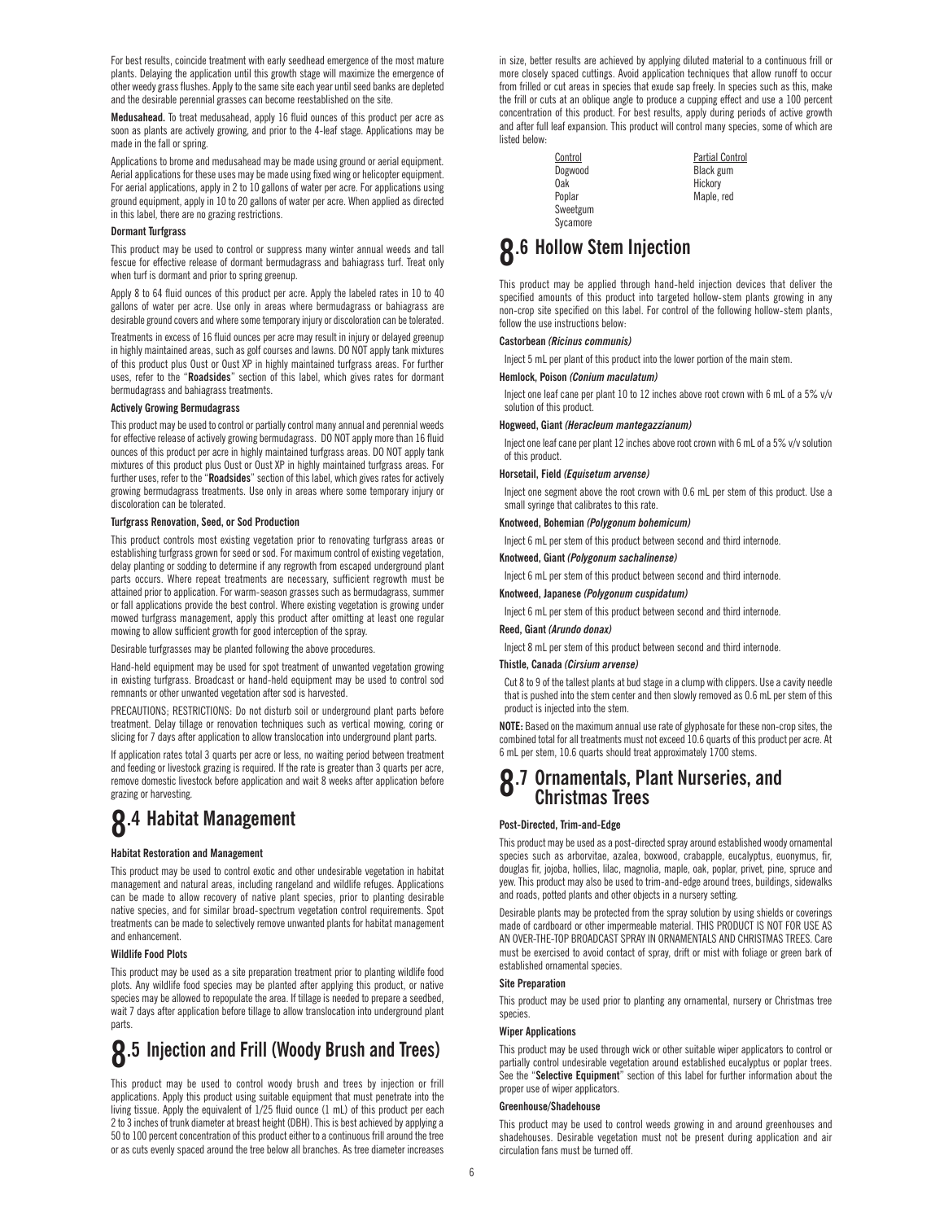For best results, coincide treatment with early seedhead emergence of the most mature plants. Delaying the application until this growth stage will maximize the emergence of other weedy grass flushes. Apply to the same site each year until seed banks are depleted and the desirable perennial grasses can become reestablished on the site.

**Medusahead.** To treat medusahead, apply 16 fluid ounces of this product per acre as soon as plants are actively growing, and prior to the 4-leaf stage. Applications may be made in the fall or spring.

Applications to brome and medusahead may be made using ground or aerial equipment. Aerial applications for these uses may be made using fixed wing or helicopter equipment. For aerial applications, apply in 2 to 10 gallons of water per acre. For applications using ground equipment, apply in 10 to 20 gallons of water per acre. When applied as directed in this label, there are no grazing restrictions.

#### Dormant Turfgrass

This product may be used to control or suppress many winter annual weeds and tall fescue for effective release of dormant bermudagrass and bahiagrass turf. Treat only when turf is dormant and prior to spring greenup.

Apply 8 to 64 fluid ounces of this product per acre. Apply the labeled rates in 10 to 40 gallons of water per acre. Use only in areas where bermudagrass or bahiagrass are desirable ground covers and where some temporary injury or discoloration can be tolerated.

Treatments in excess of 16 fluid ounces per acre may result in injury or delayed greenup in highly maintained areas, such as golf courses and lawns. DO NOT apply tank mixtures of this product plus Oust or Oust XP in highly maintained turfgrass areas. For further uses, refer to the "**Roadsides**" section of this label, which gives rates for dormant bermudagrass and bahiagrass treatments.

#### Actively Growing Bermudagrass

This product may be used to control or partially control many annual and perennial weeds for effective release of actively growing bermudagrass. DO NOT apply more than 16 fluid ounces of this product per acre in highly maintained turfgrass areas. DO NOT apply tank mixtures of this product plus Oust or Oust XP in highly maintained turfgrass areas. For further uses, refer to the "**Roadsides**" section of this label, which gives rates for actively growing bermudagrass treatments. Use only in areas where some temporary injury or discoloration can be tolerated.

#### Turfgrass Renovation, Seed, or Sod Production

This product controls most existing vegetation prior to renovating turfgrass areas or establishing turfgrass grown for seed or sod. For maximum control of existing vegetation, delay planting or sodding to determine if any regrowth from escaped underground plant parts occurs. Where repeat treatments are necessary, sufficient regrowth must be attained prior to application. For warm-season grasses such as bermudagrass, summer or fall applications provide the best control. Where existing vegetation is growing under mowed turfgrass management, apply this product after omitting at least one regular mowing to allow sufficient growth for good interception of the spray.

Desirable turfgrasses may be planted following the above procedures.

Hand-held equipment may be used for spot treatment of unwanted vegetation growing in existing turfgrass. Broadcast or hand-held equipment may be used to control sod remnants or other unwanted vegetation after sod is harvested.

PRECAUTIONS; RESTRICTIONS: Do not disturb soil or underground plant parts before treatment. Delay tillage or renovation techniques such as vertical mowing, coring or slicing for 7 days after application to allow translocation into underground plant parts.

If application rates total 3 quarts per acre or less, no waiting period between treatment and feeding or livestock grazing is required. If the rate is greater than 3 quarts per acre, remove domestic livestock before application and wait 8 weeks after application before grazing or harvesting.

## 8.4 Habitat Management

#### Habitat Restoration and Management

This product may be used to control exotic and other undesirable vegetation in habitat management and natural areas, including rangeland and wildlife refuges. Applications can be made to allow recovery of native plant species, prior to planting desirable native species, and for similar broad-spectrum vegetation control requirements. Spot treatments can be made to selectively remove unwanted plants for habitat management and enhancement.

#### Wildlife Food Plots

This product may be used as a site preparation treatment prior to planting wildlife food plots. Any wildlife food species may be planted after applying this product, or native species may be allowed to repopulate the area. If tillage is needed to prepare a seedbed, wait 7 days after application before tillage to allow translocation into underground plant parts.

## 8.5 Injection and Frill (Woody Brush and Trees)

This product may be used to control woody brush and trees by injection or frill applications. Apply this product using suitable equipment that must penetrate into the living tissue. Apply the equivalent of 1/25 fluid ounce (1 mL) of this product per each 2 to 3 inches of trunk diameter at breast height (DBH). This is best achieved by applying a 50 to 100 percent concentration of this product either to a continuous frill around the tree or as cuts evenly spaced around the tree below all branches. As tree diameter increases in size, better results are achieved by applying diluted material to a continuous frill or more closely spaced cuttings. Avoid application techniques that allow runoff to occur from frilled or cut areas in species that exude sap freely. In species such as this, make the frill or cuts at an oblique angle to produce a cupping effect and use a 100 percent concentration of this product. For best results, apply during periods of active growth and after full leaf expansion. This product will control many species, some of which are listed below:

| Control | Partial Control |
|---|---|
| Dogwood | Black gum |
| Oak | Hickory |
| Poplar | Maple, red |
| Sweetgum | |
| Sycamore | |

## 8.6 Hollow Stem Injection

This product may be applied through hand-held injection devices that deliver the specified amounts of this product into targeted hollow-stem plants growing in any non-crop site specified on this label. For control of the following hollow-stem plants, follow the use instructions below:

**Castorbean *(Ricinus communis)***

Inject 5 mL per plant of this product into the lower portion of the main stem.

**Hemlock, Poison *(Conium maculatum)***

Inject one leaf cane per plant 10 to 12 inches above root crown with 6 mL of a 5% v/v solution of this product.

**Hogweed, Giant *(Heracleum mantegazzianum)***

Inject one leaf cane per plant 12 inches above root crown with 6 mL of a 5% v/v solution of this product.

**Horsetail, Field *(Equisetum arvense)***

Inject one segment above the root crown with 0.6 mL per stem of this product. Use a small syringe that calibrates to this rate.

**Knotweed, Bohemian *(Polygonum bohemicum)***

Inject 6 mL per stem of this product between second and third internode.

**Knotweed, Giant *(Polygonum sachalinense)***

Inject 6 mL per stem of this product between second and third internode.

**Knotweed, Japanese *(Polygonum cuspidatum)***

Inject 6 mL per stem of this product between second and third internode.

**Reed, Giant *(Arundo donax)***

Inject 8 mL per stem of this product between second and third internode.

**Thistle, Canada *(Cirsium arvense)***

Cut 8 to 9 of the tallest plants at bud stage in a clump with clippers. Use a cavity needle that is pushed into the stem center and then slowly removed as 0.6 mL per stem of this product is injected into the stem.

**NOTE:** Based on the maximum annual use rate of glyphosate for these non-crop sites, the combined total for all treatments must not exceed 10.6 quarts of this product per acre. At 6 mL per stem, 10.6 quarts should treat approximately 1700 stems.

## 8.7 Ornamentals, Plant Nurseries, and Christmas Trees

#### Post-Directed, Trim-and-Edge

This product may be used as a post-directed spray around established woody ornamental species such as arborvitae, azalea, boxwood, crabapple, eucalyptus, euonymus, fir, douglas fir, jojoba, hollies, lilac, magnolia, maple, oak, poplar, privet, pine, spruce and yew. This product may also be used to trim-and-edge around trees, buildings, sidewalks and roads, potted plants and other objects in a nursery setting.

Desirable plants may be protected from the spray solution by using shields or coverings made of cardboard or other impermeable material. THIS PRODUCT IS NOT FOR USE AS AN OVER-THE-TOP BROADCAST SPRAY IN ORNAMENTALS AND CHRISTMAS TREES. Care must be exercised to avoid contact of spray, drift or mist with foliage or green bark of established ornamental species.

#### Site Preparation

This product may be used prior to planting any ornamental, nursery or Christmas tree species.

#### Wiper Applications

This product may be used through wick or other suitable wiper applicators to control or partially control undesirable vegetation around established eucalyptus or poplar trees. See the "**Selective Equipment**" section of this label for further information about the proper use of wiper applicators.

#### Greenhouse/Shadehouse

This product may be used to control weeds growing in and around greenhouses and shadehouses. Desirable vegetation must not be present during application and air circulation fans must be turned off.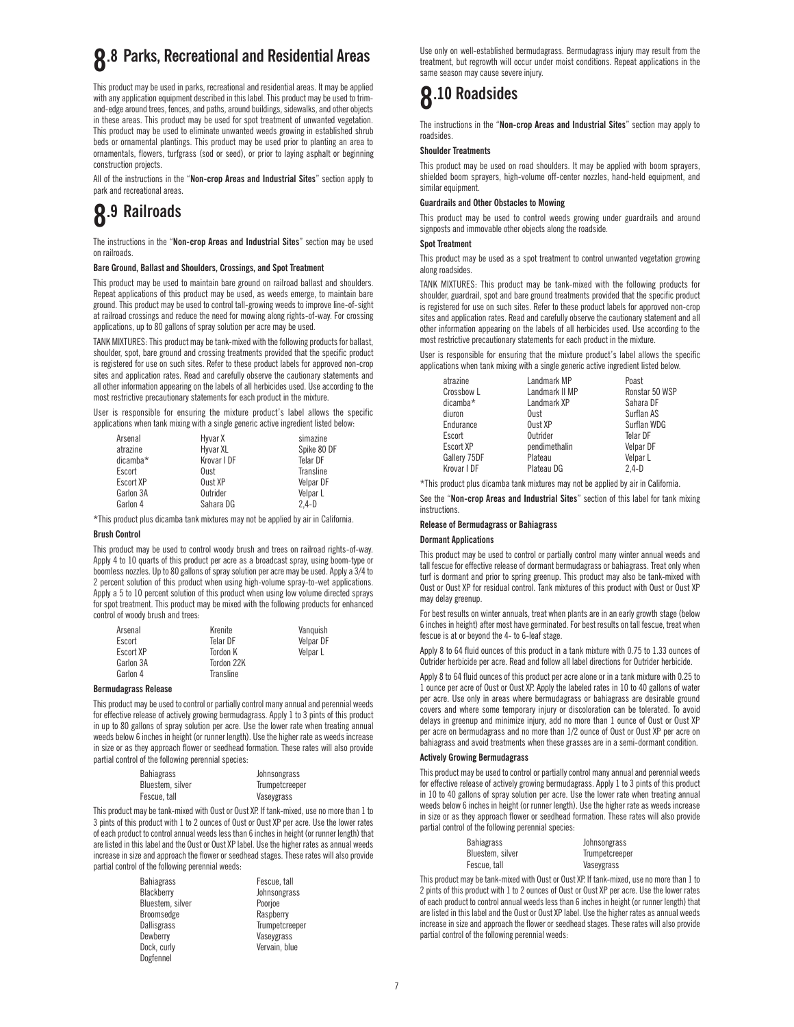# 8.8 Parks, Recreational and Residential Areas

This product may be used in parks, recreational and residential areas. It may be applied with any application equipment described in this label. This product may be used to trim-and-edge around trees, fences, and paths, around buildings, sidewalks, and other objects in these areas. This product may be used for spot treatment of unwanted vegetation. This product may be used to eliminate unwanted weeds growing in established shrub beds or ornamental plantings. This product may be used prior to planting an area to ornamentals, flowers, turfgrass (sod or seed), or prior to laying asphalt or beginning construction projects.

All of the instructions in the "**Non-crop Areas and Industrial Sites**" section apply to park and recreational areas.

# 8.9 Railroads

The instructions in the "**Non-crop Areas and Industrial Sites**" section may be used on railroads.

**Bare Ground, Ballast and Shoulders, Crossings, and Spot Treatment**

This product may be used to maintain bare ground on railroad ballast and shoulders. Repeat applications of this product may be used, as weeds emerge, to maintain bare ground. This product may be used to control tall-growing weeds to improve line-of-sight at railroad crossings and reduce the need for mowing along rights-of-way. For crossing applications, up to 80 gallons of spray solution per acre may be used.

TANK MIXTURES: This product may be tank-mixed with the following products for ballast, shoulder, spot, bare ground and crossing treatments provided that the specific product is registered for use on such sites. Refer to these product labels for approved non-crop sites and application rates. Read and carefully observe the cautionary statements and all other information appearing on the labels of all herbicides used. Use according to the most restrictive precautionary statements for each product in the mixture.

User is responsible for ensuring the mixture product's label allows the specific applications when tank mixing with a single generic active ingredient listed below:

| | | |
|---|---|---|
| Arsenal | Hyvar X | simazine |
| atrazine | Hyvar XL | Spike 80 DF |
| dicamba* | Krovar I DF | Telar DF |
| Escort | Oust | Transline |
| Escort XP | Oust XP | Velpar DF |
| Garlon 3A | Outrider | Velpar L |
| Garlon 4 | Sahara DG | 2,4-D |

*This product plus dicamba tank mixtures may not be applied by air in California.

**Brush Control**

This product may be used to control woody brush and trees on railroad rights-of-way. Apply 4 to 10 quarts of this product per acre as a broadcast spray, using boom-type or boomless nozzles. Up to 80 gallons of spray solution per acre may be used. Apply a 3/4 to 2 percent solution of this product when using high-volume spray-to-wet applications. Apply a 5 to 10 percent solution of this product when using low volume directed sprays for spot treatment. This product may be mixed with the following products for enhanced control of woody brush and trees:

| | | |
|---|---|---|
| Arsenal | Krenite | Vanquish |
| Escort | Telar DF | Velpar DF |
| Escort XP | Tordon K | Velpar L |
| Garlon 3A | Tordon 22K | |
| Garlon 4 | Transline | |

**Bermudagrass Release**

This product may be used to control or partially control many annual and perennial weeds for effective release of actively growing bermudagrass. Apply 1 to 3 pints of this product in up to 80 gallons of spray solution per acre. Use the lower rate when treating annual weeds below 6 inches in height (or runner length). Use the higher rate as weeds increase in size or as they approach flower or seedhead formation. These rates will also provide partial control of the following perennial species:

| | |
|---|---|
| Bahiagrass | Johnsongrass |
| Bluestem, silver | Trumpetcreeper |
| Fescue, tall | Vaseygrass |

This product may be tank-mixed with Oust or Oust XP. If tank-mixed, use no more than 1 to 3 pints of this product with 1 to 2 ounces of Oust or Oust XP per acre. Use the lower rates of each product to control annual weeds less than 6 inches in height (or runner length) that are listed in this label and the Oust or Oust XP label. Use the higher rates as annual weeds increase in size and approach the flower or seedhead stages. These rates will also provide partial control of the following perennial weeds:

| | |
|---|---|
| Bahiagrass | Fescue, tall |
| Blackberry | Johnsongrass |
| Bluestem, silver | Poorjoe |
| Broomsedge | Raspberry |
| Dallisgrass | Trumpetcreeper |
| Dewberry | Vaseygrass |
| Dock, curly | Vervain, blue |
| Dogfennel | |

Use only on well-established bermudagrass. Bermudagrass injury may result from the treatment, but regrowth will occur under moist conditions. Repeat applications in the same season may cause severe injury.

# 8.10 Roadsides

The instructions in the "**Non-crop Areas and Industrial Sites**" section may apply to roadsides.

**Shoulder Treatments**

This product may be used on road shoulders. It may be applied with boom sprayers, shielded boom sprayers, high-volume off-center nozzles, hand-held equipment, and similar equipment.

**Guardrails and Other Obstacles to Mowing**

This product may be used to control weeds growing under guardrails and around signposts and immovable other objects along the roadside.

**Spot Treatment**

This product may be used as a spot treatment to control unwanted vegetation growing along roadsides.

TANK MIXTURES: This product may be tank-mixed with the following products for shoulder, guardrail, spot and bare ground treatments provided that the specific product is registered for use on such sites. Refer to these product labels for approved non-crop sites and application rates. Read and carefully observe the cautionary statement and all other information appearing on the labels of all herbicides used. Use according to the most restrictive precautionary statements for each product in the mixture.

User is responsible for ensuring that the mixture product's label allows the specific applications when tank mixing with a single generic active ingredient listed below.

| | | |
|---|---|---|
| atrazine | Landmark MP | Poast |
| Crossbow L | Landmark II MP | Ronstar 50 WSP |
| dicamba* | Landmark XP | Sahara DF |
| diuron | Oust | Surflan AS |
| Endurance | Oust XP | Surflan WDG |
| Escort | Outrider | Telar DF |
| Escort XP | pendimethalin | Velpar DF |
| Gallery 75DF | Plateau | Velpar L |
| Krovar I DF | Plateau DG | 2,4-D |

*This product plus dicamba tank mixtures may not be applied by air in California.

See the "**Non-crop Areas and Industrial Sites**" section of this label for tank mixing instructions.

**Release of Bermudagrass or Bahiagrass**

**Dormant Applications**

This product may be used to control or partially control many winter annual weeds and tall fescue for effective release of dormant bermudagrass or bahiagrass. Treat only when turf is dormant and prior to spring greenup. This product may also be tank-mixed with Oust or Oust XP for residual control. Tank mixtures of this product with Oust or Oust XP may delay greenup.

For best results on winter annuals, treat when plants are in an early growth stage (below 6 inches in height) after most have germinated. For best results on tall fescue, treat when fescue is at or beyond the 4- to 6-leaf stage.

Apply 8 to 64 fluid ounces of this product in a tank mixture with 0.75 to 1.33 ounces of Outrider herbicide per acre. Read and follow all label directions for Outrider herbicide.

Apply 8 to 64 fluid ounces of this product per acre alone or in a tank mixture with 0.25 to 1 ounce per acre of Oust or Oust XP. Apply the labeled rates in 10 to 40 gallons of water per acre. Use only in areas where bermudagrass or bahiagrass are desirable ground covers and where some temporary injury or discoloration can be tolerated. To avoid delays in greenup and minimize injury, add no more than 1 ounce of Oust or Oust XP per acre on bermudagrass and no more than 1/2 ounce of Oust or Oust XP per acre on bahiagrass and avoid treatments when these grasses are in a semi-dormant condition.

**Actively Growing Bermudagrass**

This product may be used to control or partially control many annual and perennial weeds for effective release of actively growing bermudagrass. Apply 1 to 3 pints of this product in 10 to 40 gallons of spray solution per acre. Use the lower rate when treating annual weeds below 6 inches in height (or runner length). Use the higher rate as weeds increase in size or as they approach flower or seedhead formation. These rates will also provide partial control of the following perennial species:

| | |
|---|---|
| Bahiagrass | Johnsongrass |
| Bluestem, silver | Trumpetcreeper |
| Fescue, tall | Vaseygrass |

This product may be tank-mixed with Oust or Oust XP. If tank-mixed, use no more than 1 to 2 pints of this product with 1 to 2 ounces of Oust or Oust XP per acre. Use the lower rates of each product to control annual weeds less than 6 inches in height (or runner length) that are listed in this label and the Oust or Oust XP label. Use the higher rates as annual weeds increase in size and approach the flower or seedhead stages. These rates will also provide partial control of the following perennial weeds: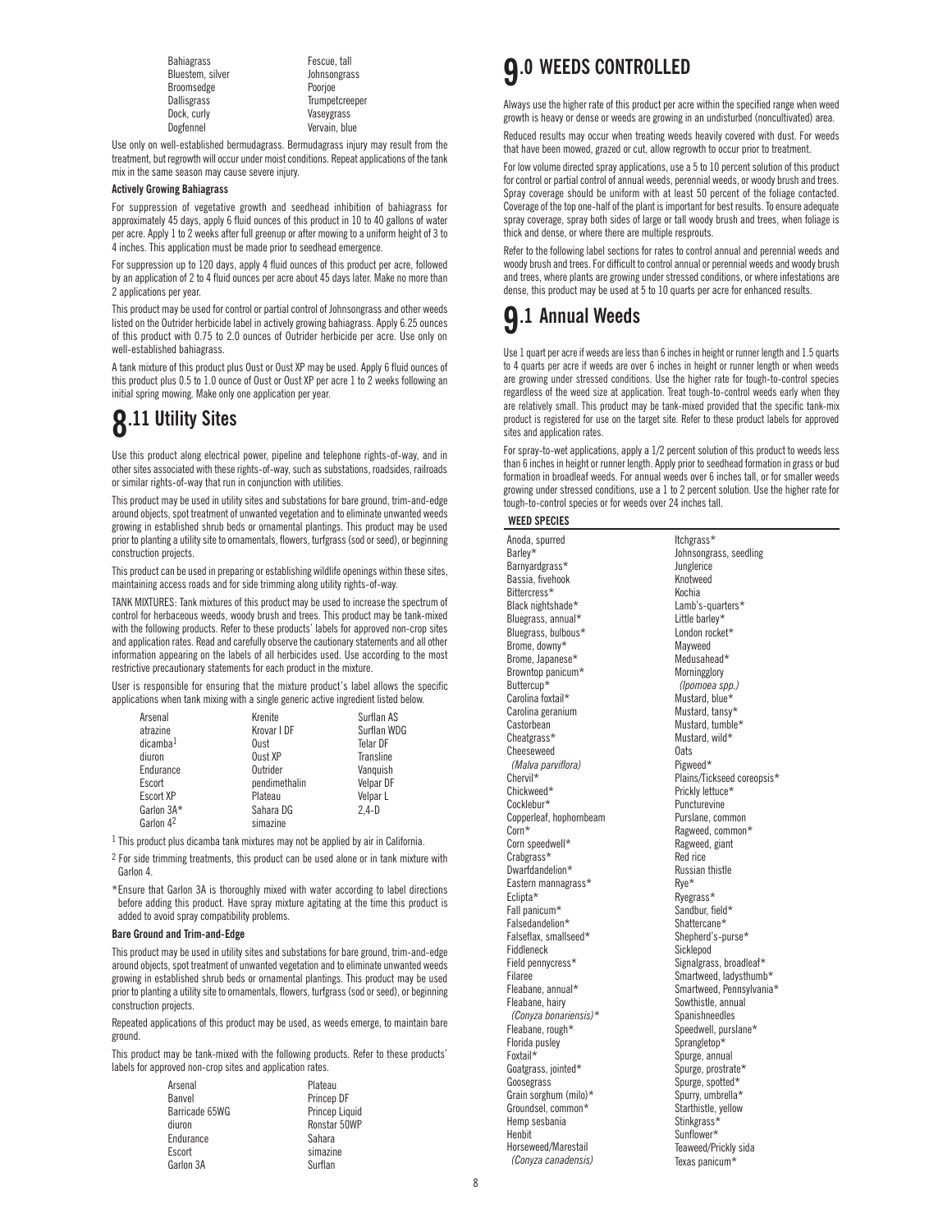| | |
|---|---|
| Bahiagrass | Fescue, tall |
| Bluestem, silver | Johnsongrass |
| Broomsedge | Poorjoe |
| Dallisgrass | Trumpetcreeper |
| Dock, curly | Vaseygrass |
| Dogfennel | Vervain, blue |

Use only on well-established bermudagrass. Bermudagrass injury may result from the treatment, but regrowth will occur under moist conditions. Repeat applications of the tank mix in the same season may cause severe injury.

**Actively Growing Bahiagrass**

For suppression of vegetative growth and seedhead inhibition of bahiagrass for approximately 45 days, apply 6 fluid ounces of this product in 10 to 40 gallons of water per acre. Apply 1 to 2 weeks after full greenup or after mowing to a uniform height of 3 to 4 inches. This application must be made prior to seedhead emergence.

For suppression up to 120 days, apply 4 fluid ounces of this product per acre, followed by an application of 2 to 4 fluid ounces per acre about 45 days later. Make no more than 2 applications per year.

This product may be used for control or partial control of Johnsongrass and other weeds listed on the Outrider herbicide label in actively growing bahiagrass. Apply 6.25 ounces of this product with 0.75 to 2.0 ounces of Outrider herbicide per acre. Use only on well-established bahiagrass.

A tank mixture of this product plus Oust or Oust XP may be used. Apply 6 fluid ounces of this product plus 0.5 to 1.0 ounce of Oust or Oust XP per acre 1 to 2 weeks following an initial spring mowing. Make only one application per year.

## 8.11 Utility Sites

Use this product along electrical power, pipeline and telephone rights-of-way, and in other sites associated with these rights-of-way, such as substations, roadsides, railroads or similar rights-of-way that run in conjunction with utilities.

This product may be used in utility sites and substations for bare ground, trim-and-edge around objects, spot treatment of unwanted vegetation and to eliminate unwanted weeds growing in established shrub beds or ornamental plantings. This product may be used prior to planting a utility site to ornamentals, flowers, turfgrass (sod or seed), or beginning construction projects.

This product can be used in preparing or establishing wildlife openings within these sites, maintaining access roads and for side trimming along utility rights-of-way.

TANK MIXTURES: Tank mixtures of this product may be used to increase the spectrum of control for herbaceous weeds, woody brush and trees. This product may be tank-mixed with the following products. Refer to these products' labels for approved non-crop sites and application rates. Read and carefully observe the cautionary statements and all other information appearing on the labels of all herbicides used. Use according to the most restrictive precautionary statements for each product in the mixture.

User is responsible for ensuring that the mixture product's label allows the specific applications when tank mixing with a single generic active ingredient listed below.

| | | |
|---|---|---|
| Arsenal | Krenite | Surflan AS |
| atrazine | Krovar I DF | Surflan WDG |
| dicamba[1] | Oust | Telar DF |
| diuron | Oust XP | Transline |
| Endurance | Outrider | Vanquish |
| Escort | pendimethalin | Velpar DF |
| Escort XP | Plateau | Velpar L |
| Garlon 3A* | Sahara DG | 2,4-D |
| Garlon 4[2] | simazine | |

[1] This product plus dicamba tank mixtures may not be applied by air in California.

[2] For side trimming treatments, this product can be used alone or in tank mixture with Garlon 4.

*Ensure that Garlon 3A is thoroughly mixed with water according to label directions before adding this product. Have spray mixture agitating at the time this product is added to avoid spray compatibility problems.

**Bare Ground and Trim-and-Edge**

This product may be used in utility sites and substations for bare ground, trim-and-edge around objects, spot treatment of unwanted vegetation and to eliminate unwanted weeds growing in established shrub beds or ornamental plantings. This product may be used prior to planting a utility site to ornamentals, flowers, turfgrass (sod or seed), or beginning construction projects.

Repeated applications of this product may be used, as weeds emerge, to maintain bare ground.

This product may be tank-mixed with the following products. Refer to these products' labels for approved non-crop sites and application rates.

| | |
|---|---|
| Arsenal | Plateau |
| Banvel | Princep DF |
| Barricade 65WG | Princep Liquid |
| diuron | Ronstar 50WP |
| Endurance | Sahara |
| Escort | simazine |
| Garlon 3A | Surflan |

# 9.0 WEEDS CONTROLLED

Always use the higher rate of this product per acre within the specified range when weed growth is heavy or dense or weeds are growing in an undisturbed (noncultivated) area.

Reduced results may occur when treating weeds heavily covered with dust. For weeds that have been mowed, grazed or cut, allow regrowth to occur prior to treatment.

For low volume directed spray applications, use a 5 to 10 percent solution of this product for control or partial control of annual weeds, perennial weeds, or woody brush and trees. Spray coverage should be uniform with at least 50 percent of the foliage contacted. Coverage of the top one-half of the plant is important for best results. To ensure adequate spray coverage, spray both sides of large or tall woody brush and trees, when foliage is thick and dense, or where there are multiple resprouts.

Refer to the following label sections for rates to control annual and perennial weeds and woody brush and trees. For difficult to control annual or perennial weeds and woody brush and trees, where plants are growing under stressed conditions, or where infestations are dense, this product may be used at 5 to 10 quarts per acre for enhanced results.

## 9.1 Annual Weeds

Use 1 quart per acre if weeds are less than 6 inches in height or runner length and 1.5 quarts to 4 quarts per acre if weeds are over 6 inches in height or runner length or when weeds are growing under stressed conditions. Use the higher rate for tough-to-control species regardless of the weed size at application. Treat tough-to-control weeds early when they are relatively small. This product may be tank-mixed provided that the specific tank-mix product is registered for use on the target site. Refer to these product labels for approved sites and application rates.

For spray-to-wet applications, apply a 1/2 percent solution of this product to weeds less than 6 inches in height or runner length. Apply prior to seedhead formation in grass or bud formation in broadleaf weeds. For annual weeds over 6 inches tall, or for smaller weeds growing under stressed conditions, use a 1 to 2 percent solution. Use the higher rate for tough-to-control species or for weeds over 24 inches tall.

**WEED SPECIES**

| | |
|---|---|
| Anoda, spurred | Itchgrass* |
| Barley* | Johnsongrass, seedling |
| Barnyardgrass* | Junglerice |
| Bassia, fivehook | Knotweed |
| Bittercress* | Kochia |
| Black nightshade* | Lamb's-quarters* |
| Bluegrass, annual* | Little barley* |
| Bluegrass, bulbous* | London rocket* |
| Brome, downy* | Mayweed |
| Brome, Japanese* | Medusahead* |
| Browntop panicum* | Morningglory |
| Buttercup* | *(Ipomoea spp.)* |
| Carolina foxtail* | Mustard, blue* |
| Carolina geranium | Mustard, tansy* |
| Castorbean | Mustard, tumble* |
| Cheatgrass* | Mustard, wild* |
| Cheeseweed | Oats |
| *(Malva parviflora)* | Pigweed* |
| Chervil* | Plains/Tickseed coreopsis* |
| Chickweed* | Prickly lettuce* |
| Cocklebur* | Puncturevine |
| Copperleaf, hophornbeam | Purslane, common |
| Corn* | Ragweed, common* |
| Corn speedwell* | Ragweed, giant |
| Crabgrass* | Red rice |
| Dwarfdandelion* | Russian thistle |
| Eastern mannagrass* | Rye* |
| Eclipta* | Ryegrass* |
| Fall panicum* | Sandbur, field* |
| Falsedandelion* | Shattercane* |
| Falseflax, smallseed* | Shepherd's-purse* |
| Fiddleneck | Sicklepod |
| Field pennycress* | Signalgrass, broadleaf* |
| Filaree | Smartweed, ladysthumb* |
| Fleabane, annual* | Smartweed, Pennsylvania* |
| Fleabane, hairy | Sowthistle, annual |
| *(Conyza bonariensis)** | Spanishneedles |
| Fleabane, rough* | Speedwell, purslane* |
| Florida pusley | Sprangletop* |
| Foxtail* | Spurge, annual |
| Goatgrass, jointed* | Spurge, prostrate* |
| Goosegrass | Spurge, spotted* |
| Grain sorghum (milo)* | Spurry, umbrella* |
| Groundsel, common* | Starthistle, yellow |
| Hemp sesbania | Stinkgrass* |
| Henbit | Sunflower* |
| Horseweed/Marestail | Teaweed/Prickly sida |
| *(Conyza canadensis)* | Texas panicum* |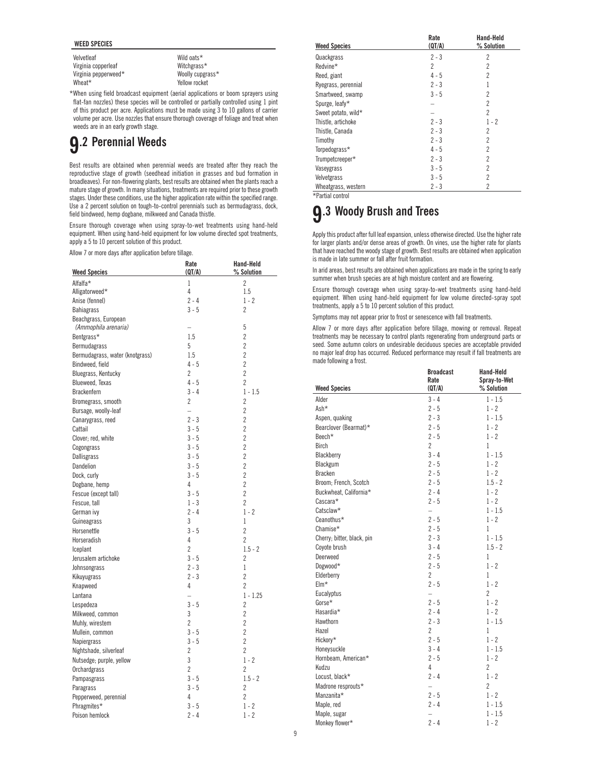**WEED SPECIES**

| | |
|---|---|
| Velvetleaf | Wild oats* |
| Virginia copperleaf | Witchgrass* |
| Virginia pepperweed* | Woolly cupgrass* |
| Wheat* | Yellow rocket |

*When using field broadcast equipment (aerial applications or boom sprayers using flat-fan nozzles) these species will be controlled or partially controlled using 1 pint of this product per acre. Applications must be made using 3 to 10 gallons of carrier volume per acre. Use nozzles that ensure thorough coverage of foliage and treat when weeds are in an early growth stage.

## 9.2 Perennial Weeds

Best results are obtained when perennial weeds are treated after they reach the reproductive stage of growth (seedhead initiation in grasses and bud formation in broadleaves). For non-flowering plants, best results are obtained when the plants reach a mature stage of growth. In many situations, treatments are required prior to these growth stages. Under these conditions, use the higher application rate within the specified range. Use a 2 percent solution on tough-to-control perennials such as bermudagrass, dock, field bindweed, hemp dogbane, milkweed and Canada thistle.

Ensure thorough coverage when using spray-to-wet treatments using hand-held equipment. When using hand-held equipment for low volume directed spot treatments, apply a 5 to 10 percent solution of this product.

Allow 7 or more days after application before tillage.

| Weed Species | Rate (QT/A) | Hand-Held % Solution |
|---|---|---|
| Alfalfa* | 1 | 2 |
| Alligatorweed* | 4 | 1.5 |
| Anise (fennel) | 2 - 4 | 1 - 2 |
| Bahiagrass | 3 - 5 | 2 |
| Beachgrass, European *(Ammophila arenaria)* | – | 5 |
| Bentgrass* | 1.5 | 2 |
| Bermudagrass | 5 | 2 |
| Bermudagrass, water (knotgrass) | 1.5 | 2 |
| Bindweed, field | 4 - 5 | 2 |
| Bluegrass, Kentucky | 2 | 2 |
| Blueweed, Texas | 4 - 5 | 2 |
| Brackenfern | 3 - 4 | 1 - 1.5 |
| Bromegrass, smooth | 2 | 2 |
| Bursage, woolly-leaf | – | 2 |
| Canarygrass, reed | 2 - 3 | 2 |
| Cattail | 3 - 5 | 2 |
| Clover; red, white | 3 - 5 | 2 |
| Cogongrass | 3 - 5 | 2 |
| Dallisgrass | 3 - 5 | 2 |
| Dandelion | 3 - 5 | 2 |
| Dock, curly | 3 - 5 | 2 |
| Dogbane, hemp | 4 | 2 |
| Fescue (except tall) | 3 - 5 | 2 |
| Fescue, tall | 1 - 3 | 2 |
| German ivy | 2 - 4 | 1 - 2 |
| Guineagrass | 3 | 1 |
| Horsenettle | 3 - 5 | 2 |
| Horseradish | 4 | 2 |
| Iceplant | 2 | 1.5 - 2 |
| Jerusalem artichoke | 3 - 5 | 2 |
| Johnsongrass | 2 - 3 | 1 |
| Kikuyugrass | 2 - 3 | 2 |
| Knapweed | 4 | 2 |
| Lantana | – | 1 - 1.25 |
| Lespedeza | 3 - 5 | 2 |
| Milkweed, common | 3 | 2 |
| Muhly, wirestem | 2 | 2 |
| Mullein, common | 3 - 5 | 2 |
| Napiergrass | 3 - 5 | 2 |
| Nightshade, silverleaf | 2 | 2 |
| Nutsedge; purple, yellow | 3 | 1 - 2 |
| Orchardgrass | 2 | 2 |
| Pampasgrass | 3 - 5 | 1.5 - 2 |
| Paragrass | 3 - 5 | 2 |
| Pepperweed, perennial | 4 | 2 |
| Phragmites* | 3 - 5 | 1 - 2 |
| Poison hemlock | 2 - 4 | 1 - 2 |
| Quackgrass | 2 - 3 | 2 |
| Redvine* | 2 | 2 |
| Reed, giant | 4 - 5 | 2 |
| Ryegrass, perennial | 2 - 3 | 1 |
| Smartweed, swamp | 3 - 5 | 2 |
| Spurge, leafy* | – | 2 |
| Sweet potato, wild* | – | 2 |
| Thistle, artichoke | 2 - 3 | 1 - 2 |
| Thistle, Canada | 2 - 3 | 2 |
| Timothy | 2 - 3 | 2 |
| Torpedograss* | 4 - 5 | 2 |
| Trumpetcreeper* | 2 - 3 | 2 |
| Vaseygrass | 3 - 5 | 2 |
| Velvetgrass | 3 - 5 | 2 |
| Wheatgrass, western | 2 - 3 | 2 |

*Partial control

## 9.3 Woody Brush and Trees

Apply this product after full leaf expansion, unless otherwise directed. Use the higher rate for larger plants and/or dense areas of growth. On vines, use the higher rate for plants that have reached the woody stage of growth. Best results are obtained when application is made in late summer or fall after fruit formation.

In arid areas, best results are obtained when applications are made in the spring to early summer when brush species are at high moisture content and are flowering.

Ensure thorough coverage when using spray-to-wet treatments using hand-held equipment. When using hand-held equipment for low volume directed-spray spot treatments, apply a 5 to 10 percent solution of this product.

Symptoms may not appear prior to frost or senescence with fall treatments.

Allow 7 or more days after application before tillage, mowing or removal. Repeat treatments may be necessary to control plants regenerating from underground parts or seed. Some autumn colors on undesirable deciduous species are acceptable provided no major leaf drop has occurred. Reduced performance may result if fall treatments are made following a frost.

| Weed Species | Broadcast Rate (QT/A) | Hand-Held Spray-to-Wet % Solution |
|---|---|---|
| Alder | 3 - 4 | 1 - 1.5 |
| Ash* | 2 - 5 | 1 - 2 |
| Aspen, quaking | 2 - 3 | 1 - 1.5 |
| Bearclover (Bearmat)* | 2 - 5 | 1 - 2 |
| Beech* | 2 - 5 | 1 - 2 |
| Birch | 2 | 1 |
| Blackberry | 3 - 4 | 1 - 1.5 |
| Blackgum | 2 - 5 | 1 - 2 |
| Bracken | 2 - 5 | 1 - 2 |
| Broom; French, Scotch | 2 - 5 | 1.5 - 2 |
| Buckwheat, California* | 2 - 4 | 1 - 2 |
| Cascara* | 2 - 5 | 1 - 2 |
| Catsclaw* | – | 1 - 1.5 |
| Ceanothus* | 2 - 5 | 1 - 2 |
| Chamise* | 2 - 5 | 1 |
| Cherry; bitter, black, pin | 2 - 3 | 1 - 1.5 |
| Coyote brush | 3 - 4 | 1.5 - 2 |
| Deerweed | 2 - 5 | 1 |
| Dogwood* | 2 - 5 | 1 - 2 |
| Elderberry | 2 | 1 |
| Elm* | 2 - 5 | 1 - 2 |
| Eucalyptus | – | 2 |
| Gorse* | 2 - 5 | 1 - 2 |
| Hasardia* | 2 - 4 | 1 - 2 |
| Hawthorn | 2 - 3 | 1 - 1.5 |
| Hazel | 2 | 1 |
| Hickory* | 2 - 5 | 1 - 2 |
| Honeysuckle | 3 - 4 | 1 - 1.5 |
| Hornbeam, American* | 2 - 5 | 1 - 2 |
| Kudzu | 4 | 2 |
| Locust, black* | 2 - 4 | 1 - 2 |
| Madrone resprouts* | – | 2 |
| Manzanita* | 2 - 5 | 1 - 2 |
| Maple, red | 2 - 4 | 1 - 1.5 |
| Maple, sugar | – | 1 - 1.5 |
| Monkey flower* | 2 - 4 | 1 - 2 |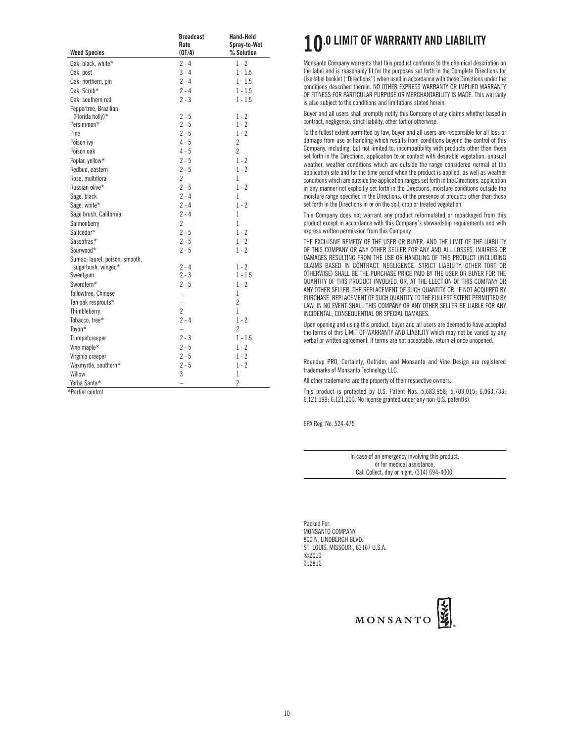| Weed Species | Broadcast Rate (QT/A) | Hand-Held Spray-to-Wet % Solution |
|---|---|---|
| Oak; black, white* | 2 - 4 | 1 - 2 |
| Oak, post | 3 - 4 | 1 - 1.5 |
| Oak; northern, pin | 2 - 4 | 1 - 1.5 |
| Oak, Scrub* | 2 - 4 | 1 - 1.5 |
| Oak; southern red | 2 - 3 | 1 - 1.5 |
| Peppertree, Brazilian (Florida holly)* | 2 - 5 | 1 - 2 |
| Persimmon* | 2 - 5 | 1 - 2 |
| Pine | 2 - 5 | 1 - 2 |
| Poison ivy | 4 - 5 | 2 |
| Poison oak | 4 - 5 | 2 |
| Poplar, yellow* | 2 - 5 | 1 - 2 |
| Redbud, eastern | 2 - 5 | 1 - 2 |
| Rose, multiflora | 2 | 1 |
| Russian olive* | 2 - 5 | 1 - 2 |
| Sage, black | 2 - 4 | 1 |
| Sage, white* | 2 - 4 | 1 - 2 |
| Sage brush, California | 2 - 4 | 1 |
| Salmonberry | 2 | 1 |
| Saltcedar* | 2 - 5 | 1 - 2 |
| Sassafras* | 2 - 5 | 1 - 2 |
| Sourwood* | 2 - 5 | 1 - 2 |
| Sumac; laurel, poison, smooth, sugarbush, winged* | 2 - 4 | 1 - 2 |
| Sweetgum | 2 - 3 | 1 - 1.5 |
| Swordfern* | 2 - 5 | 1 - 2 |
| Tallowtree, Chinese | – | 1 |
| Tan oak resprouts* | – | 2 |
| Thimbleberry | 2 | 1 |
| Tobacco, tree* | 2 - 4 | 1 - 2 |
| Toyon* | – | 2 |
| Trumpetcreeper | 2 - 3 | 1 - 1.5 |
| Vine maple* | 2 - 5 | 1 - 2 |
| Virginia creeper | 2 - 5 | 1 - 2 |
| Waxmyrtle, southern* | 2 - 5 | 1 - 2 |
| Willow | 3 | 1 |
| Yerba Santa* | – | 2 |

*Partial control

# 10.0 LIMIT OF WARRANTY AND LIABILITY

Monsanto Company warrants that this product conforms to the chemical description on the label and is reasonably fit for the purposes set forth in the Complete Directions for Use label booklet ("Directions") when used in accordance with those Directions under the conditions described therein. NO OTHER EXPRESS WARRANTY OR IMPLIED WARRANTY OF FITNESS FOR PARTICULAR PURPOSE OR MERCHANTABILITY IS MADE. This warranty is also subject to the conditions and limitations stated herein.

Buyer and all users shall promptly notify this Company of any claims whether based in contract, negligence, strict liability, other tort or otherwise.

To the fullest extent permitted by law, buyer and all users are responsible for all loss or damage from use or handling which results from conditions beyond the control of this Company, including, but not limited to, incompatibility with products other than those set forth in the Directions, application to or contact with desirable vegetation, unusual weather, weather conditions which are outside the range considered normal at the application site and for the time period when the product is applied, as well as weather conditions which are outside the application ranges set forth in the Directions, application in any manner not explicitly set forth in the Directions, moisture conditions outside the moisture range specified in the Directions, or the presence of products other than those set forth in the Directions in or on the soil, crop or treated vegetation.

This Company does not warrant any product reformulated or repackaged from this product except in accordance with this Company's stewardship requirements and with express written permission from this Company.

THE EXCLUSIVE REMEDY OF THE USER OR BUYER, AND THE LIMIT OF THE LIABILITY OF THIS COMPANY OR ANY OTHER SELLER FOR ANY AND ALL LOSSES, INJURIES OR DAMAGES RESULTING FROM THE USE OR HANDLING OF THIS PRODUCT (INCLUDING CLAIMS BASED IN CONTRACT, NEGLIGENCE, STRICT LIABILITY, OTHER TORT OR OTHERWISE) SHALL BE THE PURCHASE PRICE PAID BY THE USER OR BUYER FOR THE QUANTITY OF THIS PRODUCT INVOLVED, OR, AT THE ELECTION OF THIS COMPANY OR ANY OTHER SELLER, THE REPLACEMENT OF SUCH QUANTITY, OR, IF NOT ACQUIRED BY PURCHASE, REPLACEMENT OF SUCH QUANTITY. TO THE FULLEST EXTENT PERMITTED BY LAW, IN NO EVENT SHALL THIS COMPANY OR ANY OTHER SELLER BE LIABLE FOR ANY INCIDENTAL, CONSEQUENTIAL OR SPECIAL DAMAGES.

Upon opening and using this product, buyer and all users are deemed to have accepted the terms of this LIMIT OF WARRANTY AND LIABILITY which may not be varied by any verbal or written agreement. If terms are not acceptable, return at once unopened.

Roundup PRO, Certainty, Outrider, and Monsanto and Vine Design are registered trademarks of Monsanto Technology LLC.

All other trademarks are the property of their respective owners.

This product is protected by U.S. Patent Nos. 5,683,958; 5,703,015; 6,063,733; 6,121,199; 6,121,200. No license granted under any non-U.S. patent(s).

EPA Reg. No. 524-475

In case of an emergency involving this product, or for medical assistance, Call Collect, day or night, (314) 694-4000.

Packed For:
MONSANTO COMPANY
800 N. LINDBERGH BLVD.
ST. LOUIS, MISSOURI, 63167 U.S.A.
©2010
012810

MONSANTO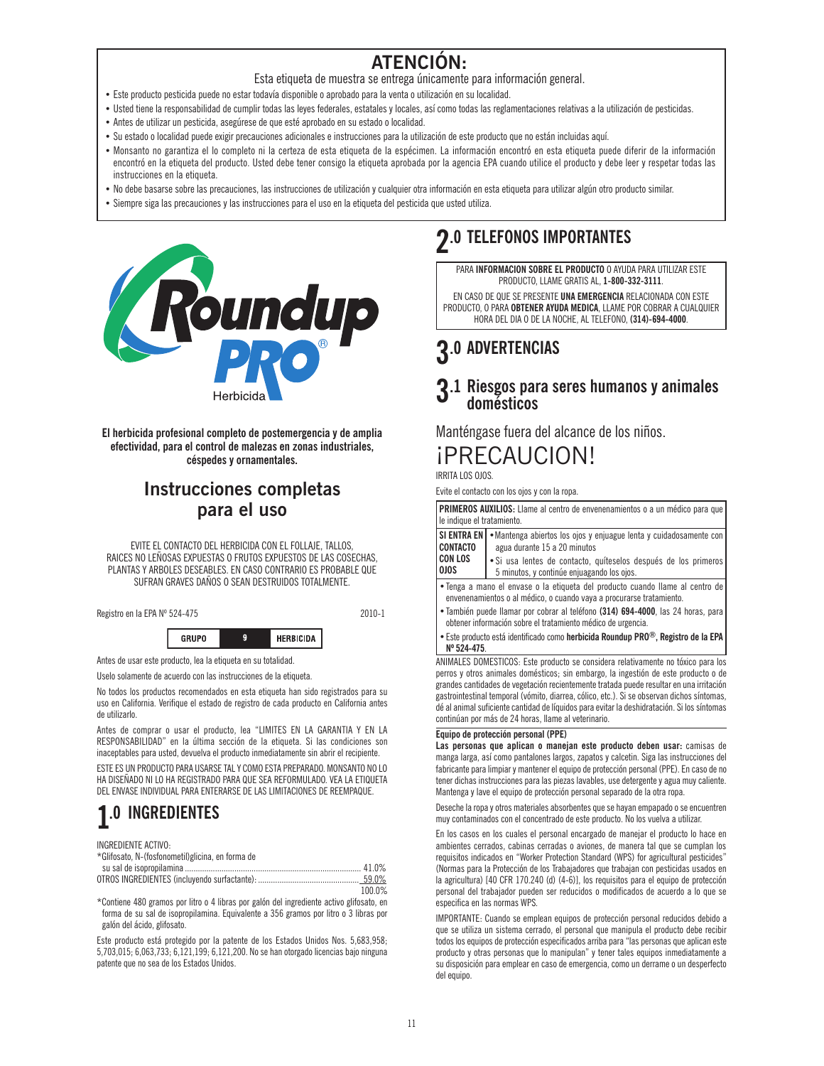# ATENCIÓN:

Esta etiqueta de muestra se entrega únicamente para información general.

- Este producto pesticida puede no estar todavía disponible o aprobado para la venta o utilización en su localidad.
- Usted tiene la responsabilidad de cumplir todas las leyes federales, estatales y locales, así como todas las reglamentaciones relativas a la utilización de pesticidas.
- Antes de utilizar un pesticida, asegúrese de que esté aprobado en su estado o localidad.
- Su estado o localidad puede exigir precauciones adicionales e instrucciones para la utilización de este producto que no están incluidas aquí.
- Monsanto no garantiza el lo completo ni la certeza de esta etiqueta de la espécimen. La información encontró en esta etiqueta puede diferir de la información encontró en la etiqueta del producto. Usted debe tener consigo la etiqueta aprobada por la agencia EPA cuando utilice el producto y debe leer y respetar todas las instrucciones en la etiqueta.
- No debe basarse sobre las precauciones, las instrucciones de utilización y cualquier otra información en esta etiqueta para utilizar algún otro producto similar.
- Siempre siga las precauciones y las instrucciones para el uso en la etiqueta del pesticida que usted utiliza.

Roundup PRO® Herbicida

**El herbicida profesional completo de postemergencia y de amplia efectividad, para el control de malezas en zonas industriales, céspedes y ornamentales.**

## Instrucciones completas para el uso

EVITE EL CONTACTO DEL HERBICIDA CON EL FOLLAJE, TALLOS, RAICES NO LEÑOSAS EXPUESTAS O FRUTOS EXPUESTOS DE LAS COSECHAS, PLANTAS Y ARBOLES DESEABLES. EN CASO CONTRARIO ES PROBABLE QUE SUFRAN GRAVES DAÑOS O SEAN DESTRUIDOS TOTALMENTE.

Registro en la EPA Nº 524-475 2010-1

| GRUPO | 9 | HERBICIDA |
|---|---|---|

Antes de usar este producto, lea la etiqueta en su totalidad.

Uselo solamente de acuerdo con las instrucciones de la etiqueta.

No todos los productos recomendados en esta etiqueta han sido registrados para su uso en California. Verifique el estado de registro de cada producto en California antes de utilizarlo.

Antes de comprar o usar el producto, lea "LIMITES EN LA GARANTIA Y EN LA RESPONSABILIDAD" en la última sección de la etiqueta. Si las condiciones son inaceptables para usted, devuelva el producto inmediatamente sin abrir el recipiente.

ESTE ES UN PRODUCTO PARA USARSE TAL Y COMO ESTA PREPARADO. MONSANTO NO LO HA DISEÑADO NI LO HA REGISTRADO PARA QUE SEA REFORMULADO. VEA LA ETIQUETA DEL ENVASE INDIVIDUAL PARA ENTERARSE DE LAS LIMITACIONES DE REEMPAQUE.

# 1.0 INGREDIENTES

INGREDIENTE ACTIVO:

| | |
|---|---|
| *Glifosato, N-(fosfonometil)glicina, en forma de su sal de isopropilamina | 41.0% |
| OTROS INGREDIENTES (incluyendo surfactante): | 59.0% |
| | 100.0% |

*Contiene 480 gramos por litro o 4 libras por galón del ingrediente activo glifosato, en forma de su sal de isopropilamina. Equivalente a 356 gramos por litro o 3 libras por galón del ácido, glifosato.

Este producto está protegido por la patente de los Estados Unidos Nos. 5,683,958; 5,703,015; 6,063,733; 6,121,199; 6,121,200. No se han otorgado licencias bajo ninguna patente que no sea de los Estados Unidos.

# 2.0 TELEFONOS IMPORTANTES

PARA **INFORMACION SOBRE EL PRODUCTO** O AYUDA PARA UTILIZAR ESTE PRODUCTO, LLAME GRATIS AL, **1-800-332-3111**.

EN CASO DE QUE SE PRESENTE **UNA EMERGENCIA** RELACIONADA CON ESTE PRODUCTO, O PARA **OBTENER AYUDA MEDICA**, LLAME POR COBRAR A CUALQUIER HORA DEL DIA O DE LA NOCHE, AL TELEFONO, **(314)-694-4000**.

# 3.0 ADVERTENCIAS

## 3.1 Riesgos para seres humanos y animales domésticos

Manténgase fuera del alcance de los niños.

¡PRECAUCION!

IRRITA LOS OJOS.

Evite el contacto con los ojos y con la ropa.

**PRIMEROS AUXILIOS:** Llame al centro de envenenamientos o a un médico para que le indique el tratamiento.

| | |
|---|---|
| **SI ENTRA EN CONTACTO CON LOS OJOS** | • Mantenga abiertos los ojos y enjuague lenta y cuidadosamente con agua durante 15 a 20 minutos<br>• Si usa lentes de contacto, quíteselos después de los primeros 5 minutos, y continúe enjuagando los ojos. |

- Tenga a mano el envase o la etiqueta del producto cuando llame al centro de envenenamientos o al médico, o cuando vaya a procurarse tratamiento.
- También puede llamar por cobrar al teléfono **(314) 694-4000**, las 24 horas, para obtener información sobre el tratamiento médico de urgencia.
- Este producto está identificado como **herbicida Roundup PRO®**, **Registro de la EPA Nº 524-475**.

ANIMALES DOMESTICOS: Este producto se considera relativamente no tóxico para los perros y otros animales domésticos; sin embargo, la ingestión de este producto o de grandes cantidades de vegetación recientemente tratada puede resultar en una irritación gastrointestinal temporal (vómito, diarrea, cólico, etc.). Si se observan dichos síntomas, dé al animal suficiente cantidad de líquidos para evitar la deshidratación. Si los síntomas continúan por más de 24 horas, llame al veterinario.

**Equipo de protección personal (PPE)**

**Las personas que aplican o manejan este producto deben usar:** camisas de manga larga, así como pantalones largos, zapatos y calcetin. Siga las instrucciones del fabricante para limpiar y mantener el equipo de protección personal (PPE). En caso de no tener dichas instrucciones para las piezas lavables, use detergente y agua muy caliente. Mantenga y lave el equipo de protección personal separado de la otra ropa.

Deseche la ropa y otros materiales absorbentes que se hayan empapado o se encuentren muy contaminados con el concentrado de este producto. No los vuelva a utilizar.

En los casos en los cuales el personal encargado de manejar el producto lo hace en ambientes cerrados, cabinas cerradas o aviones, de manera tal que se cumplan los requisitos indicados en "Worker Protection Standard (WPS) for agricultural pesticides" (Normas para la Protección de los Trabajadores que trabajan con pesticidas usados en la agricultura) [40 CFR 170.240 (d) (4-6)], los requisitos para el equipo de protección personal del trabajador pueden ser reducidos o modificados de acuerdo a lo que se especifica en las normas WPS.

IMPORTANTE: Cuando se emplean equipos de protección personal reducidos debido a que se utiliza un sistema cerrado, el personal que manipula el producto debe recibir todos los equipos de protección personal especificados arriba para "las personas que aplican este producto y otras personas que lo manipulan" y tener tales equipos inmediatamente a su disposición para emplear en caso de emergencia, como un derrame o un desperfecto del equipo.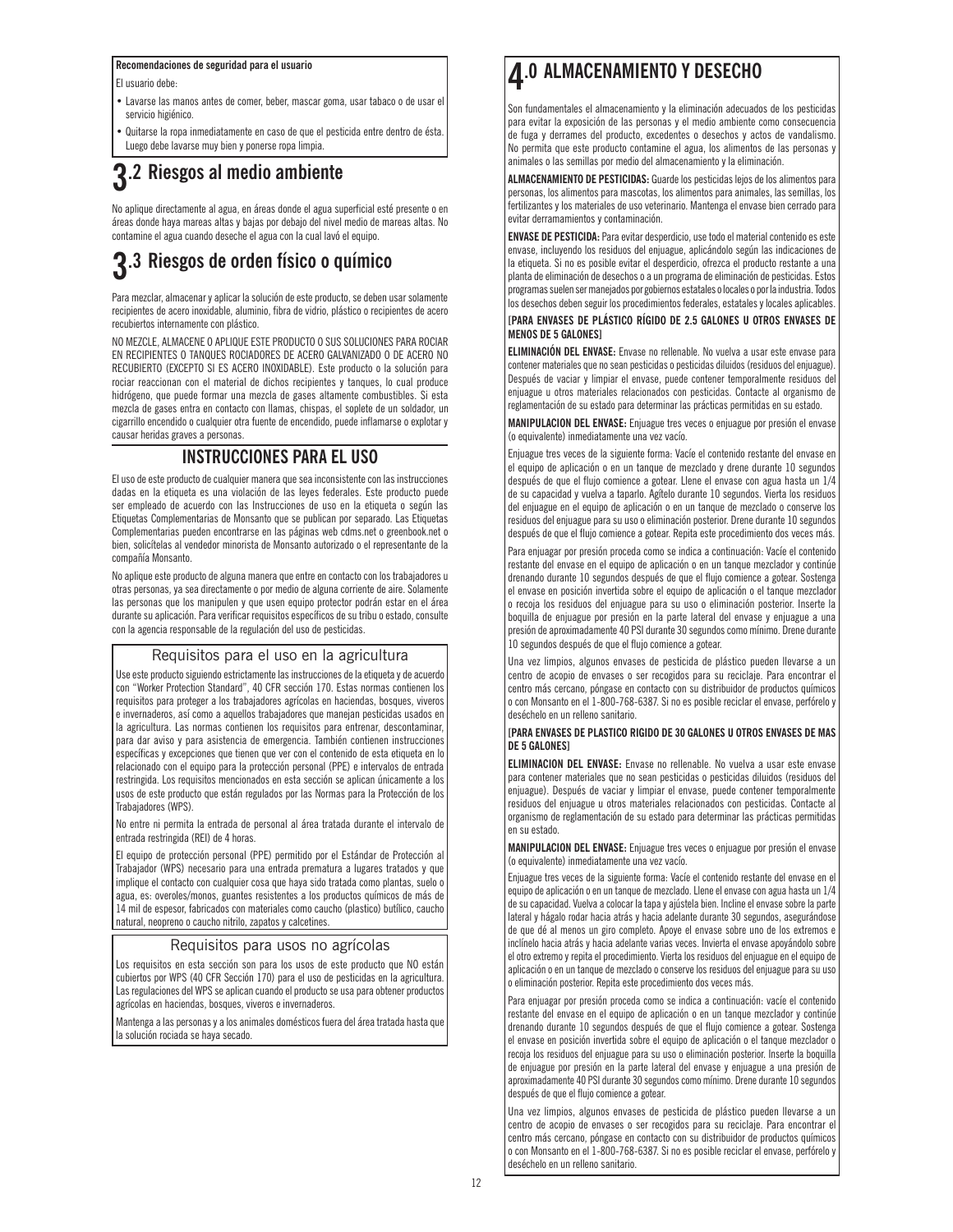**Recomendaciones de seguridad para el usuario**

El usuario debe:

- Lavarse las manos antes de comer, beber, mascar goma, usar tabaco o de usar el servicio higiénico.
- Quitarse la ropa inmediatamente en caso de que el pesticida entre dentro de ésta. Luego debe lavarse muy bien y ponerse ropa limpia.

## 3.2 Riesgos al medio ambiente

No aplique directamente al agua, en áreas donde el agua superficial esté presente o en áreas donde haya mareas altas y bajas por debajo del nivel medio de mareas altas. No contamine el agua cuando deseche el agua con la cual lavó el equipo.

## 3.3 Riesgos de orden físico o químico

Para mezclar, almacenar y aplicar la solución de este producto, se deben usar solamente recipientes de acero inoxidable, aluminio, fibra de vidrio, plástico o recipientes de acero recubiertos internamente con plástico.

NO MEZCLE, ALMACENE O APLIQUE ESTE PRODUCTO O SUS SOLUCIONES PARA ROCIAR EN RECIPIENTES O TANQUES ROCIADORES DE ACERO GALVANIZADO O DE ACERO NO RECUBIERTO (EXCEPTO SI ES ACERO INOXIDABLE). Este producto o la solución para rociar reaccionan con el material de dichos recipientes y tanques, lo cual produce hidrógeno, que puede formar una mezcla de gases altamente combustibles. Si esta mezcla de gases entra en contacto con llamas, chispas, el soplete de un soldador, un cigarrillo encendido o cualquier otra fuente de encendido, puede inflamarse o explotar y causar heridas graves a personas.

## INSTRUCCIONES PARA EL USO

El uso de este producto de cualquier manera que sea inconsistente con las instrucciones dadas en la etiqueta es una violación de las leyes federales. Este producto puede ser empleado de acuerdo con las Instrucciones de uso en la etiqueta o según las Etiquetas Complementarias de Monsanto que se publican por separado. Las Etiquetas Complementarias pueden encontrarse en las páginas web cdms.net o greenbook.net o bien, solicítelas al vendedor minorista de Monsanto autorizado o el representante de la compañía Monsanto.

No aplique este producto de alguna manera que entre en contacto con los trabajadores u otras personas, ya sea directamente o por medio de alguna corriente de aire. Solamente las personas que los manipulen y que usen equipo protector podrán estar en el área durante su aplicación. Para verificar requisitos específicos de su tribu o estado, consulte con la agencia responsable de la regulación del uso de pesticidas.

### Requisitos para el uso en la agricultura

Use este producto siguiendo estrictamente las instrucciones de la etiqueta y de acuerdo con "Worker Protection Standard", 40 CFR sección 170. Estas normas contienen los requisitos para proteger a los trabajadores agrícolas en haciendas, bosques, viveros e invernaderos, así como a aquellos trabajadores que manejan pesticidas usados en la agricultura. Las normas contienen los requisitos para entrenar, descontaminar, para dar aviso y para asistencia de emergencia. También contienen instrucciones específicas y excepciones que tienen que ver con el contenido de esta etiqueta en lo relacionado con el equipo para la protección personal (PPE) e intervalos de entrada restringida. Los requisitos mencionados en esta sección se aplican únicamente a los usos de este producto que están regulados por las Normas para la Protección de los Trabajadores (WPS).

No entre ni permita la entrada de personal al área tratada durante el intervalo de entrada restringida (REI) de 4 horas.

El equipo de protección personal (PPE) permitido por el Estándar de Protección al Trabajador (WPS) necesario para una entrada prematura a lugares tratados y que implique el contacto con cualquier cosa que haya sido tratada como plantas, suelo o agua, es: overoles/monos, guantes resistentes a los productos químicos de más de 14 mil de espesor, fabricados con materiales como caucho (plastico) butílico, caucho natural, neopreno o caucho nitrilo, zapatos y calcetines.

### Requisitos para usos no agrícolas

Los requisitos en esta sección son para los usos de este producto que NO están cubiertos por WPS (40 CFR Sección 170) para el uso de pesticidas en la agricultura. Las regulaciones del WPS se aplican cuando el producto se usa para obtener productos agrícolas en haciendas, bosques, viveros e invernaderos.

Mantenga a las personas y a los animales domésticos fuera del área tratada hasta que la solución rociada se haya secado.

## 4.0 ALMACENAMIENTO Y DESECHO

Son fundamentales el almacenamiento y la eliminación adecuados de los pesticidas para evitar la exposición de las personas y el medio ambiente como consecuencia de fuga y derrames del producto, excedentes o desechos y actos de vandalismo. No permita que este producto contamine el agua, los alimentos de las personas y animales o las semillas por medio del almacenamiento y la eliminación.

**ALMACENAMIENTO DE PESTICIDAS:** Guarde los pesticidas lejos de los alimentos para personas, los alimentos para mascotas, los alimentos para animales, las semillas, los fertilizantes y los materiales de uso veterinario. Mantenga el envase bien cerrado para evitar derramamientos y contaminación.

**ENVASE DE PESTICIDA:** Para evitar desperdicio, use todo el material contenido es este envase, incluyendo los residuos del enjuague, aplicándolo según las indicaciones de la etiqueta. Si no es posible evitar el desperdicio, ofrezca el producto restante a una planta de eliminación de desechos o a un programa de eliminación de pesticidas. Estos programas suelen ser manejados por gobiernos estatales o locales o por la industria. Todos los desechos deben seguir los procedimientos federales, estatales y locales aplicables.

**[PARA ENVASES DE PLÁSTICO RÍGIDO DE 2.5 GALONES U OTROS ENVASES DE MENOS DE 5 GALONES]**

**ELIMINACIÓN DEL ENVASE:** Envase no rellenable. No vuelva a usar este envase para contener materiales que no sean pesticidas o pesticidas diluidos (residuos del enjuague). Después de vaciar y limpiar el envase, puede contener temporalmente residuos del enjuague u otros materiales relacionados con pesticidas. Contacte al organismo de reglamentación de su estado para determinar las prácticas permitidas en su estado.

**MANIPULACION DEL ENVASE:** Enjuague tres veces o enjuague por presión el envase (o equivalente) inmediatamente una vez vacío.

Enjuague tres veces de la siguiente forma: Vacíe el contenido restante del envase en el equipo de aplicación o en un tanque de mezclado y drene durante 10 segundos después de que el flujo comience a gotear. Llene el envase con agua hasta un 1/4 de su capacidad y vuelva a taparlo. Agítelo durante 10 segundos. Vierta los residuos del enjuague en el equipo de aplicación o en un tanque de mezclado o conserve los residuos del enjuague para su uso o eliminación posterior. Drene durante 10 segundos después de que el flujo comience a gotear. Repita este procedimiento dos veces más.

Para enjuagar por presión proceda como se indica a continuación: Vacíe el contenido restante del envase en el equipo de aplicación o en un tanque mezclador y continúe drenando durante 10 segundos después de que el flujo comience a gotear. Sostenga el envase en posición invertida sobre el equipo de aplicación o el tanque mezclador o recoja los residuos del enjuague para su uso o eliminación posterior. Inserte la boquilla de enjuague por presión en la parte lateral del envase y enjuague a una presión de aproximadamente 40 PSI durante 30 segundos como mínimo. Drene durante 10 segundos después de que el flujo comience a gotear.

Una vez limpios, algunos envases de pesticida de plástico pueden llevarse a un centro de acopio de envases o ser recogidos para su reciclaje. Para encontrar el centro más cercano, póngase en contacto con su distribuidor de productos químicos o con Monsanto en el 1-800-768-6387. Si no es posible reciclar el envase, perfórelo y deséchelo en un relleno sanitario.

**[PARA ENVASES DE PLASTICO RIGIDO DE 30 GALONES U OTROS ENVASES DE MAS DE 5 GALONES]**

**ELIMINACION DEL ENVASE:** Envase no rellenable. No vuelva a usar este envase para contener materiales que no sean pesticidas o pesticidas diluidos (residuos del enjuague). Después de vaciar y limpiar el envase, puede contener temporalmente residuos del enjuague u otros materiales relacionados con pesticidas. Contacte al organismo de reglamentación de su estado para determinar las prácticas permitidas en su estado.

**MANIPULACION DEL ENVASE:** Enjuague tres veces o enjuague por presión el envase (o equivalente) inmediatamente una vez vacío.

Enjuague tres veces de la siguiente forma: Vacíe el contenido restante del envase en el equipo de aplicación o en un tanque de mezclado. Llene el envase con agua hasta un 1/4 de su capacidad. Vuelva a colocar la tapa y ajústela bien. Incline el envase sobre la parte lateral y hágalo rodar hacia atrás y hacia adelante durante 30 segundos, asegurándose de que dé al menos un giro completo. Apoye el envase sobre uno de los extremos e inclínelo hacia atrás y hacia adelante varias veces. Invierta el envase apoyándolo sobre el otro extremo y repita el procedimiento. Vierta los residuos del enjuague en el equipo de aplicación o en un tanque de mezclado o conserve los residuos del enjuague para su uso o eliminación posterior. Repita este procedimiento dos veces más.

Para enjuagar por presión proceda como se indica a continuación: vacíe el contenido restante del envase en el equipo de aplicación o en un tanque mezclador y continúe drenando durante 10 segundos después de que el flujo comience a gotear. Sostenga el envase en posición invertida sobre el equipo de aplicación o el tanque mezclador o recoja los residuos del enjuague para su uso o eliminación posterior. Inserte la boquilla de enjuague por presión en la parte lateral del envase y enjuague a una presión de aproximadamente 40 PSI durante 30 segundos como mínimo. Drene durante 10 segundos después de que el flujo comience a gotear.

Una vez limpios, algunos envases de pesticida de plástico pueden llevarse a un centro de acopio de envases o ser recogidos para su reciclaje. Para encontrar el centro más cercano, póngase en contacto con su distribuidor de productos químicos o con Monsanto en el 1-800-768-6387. Si no es posible reciclar el envase, perfórelo y deséchelo en un relleno sanitario.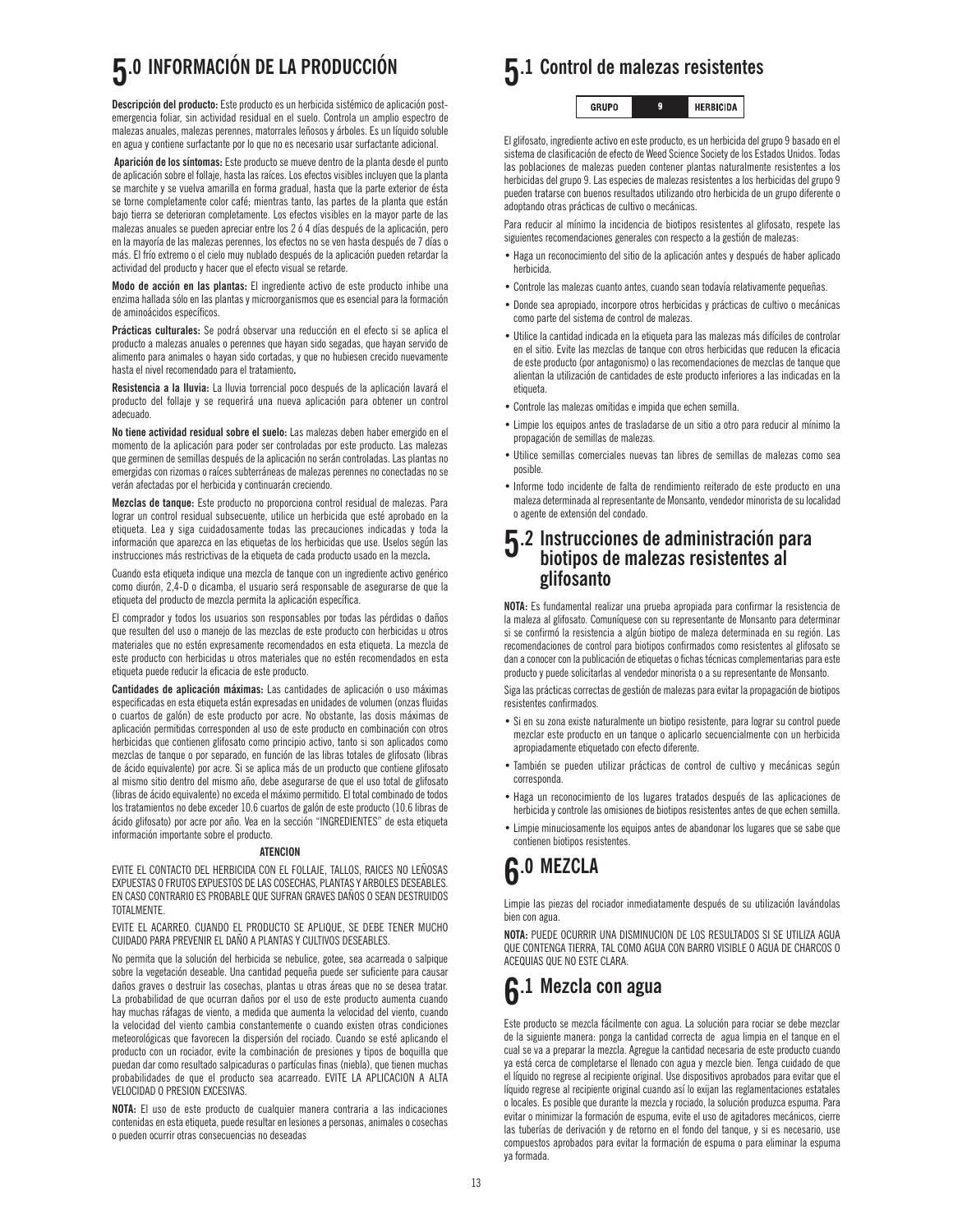# 5.0 INFORMACIÓN DE LA PRODUCCIÓN

**Descripción del producto:** Este producto es un herbicida sistémico de aplicación post-emergencia foliar, sin actividad residual en el suelo. Controla un amplio espectro de malezas anuales, malezas perennes, matorrales leñosos y árboles. Es un líquido soluble en agua y contiene surfactante por lo que no es necesario usar surfactante adicional.

**Aparición de los síntomas:** Este producto se mueve dentro de la planta desde el punto de aplicación sobre el follaje, hasta las raíces. Los efectos visibles incluyen que la planta se marchite y se vuelva amarilla en forma gradual, hasta que la parte exterior de ésta se torne completamente color café; mientras tanto, las partes de la planta que están bajo tierra se deterioran completamente. Los efectos visibles en la mayor parte de las malezas anuales se pueden apreciar entre los 2 ó 4 días después de la aplicación, pero en la mayoría de las malezas perennes, los efectos no se ven hasta después de 7 días o más. El frío extremo o el cielo muy nublado después de la aplicación pueden retardar la actividad del producto y hacer que el efecto visual se retarde.

**Modo de acción en las plantas:** El ingrediente activo de este producto inhibe una enzima hallada sólo en las plantas y microorganismos que es esencial para la formación de aminoácidos específicos.

**Prácticas culturales:** Se podrá observar una reducción en el efecto si se aplica el producto a malezas anuales o perennes que hayan sido segadas, que hayan servido de alimento para animales o hayan sido cortadas, y que no hubiesen crecido nuevamente hasta el nivel recomendado para el tratamiento**.**

**Resistencia a la lluvia:** La lluvia torrencial poco después de la aplicación lavará el producto del follaje y se requerirá una nueva aplicación para obtener un control adecuado.

**No tiene actividad residual sobre el suelo:** Las malezas deben haber emergido en el momento de la aplicación para poder ser controladas por este producto. Las malezas que germinen de semillas después de la aplicación no serán controladas. Las plantas no emergidas con rizomas o raíces subterráneas de malezas perennes no conectadas no se verán afectadas por el herbicida y continuarán creciendo.

**Mezclas de tanque:** Este producto no proporciona control residual de malezas. Para lograr un control residual subsecuente, utilice un herbicida que esté aprobado en la etiqueta. Lea y siga cuidadosamente todas las precauciones indicadas y toda la información que aparezca en las etiquetas de los herbicidas que use. Uselos según las instrucciones más restrictivas de la etiqueta de cada producto usado en la mezcla**.**

Cuando esta etiqueta indique una mezcla de tanque con un ingrediente activo genérico como diurón, 2,4-D o dicamba, el usuario será responsable de asegurarse de que la etiqueta del producto de mezcla permita la aplicación específica.

El comprador y todos los usuarios son responsables por todas las pérdidas o daños que resulten del uso o manejo de las mezclas de este producto con herbicidas u otros materiales que no estén expresamente recomendados en esta etiqueta. La mezcla de este producto con herbicidas u otros materiales que no estén recomendados en esta etiqueta puede reducir la eficacia de este producto.

**Cantidades de aplicación máximas:** Las cantidades de aplicación o uso máximas especificadas en esta etiqueta están expresadas en unidades de volumen (onzas fluidas o cuartos de galón) de este producto por acre. No obstante, las dosis máximas de aplicación permitidas corresponden al uso de este producto en combinación con otros herbicidas que contienen glifosato como principio activo, tanto si son aplicados como mezclas de tanque o por separado, en función de las libras totales de glifosato (libras de ácido equivalente) por acre. Si se aplica más de un producto que contiene glifosato al mismo sitio dentro del mismo año, debe asegurarse de que el uso total de glifosato (libras de ácido equivalente) no exceda el máximo permitido. El total combinado de todos los tratamientos no debe exceder 10.6 cuartos de galón de este producto (10.6 libras de ácido glifosato) por acre por año. Vea en la sección "INGREDIENTES" de esta etiqueta información importante sobre el producto.

**ATENCION**

EVITE EL CONTACTO DEL HERBICIDA CON EL FOLLAJE, TALLOS, RAICES NO LEÑOSAS EXPUESTAS O FRUTOS EXPUESTOS DE LAS COSECHAS, PLANTAS Y ARBOLES DESEABLES. EN CASO CONTRARIO ES PROBABLE QUE SUFRAN GRAVES DAÑOS O SEAN DESTRUIDOS TOTALMENTE.

EVITE EL ACARREO. CUANDO EL PRODUCTO SE APLIQUE, SE DEBE TENER MUCHO CUIDADO PARA PREVENIR EL DAÑO A PLANTAS Y CULTIVOS DESEABLES.

No permita que la solución del herbicida se nebulice, gotee, sea acarreada o salpique sobre la vegetación deseable. Una cantidad pequeña puede ser suficiente para causar daños graves o destruir las cosechas, plantas u otras áreas que no se desea tratar. La probabilidad de que ocurran daños por el uso de este producto aumenta cuando hay muchas ráfagas de viento, a medida que aumenta la velocidad del viento, cuando la velocidad del viento cambia constantemente o cuando existen otras condiciones meteorológicas que favorecen la dispersión del rociado. Cuando se esté aplicando el producto con un rociador, evite la combinación de presiones y tipos de boquilla que puedan dar como resultado salpicaduras o partículas finas (niebla), que tienen muchas probabilidades de que el producto sea acarreado. EVITE LA APLICACION A ALTA VELOCIDAD O PRESION EXCESIVAS.

**NOTA:** El uso de este producto de cualquier manera contraria a las indicaciones contenidas en esta etiqueta, puede resultar en lesiones a personas, animales o cosechas o pueden ocurrir otras consecuencias no deseadas

# 5.1 Control de malezas resistentes

| GRUPO | 9 | HERBICIDA |
|---|---|---|

El glifosato, ingrediente activo en este producto, es un herbicida del grupo 9 basado en el sistema de clasificación de efecto de Weed Science Society de los Estados Unidos. Todas las poblaciones de malezas pueden contener plantas naturalmente resistentes a los herbicidas del grupo 9. Las especies de malezas resistentes a los herbicidas del grupo 9 pueden tratarse con buenos resultados utilizando otro herbicida de un grupo diferente o adoptando otras prácticas de cultivo o mecánicas.

Para reducir al mínimo la incidencia de biotipos resistentes al glifosato, respete las siguientes recomendaciones generales con respecto a la gestión de malezas:

- Haga un reconocimiento del sitio de la aplicación antes y después de haber aplicado herbicida.
- Controle las malezas cuanto antes, cuando sean todavía relativamente pequeñas.
- Donde sea apropiado, incorpore otros herbicidas y prácticas de cultivo o mecánicas como parte del sistema de control de malezas.
- Utilice la cantidad indicada en la etiqueta para las malezas más difíciles de controlar en el sitio. Evite las mezclas de tanque con otros herbicidas que reducen la eficacia de este producto (por antagonismo) o las recomendaciones de mezclas de tanque que alientan la utilización de cantidades de este producto inferiores a las indicadas en la etiqueta.
- Controle las malezas omitidas e impida que echen semilla.
- Limpie los equipos antes de trasladarse de un sitio a otro para reducir al mínimo la propagación de semillas de malezas.
- Utilice semillas comerciales nuevas tan libres de semillas de malezas como sea posible.
- Informe todo incidente de falta de rendimiento reiterado de este producto en una maleza determinada al representante de Monsanto, vendedor minorista de su localidad o agente de extensión del condado.

# 5.2 Instrucciones de administración para biotipos de malezas resistentes al glifosanto

**NOTA:** Es fundamental realizar una prueba apropiada para confirmar la resistencia de la maleza al glifosato. Comuníquese con su representante de Monsanto para determinar si se confirmó la resistencia a algún biotipo de maleza determinada en su región. Las recomendaciones de control para biotipos confirmados como resistentes al glifosato se dan a conocer con la publicación de etiquetas o fichas técnicas complementarias para este producto y puede solicitarlas al vendedor minorista o a su representante de Monsanto.

Siga las prácticas correctas de gestión de malezas para evitar la propagación de biotipos resistentes confirmados.

- Si en su zona existe naturalmente un biotipo resistente, para lograr su control puede mezclar este producto en un tanque o aplicarlo secuencialmente con un herbicida apropiadamente etiquetado con efecto diferente.
- También se pueden utilizar prácticas de control de cultivo y mecánicas según corresponda.
- Haga un reconocimiento de los lugares tratados después de las aplicaciones de herbicida y controle las omisiones de biotipos resistentes antes de que echen semilla.
- Limpie minuciosamente los equipos antes de abandonar los lugares que se sabe que contienen biotipos resistentes.

# 6.0 MEZCLA

Limpie las piezas del rociador inmediatamente después de su utilización lavándolas bien con agua.

**NOTA:** PUEDE OCURRIR UNA DISMINUCION DE LOS RESULTADOS SI SE UTILIZA AGUA QUE CONTENGA TIERRA, TAL COMO AGUA CON BARRO VISIBLE O AGUA DE CHARCOS O ACEQUIAS QUE NO ESTE CLARA.

# 6.1 Mezcla con agua

Este producto se mezcla fácilmente con agua. La solución para rociar se debe mezclar de la siguiente manera: ponga la cantidad correcta de agua limpia en el tanque en el cual se va a preparar la mezcla. Agregue la cantidad necesaria de este producto cuando ya está cerca de completarse el llenado con agua y mezcle bien. Tenga cuidado de que el líquido no regrese al recipiente original. Use dispositivos aprobados para evitar que el líquido regrese al recipiente original cuando así lo exijan las reglamentaciones estatales o locales. Es posible que durante la mezcla y rociado, la solución produzca espuma. Para evitar o minimizar la formación de espuma, evite el uso de agitadores mecánicos, cierre las tuberías de derivación y de retorno en el fondo del tanque, y si es necesario, use compuestos aprobados para evitar la formación de espuma o para eliminar la espuma ya formada.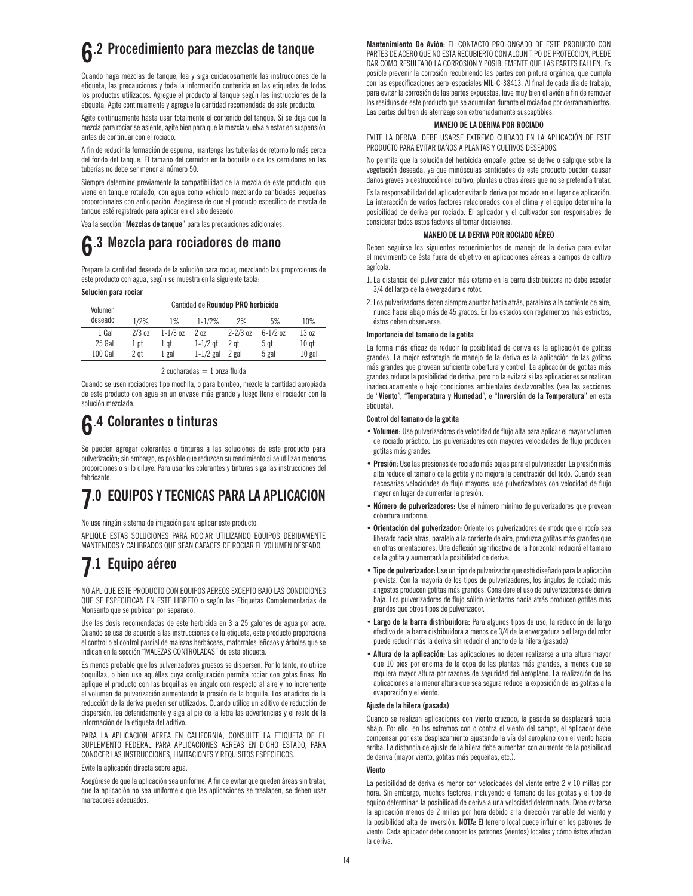## 6.2 Procedimiento para mezclas de tanque

Cuando haga mezclas de tanque, lea y siga cuidadosamente las instrucciones de la etiqueta, las precauciones y toda la información contenida en las etiquetas de todos los productos utilizados. Agregue el producto al tanque según las instrucciones de la etiqueta. Agite continuamente y agregue la cantidad recomendada de este producto.

Agite continuamente hasta usar totalmente el contenido del tanque. Si se deja que la mezcla para rociar se asiente, agite bien para que la mezcla vuelva a estar en suspensión antes de continuar con el rociado.

A fin de reducir la formación de espuma, mantenga las tuberías de retorno lo más cerca del fondo del tanque. El tamaño del cernidor en la boquilla o de los cernidores en las tuberías no debe ser menor al número 50.

Siempre determine previamente la compatibilidad de la mezcla de este producto, que viene en tanque rotulado, con agua como vehículo mezclando cantidades pequeñas proporcionales con anticipación. Asegúrese de que el producto específico de mezcla de tanque esté registrado para aplicar en el sitio deseado.

Vea la sección "**Mezclas de tanque**" para las precauciones adicionales.

## 6.3 Mezcla para rociadores de mano

Prepare la cantidad deseada de la solución para rociar, mezclando las proporciones de este producto con agua, según se muestra en la siguiente tabla:

**Solución para rociar**

| Volumen deseado | Cantidad de **Roundup PRO herbicida** | | | | | |
|---|---|---|---|---|---|---|
| | 1/2% | 1% | 1-1/2% | 2% | 5% | 10% |
| 1 Gal | 2/3 oz | 1-1/3 oz | 2 oz | 2-2/3 oz | 6-1/2 oz | 13 oz |
| 25 Gal | 1 pt | 1 qt | 1-1/2 qt | 2 qt | 5 qt | 10 qt |
| 100 Gal | 2 qt | 1 gal | 1-1/2 gal | 2 gal | 5 gal | 10 gal |

2 cucharadas = 1 onza fluida

Cuando se usen rociadores tipo mochila, o para bombeo, mezcle la cantidad apropiada de este producto con agua en un envase más grande y luego llene el rociador con la solución mezclada.

## 6.4 Colorantes o tinturas

Se pueden agregar colorantes o tinturas a las soluciones de este producto para pulverización; sin embargo, es posible que reduzcan su rendimiento si se utilizan menores proporciones o si lo diluye. Para usar los colorantes y tinturas siga las instrucciones del fabricante.

# 7.0 EQUIPOS Y TECNICAS PARA LA APLICACION

No use ningún sistema de irrigación para aplicar este producto.

APLIQUE ESTAS SOLUCIONES PARA ROCIAR UTILIZANDO EQUIPOS DEBIDAMENTE MANTENIDOS Y CALIBRADOS QUE SEAN CAPACES DE ROCIAR EL VOLUMEN DESEADO.

## 7.1 Equipo aéreo

NO APLIQUE ESTE PRODUCTO CON EQUIPOS AEREOS EXCEPTO BAJO LAS CONDICIONES QUE SE ESPECIFICAN EN ESTE LIBRETO o según las Etiquetas Complementarias de Monsanto que se publican por separado.

Use las dosis recomendadas de este herbicida en 3 a 25 galones de agua por acre. Cuando se usa de acuerdo a las instrucciones de la etiqueta, este producto proporciona el control o el control parcial de malezas herbáceas, matorrales leñosos y árboles que se indican en la sección "MALEZAS CONTROLADAS" de esta etiqueta.

Es menos probable que los pulverizadores gruesos se dispersen. Por lo tanto, no utilice boquillas, o bien use aquéllas cuya configuración permita rociar con gotas finas. No aplique el producto con las boquillas en ángulo con respecto al aire y no incremente el volumen de pulverización aumentando la presión de la boquilla. Los añadidos de la reducción de la deriva pueden ser utilizados. Cuando utilice un aditivo de reducción de dispersión, lea detenidamente y siga al pie de la letra las advertencias y el resto de la información de la etiqueta del aditivo.

PARA LA APLICACION AEREA EN CALIFORNIA, CONSULTE LA ETIQUETA DE EL SUPLEMENTO FEDERAL PARA APLICACIONES AEREAS EN DICHO ESTADO, PARA CONOCER LAS INSTRUCCIONES, LIMITACIONES Y REQUISITOS ESPECIFICOS.

Evite la aplicación directa sobre agua.

Asegúrese de que la aplicación sea uniforme. A fin de evitar que queden áreas sin tratar, que la aplicación no sea uniforme o que las aplicaciones se traslapen, se deben usar marcadores adecuados.

**Mantenimiento De Avión:** EL CONTACTO PROLONGADO DE ESTE PRODUCTO CON PARTES DE ACERO QUE NO ESTA RECUBIERTO CON ALGUN TIPO DE PROTECCION, PUEDE DAR COMO RESULTADO LA CORROSION Y POSIBLEMENTE QUE LAS PARTES FALLEN. Es posible prevenir la corrosión recubriendo las partes con pintura orgánica, que cumpla con las especificaciones aero-espaciales MIL-C-38413. Al final de cada día de trabajo, para evitar la corrosión de las partes expuestas, lave muy bien el avión a fin de remover los residuos de este producto que se acumulan durante el rociado o por derramamientos. Las partes del tren de aterrizaje son extremadamente susceptibles.

**MANEJO DE LA DERIVA POR ROCIADO**

EVITE LA DERIVA. DEBE USARSE EXTREMO CUIDADO EN LA APLICACIÓN DE ESTE PRODUCTO PARA EVITAR DAÑOS A PLANTAS Y CULTIVOS DESEADOS.

No permita que la solución del herbicida empañe, gotee, se derive o salpique sobre la vegetación deseada, ya que minúsculas cantidades de este producto pueden causar daños graves o destrucción del cultivo, plantas u otras áreas que no se pretendía tratar.

Es la responsabilidad del aplicador evitar la deriva por rociado en el lugar de aplicación. La interacción de varios factores relacionados con el clima y el equipo determina la posibilidad de deriva por rociado. El aplicador y el cultivador son responsables de considerar todos estos factores al tomar decisiones.

**MANEJO DE LA DERIVA POR ROCIADO AÉREO**

Deben seguirse los siguientes requerimientos de manejo de la deriva para evitar el movimiento de ésta fuera de objetivo en aplicaciones aéreas a campos de cultivo agrícola.

1. La distancia del pulverizador más externo en la barra distribuidora no debe exceder 3/4 del largo de la envergadura o rotor.
2. Los pulverizadores deben siempre apuntar hacia atrás, paralelos a la corriente de aire, nunca hacia abajo más de 45 grados. En los estados con reglamentos más estrictos, éstos deben observarse.

**Importancia del tamaño de la gotita**

La forma más eficaz de reducir la posibilidad de deriva es la aplicación de gotitas grandes. La mejor estrategia de manejo de la deriva es la aplicación de las gotitas más grandes que provean suficiente cobertura y control. La aplicación de gotitas más grandes reduce la posibilidad de deriva, pero no la evitará si las aplicaciones se realizan inadecuadamente o bajo condiciones ambientales desfavorables (vea las secciones de "**Viento**", "**Temperatura y Humedad**", e "**Inversión de la Temperatura**" en esta etiqueta).

**Control del tamaño de la gotita**

- **Volumen:** Use pulverizadores de velocidad de flujo alta para aplicar el mayor volumen de rociado práctico. Los pulverizadores con mayores velocidades de flujo producen gotitas más grandes.
- **Presión:** Use las presiones de rociado más bajas para el pulverizador. La presión más alta reduce el tamaño de la gotita y no mejora la penetración del todo. Cuando sean necesarias velocidades de flujo mayores, use pulverizadores con velocidad de flujo mayor en lugar de aumentar la presión.
- **Número de pulverizadores:** Use el número mínimo de pulverizadores que provean cobertura uniforme.
- **Orientación del pulverizador:** Oriente los pulverizadores de modo que el rocío sea liberado hacia atrás, paralelo a la corriente de aire, produzca gotitas más grandes que en otras orientaciones. Una deflexión significativa de la horizontal reducirá el tamaño de la gotita y aumentará la posibilidad de deriva.
- **Tipo de pulverizador:** Use un tipo de pulverizador que esté diseñado para la aplicación prevista. Con la mayoría de los tipos de pulverizadores, los ángulos de rociado más angostos producen gotitas más grandes. Considere el uso de pulverizadores de deriva baja. Los pulverizadores de flujo sólido orientados hacia atrás producen gotitas más grandes que otros tipos de pulverizador.
- **Largo de la barra distribuidora:** Para algunos tipos de uso, la reducción del largo efectivo de la barra distribuidora a menos de 3/4 de la envergadura o el largo del rotor puede reducir más la deriva sin reducir el ancho de la hilera (pasada).
- **Altura de la aplicación:** Las aplicaciones no deben realizarse a una altura mayor que 10 pies por encima de la copa de las plantas más grandes, a menos que se requiera mayor altura por razones de seguridad del aeroplano. La realización de las aplicaciones a la menor altura que sea segura reduce la exposición de las gotitas a la evaporación y el viento.

**Ajuste de la hilera (pasada)**

Cuando se realizan aplicaciones con viento cruzado, la pasada se desplazará hacia abajo. Por ello, en los extremos con o contra el viento del campo, el aplicador debe compensar por este desplazamiento ajustando la vía del aeroplano con el viento hacia arriba. La distancia de ajuste de la hilera debe aumentar, con aumento de la posibilidad de deriva (mayor viento, gotitas más pequeñas, etc.).

**Viento**

La posibilidad de deriva es menor con velocidades del viento entre 2 y 10 millas por hora. Sin embargo, muchos factores, incluyendo el tamaño de las gotitas y el tipo de equipo determinan la posibilidad de deriva a una velocidad determinada. Debe evitarse la aplicación menos de 2 millas por hora debido a la dirección variable del viento y la posibilidad alta de inversión. **NOTA:** El terreno local puede influir en los patrones de viento. Cada aplicador debe conocer los patrones (vientos) locales y cómo éstos afectan la deriva.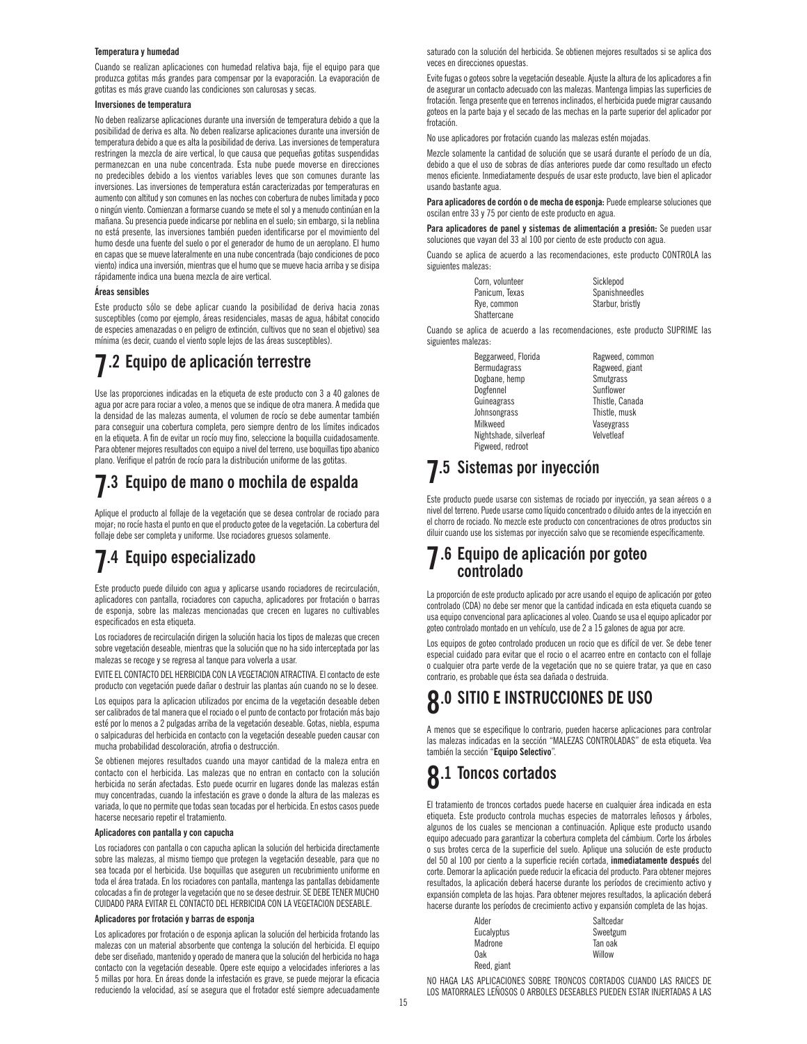#### Temperatura y humedad

Cuando se realizan aplicaciones con humedad relativa baja, fije el equipo para que produzca gotitas más grandes para compensar por la evaporación. La evaporación de gotitas es más grave cuando las condiciones son calurosas y secas.

#### Inversiones de temperatura

No deben realizarse aplicaciones durante una inversión de temperatura debido a que la posibilidad de deriva es alta. No deben realizarse aplicaciones durante una inversión de temperatura debido a que es alta la posibilidad de deriva. Las inversiones de temperatura restringen la mezcla de aire vertical, lo que causa que pequeñas gotitas suspendidas permanezcan en una nube concentrada. Esta nube puede moverse en direcciones no predecibles debido a los vientos variables leves que son comunes durante las inversiones. Las inversiones de temperatura están caracterizadas por temperaturas en aumento con altitud y son comunes en las noches con cobertura de nubes limitada y poco o ningún viento. Comienzan a formarse cuando se mete el sol y a menudo continúan en la mañana. Su presencia puede indicarse por neblina en el suelo; sin embargo, si la neblina no está presente, las inversiones también pueden identificarse por el movimiento del humo desde una fuente del suelo o por el generador de humo de un aeroplano. El humo en capas que se mueve lateralmente en una nube concentrada (bajo condiciones de poco viento) indica una inversión, mientras que el humo que se mueve hacia arriba y se disipa rápidamente indica una buena mezcla de aire vertical.

#### Áreas sensibles

Este producto sólo se debe aplicar cuando la posibilidad de deriva hacia zonas susceptibles (como por ejemplo, áreas residenciales, masas de agua, hábitat conocido de especies amenazadas o en peligro de extinción, cultivos que no sean el objetivo) sea mínima (es decir, cuando el viento sople lejos de las áreas susceptibles).

## 7.2 Equipo de aplicación terrestre

Use las proporciones indicadas en la etiqueta de este producto con 3 a 40 galones de agua por acre para rociar a voleo, a menos que se indique de otra manera. A medida que la densidad de las malezas aumenta, el volumen de rocío se debe aumentar también para conseguir una cobertura completa, pero siempre dentro de los límites indicados en la etiqueta. A fin de evitar un rocío muy fino, seleccione la boquilla cuidadosamente. Para obtener mejores resultados con equipo a nivel del terreno, use boquillas tipo abanico plano. Verifique el patrón de rocío para la distribución uniforme de las gotitas.

## 7.3 Equipo de mano o mochila de espalda

Aplique el producto al follaje de la vegetación que se desea controlar de rociado para mojar; no rocíe hasta el punto en que el producto gotee de la vegetación. La cobertura del follaje debe ser completa y uniforme. Use rociadores gruesos solamente.

## 7.4 Equipo especializado

Este producto puede diluido con agua y aplicarse usando rociadores de recirculación, aplicadores con pantalla, rociadores con capucha, aplicadores por frotación o barras de esponja, sobre las malezas mencionadas que crecen en lugares no cultivables especificados en esta etiqueta.

Los rociadores de recirculación dirigen la solución hacia los tipos de malezas que crecen sobre vegetación deseable, mientras que la solución que no ha sido interceptada por las malezas se recoge y se regresa al tanque para volverla a usar.

EVITE EL CONTACTO DEL HERBICIDA CON LA VEGETACION ATRACTIVA. El contacto de este producto con vegetación puede dañar o destruir las plantas aún cuando no se lo desee.

Los equipos para la aplicacion utilizados por encima de la vegetación deseable deben ser calibrados de tal manera que el rociado o el punto de contacto por frotación más bajo esté por lo menos a 2 pulgadas arriba de la vegetación deseable. Gotas, niebla, espuma o salpicaduras del herbicida en contacto con la vegetación deseable pueden causar con mucha probabilidad descoloración, atrofia o destrucción.

Se obtienen mejores resultados cuando una mayor cantidad de la maleza entra en contacto con el herbicida. Las malezas que no entran en contacto con la solución herbicida no serán afectadas. Esto puede ocurrir en lugares donde las malezas están muy concentradas, cuando la infestación es grave o donde la altura de las malezas es variada, lo que no permite que todas sean tocadas por el herbicida. En estos casos puede hacerse necesario repetir el tratamiento.

#### Aplicadores con pantalla y con capucha

Los rociadores con pantalla o con capucha aplican la solución del herbicida directamente sobre las malezas, al mismo tiempo que protegen la vegetación deseable, para que no sea tocada por el herbicida. Use boquillas que aseguren un recubrimiento uniforme en toda el área tratada. En los rociadores con pantalla, mantenga las pantallas debidamente colocadas a fin de proteger la vegetación que no se desee destruir. SE DEBE TENER MUCHO CUIDADO PARA EVITAR EL CONTACTO DEL HERBICIDA CON LA VEGETACION DESEABLE.

#### Aplicadores por frotación y barras de esponja

Los aplicadores por frotación o de esponja aplican la solución del herbicida frotando las malezas con un material absorbente que contenga la solución del herbicida. El equipo debe ser diseñado, mantenido y operado de manera que la solución del herbicida no haga contacto con la vegetación deseable. Opere este equipo a velocidades inferiores a las 5 millas por hora. En áreas donde la infestación es grave, se puede mejorar la eficacia reduciendo la velocidad, así se asegura que el frotador esté siempre adecuadamente saturado con la solución del herbicida. Se obtienen mejores resultados si se aplica dos veces en direcciones opuestas.

Evite fugas o goteos sobre la vegetación deseable. Ajuste la altura de los aplicadores a fin de asegurar un contacto adecuado con las malezas. Mantenga limpias las superficies de frotación. Tenga presente que en terrenos inclinados, el herbicida puede migrar causando goteos en la parte baja y el secado de las mechas en la parte superior del aplicador por frotación.

No use aplicadores por frotación cuando las malezas estén mojadas.

Mezcle solamente la cantidad de solución que se usará durante el período de un día, debido a que el uso de sobras de días anteriores puede dar como resultado un efecto menos eficiente. Inmediatamente después de usar este producto, lave bien el aplicador usando bastante agua.

**Para aplicadores de cordón o de mecha de esponja:** Puede emplearse soluciones que oscilan entre 33 y 75 por ciento de este producto en agua.

**Para aplicadores de panel y sistemas de alimentación a presión:** Se pueden usar soluciones que vayan del 33 al 100 por ciento de este producto con agua.

Cuando se aplica de acuerdo a las recomendaciones, este producto CONTROLA las siguientes malezas:

| | |
|---|---|
| Corn, volunteer | Sicklepod |
| Panicum, Texas | Spanishneedles |
| Rye, common | Starbur, bristly |
| Shattercane | |

Cuando se aplica de acuerdo a las recomendaciones, este producto SUPRIME las siguientes malezas:

| | |
|---|---|
| Beggarweed, Florida | Ragweed, common |
| Bermudagrass | Ragweed, giant |
| Dogbane, hemp | Smutgrass |
| Dogfennel | Sunflower |
| Guineagrass | Thistle, Canada |
| Johnsongrass | Thistle, musk |
| Milkweed | Vaseygrass |
| Nightshade, silverleaf | Velvetleaf |
| Pigweed, redroot | |

## 7.5 Sistemas por inyección

Este producto puede usarse con sistemas de rociado por inyección, ya sean aéreos o a nivel del terreno. Puede usarse como líquido concentrado o diluido antes de la inyección en el chorro de rociado. No mezcle este producto con concentraciones de otros productos sin diluir cuando use los sistemas por inyección salvo que se recomiende específicamente.

## 7.6 Equipo de aplicación por goteo controlado

La proporción de este producto aplicado por acre usando el equipo de aplicación por goteo controlado (CDA) no debe ser menor que la cantidad indicada en esta etiqueta cuando se usa equipo convencional para aplicaciones al voleo. Cuando se usa el equipo aplicador por goteo controlado montado en un vehículo, use de 2 a 15 galones de agua por acre.

Los equipos de goteo controlado producen un rocio que es difícil de ver. Se debe tener especial cuidado para evitar que el rocio o el acarreo entre en contacto con el follaje o cualquier otra parte verde de la vegetación que no se quiere tratar, ya que en caso contrario, es probable que ésta sea dañada o destruida.

# 8.0 SITIO E INSTRUCCIONES DE USO

A menos que se especifique lo contrario, pueden hacerse aplicaciones para controlar las malezas indicadas en la sección "MALEZAS CONTROLADAS" de esta etiqueta. Vea también la sección "**Equipo Selectivo**".

## 8.1 Toncos cortados

El tratamiento de troncos cortados puede hacerse en cualquier área indicada en esta etiqueta. Este producto controla muchas especies de matorrales leñosos y árboles, algunos de los cuales se mencionan a continuación. Aplique este producto usando equipo adecuado para garantizar la cobertura completa del cámbium. Corte los árboles o sus brotes cerca de la superficie del suelo. Aplique una solución de este producto del 50 al 100 por ciento a la superficie recién cortada, **inmediatamente después** del corte. Demorar la aplicación puede reducir la eficacia del producto. Para obtener mejores resultados, la aplicación deberá hacerse durante los períodos de crecimiento activo y expansión completa de las hojas. Para obtener mejores resultados, la aplicación deberá hacerse durante los períodos de crecimiento activo y expansión completa de las hojas.

| | |
|---|---|
| Alder | Saltcedar |
| Eucalyptus | Sweetgum |
| Madrone | Tan oak |
| Oak | Willow |
| Reed, giant | |

NO HAGA LAS APLICACIONES SOBRE TRONCOS CORTADOS CUANDO LAS RAICES DE LOS MATORRALES LEÑOSOS O ARBOLES DESEABLES PUEDEN ESTAR INJERTADAS A LAS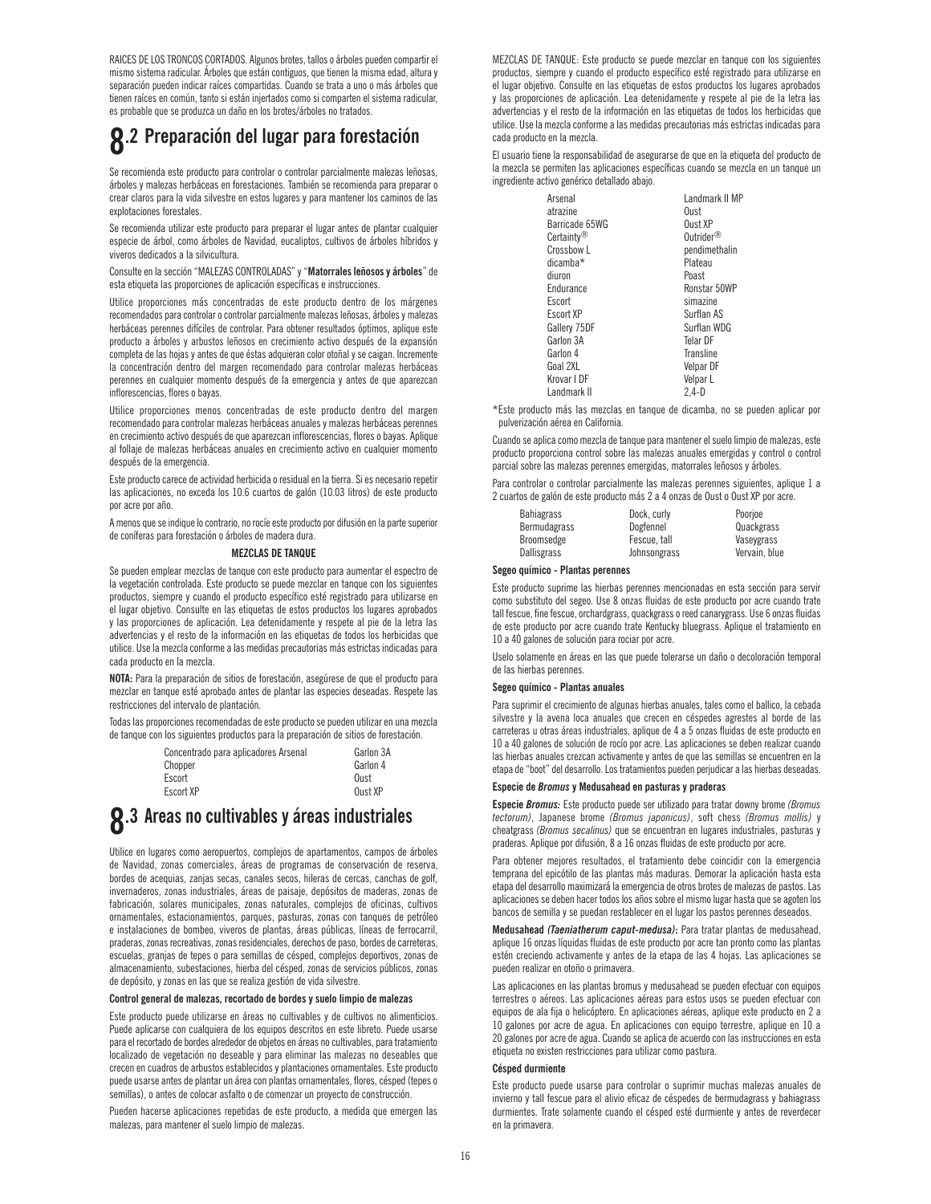RAICES DE LOS TRONCOS CORTADOS. Algunos brotes, tallos o árboles pueden compartir el mismo sistema radicular. Árboles que están contiguos, que tienen la misma edad, altura y separación pueden indicar raíces compartidas. Cuando se trata a uno o más árboles que tienen raíces en común, tanto si están injertados como si comparten el sistema radicular, es probable que se produzca un daño en los brotes/árboles no tratados.

## 8.2 Preparación del lugar para forestación

Se recomienda este producto para controlar o controlar parcialmente malezas leñosas, árboles y malezas herbáceas en forestaciones. También se recomienda para preparar o crear claros para la vida silvestre en estos lugares y para mantener los caminos de las explotaciones forestales.

Se recomienda utilizar este producto para preparar el lugar antes de plantar cualquier especie de árbol, como árboles de Navidad, eucaliptos, cultivos de árboles híbridos y viveros dedicados a la silvicultura.

Consulte en la sección "MALEZAS CONTROLADAS" y "**Matorrales leñosos y árboles**" de esta etiqueta las proporciones de aplicación específicas e instrucciones.

Utilice proporciones más concentradas de este producto dentro de los márgenes recomendados para controlar o controlar parcialmente malezas leñosas, árboles y malezas herbáceas perennes difíciles de controlar. Para obtener resultados óptimos, aplique este producto a árboles y arbustos leñosos en crecimiento activo después de la expansión completa de las hojas y antes de que éstas adquieran color otoñal y se caigan. Incremente la concentración dentro del margen recomendado para controlar malezas herbáceas perennes en cualquier momento después de la emergencia y antes de que aparezcan inflorescencias, flores o bayas.

Utilice proporciones menos concentradas de este producto dentro del margen recomendado para controlar malezas herbáceas anuales y malezas herbáceas perennes en crecimiento activo después de que aparezcan inflorescencias, flores o bayas. Aplique al follaje de malezas herbáceas anuales en crecimiento activo en cualquier momento después de la emergencia.

Este producto carece de actividad herbicida o residual en la tierra. Si es necesario repetir las aplicaciones, no exceda los 10.6 cuartos de galón (10.03 litros) de este producto por acre por año.

A menos que se indique lo contrario, no rocíe este producto por difusión en la parte superior de coníferas para forestación o árboles de madera dura.

**MEZCLAS DE TANQUE**

Se pueden emplear mezclas de tanque con este producto para aumentar el espectro de la vegetación controlada. Este producto se puede mezclar en tanque con los siguientes productos, siempre y cuando el producto específico esté registrado para utilizarse en el lugar objetivo. Consulte en las etiquetas de estos productos los lugares aprobados y las proporciones de aplicación. Lea detenidamente y respete al pie de la letra las advertencias y el resto de la información en las etiquetas de todos los herbicidas que utilice. Use la mezcla conforme a las medidas precautorias más estrictas indicadas para cada producto en la mezcla.

**NOTA:** Para la preparación de sitios de forestación, asegúrese de que el producto para mezclar en tanque esté aprobado antes de plantar las especies deseadas. Respete las restricciones del intervalo de plantación.

Todas las proporciones recomendadas de este producto se pueden utilizar en una mezcla de tanque con los siguientes productos para la preparación de sitios de forestación.

| | |
|---|---|
| Concentrado para aplicadores Arsenal | Garlon 3A |
| Chopper | Garlon 4 |
| Escort | Oust |
| Escort XP | Oust XP |

## 8.3 Areas no cultivables y áreas industriales

Utilice en lugares como aeropuertos, complejos de apartamentos, campos de árboles de Navidad, zonas comerciales, áreas de programas de conservación de reserva, bordes de acequias, zanjas secas, canales secos, hileras de cercas, canchas de golf, invernaderos, zonas industriales, áreas de paisaje, depósitos de maderas, zonas de fabricación, solares municipales, zonas naturales, complejos de oficinas, cultivos ornamentales, estacionamientos, parques, pasturas, zonas con tanques de petróleo e instalaciones de bombeo, viveros de plantas, áreas públicas, líneas de ferrocarril, praderas, zonas recreativas, zonas residenciales, derechos de paso, bordes de carreteras, escuelas, granjas de tepes o para semillas de césped, complejos deportivos, zonas de almacenamiento, subestaciones, hierba del césped, zonas de servicios públicos, zonas de depósito, y zonas en las que se realiza gestión de vida silvestre.

**Control general de malezas, recortado de bordes y suelo limpio de malezas**

Este producto puede utilizarse en áreas no cultivables y de cultivos no alimenticios. Puede aplicarse con cualquiera de los equipos descritos en este libreto. Puede usarse para el recortado de bordes alrededor de objetos en áreas no cultivables, para tratamiento localizado de vegetación no deseable y para eliminar las malezas no deseables que crecen en cuadros de arbustos establecidos y plantaciones ornamentales. Este producto puede usarse antes de plantar un área con plantas ornamentales, flores, césped (tepes o semillas), o antes de colocar asfalto o de comenzar un proyecto de construcción.

Pueden hacerse aplicaciones repetidas de este producto, a medida que emergen las malezas, para mantener el suelo limpio de malezas.

MEZCLAS DE TANQUE: Este producto se puede mezclar en tanque con los siguientes productos, siempre y cuando el producto específico esté registrado para utilizarse en el lugar objetivo. Consulte en las etiquetas de estos productos los lugares aprobados y las proporciones de aplicación. Lea detenidamente y respete al pie de la letra las advertencias y el resto de la información en las etiquetas de todos los herbicidas que utilice. Use la mezcla conforme a las medidas precautorias más estrictas indicadas para cada producto en la mezcla.

El usuario tiene la responsabilidad de asegurarse de que en la etiqueta del producto de la mezcla se permiten las aplicaciones específicas cuando se mezcla en un tanque un ingrediente activo genérico detallado abajo.

| | |
|---|---|
| Arsenal | Landmark II MP |
| atrazine | Oust |
| Barricade 65WG | Oust XP |
| Certainty® | Outrider® |
| Crossbow L | pendimethalin |
| dicamba* | Plateau |
| diuron | Poast |
| Endurance | Ronstar 50WP |
| Escort | simazine |
| Escort XP | Surflan AS |
| Gallery 75DF | Surflan WDG |
| Garlon 3A | Telar DF |
| Garlon 4 | Transline |
| Goal 2XL | Velpar DF |
| Krovar I DF | Velpar L |
| Landmark II | 2,4-D |

*Este producto más las mezclas en tanque de dicamba, no se pueden aplicar por pulverización aérea en California.

Cuando se aplica como mezcla de tanque para mantener el suelo limpio de malezas, este producto proporciona control sobre las malezas anuales emergidas y control o control parcial sobre las malezas perennes emergidas, matorrales leñosos y árboles.

Para controlar o controlar parcialmente las malezas perennes siguientes, aplique 1 a 2 cuartos de galón de este producto más 2 a 4 onzas de Oust o Oust XP por acre.

| | | |
|---|---|---|
| Bahiagrass | Dock, curly | Poorjoe |
| Bermudagrass | Dogfennel | Quackgrass |
| Broomsedge | Fescue, tall | Vaseygrass |
| Dallisgrass | Johnsongrass | Vervain, blue |

**Segeo químico - Plantas perennes**

Este producto suprime las hierbas perennes mencionadas en esta sección para servir como substituto del segeo. Use 8 onzas fluidas de este producto por acre cuando trate tall fescue, fine fescue, orchardgrass, quackgrass o reed canarygrass. Use 6 onzas fluidas de este producto por acre cuando trate Kentucky bluegrass. Aplique el tratamiento en 10 a 40 galones de solución para rociar por acre.

Uselo solamente en áreas en las que puede tolerarse un daño o decoloración temporal de las hierbas perennes.

**Segeo químico - Plantas anuales**

Para suprimir el crecimiento de algunas hierbas anuales, tales como el ballico, la cebada silvestre y la avena loca anuales que crecen en céspedes agrestes al borde de las carreteras u otras áreas industriales, aplique de 4 a 5 onzas fluidas de este producto en 10 a 40 galones de solución de rocío por acre. Las aplicaciones se deben realizar cuando las hierbas anuales crezcan activamente y antes de que las semillas se encuentren en la etapa de "boot" del desarrollo. Los tratamientos pueden perjudicar a las hierbas deseadas.

**Especie de *Bromus* y Medusahead en pasturas y praderas**

**Especie *Bromus*:** Este producto puede ser utilizado para tratar downy brome *(Bromus tectorum)*, Japanese brome *(Bromus japonicus)*, soft chess *(Bromus mollis)* y cheatgrass *(Bromus secalinus)* que se encuentran en lugares industriales, pasturas y praderas. Aplique por difusión, 8 a 16 onzas fluidas de este producto por acre.

Para obtener mejores resultados, el tratamiento debe coincidir con la emergencia temprana del epicótilo de las plantas más maduras. Demorar la aplicación hasta esta etapa del desarrollo maximizará la emergencia de otros brotes de malezas de pastos. Las aplicaciones se deben hacer todos los años sobre el mismo lugar hasta que se agoten los bancos de semilla y se puedan restablecer en el lugar los pastos perennes deseados.

**Medusahead *(Taeniatherum caput-medusa)*:** Para tratar plantas de medusahead, aplique 16 onzas líquidas fluidas de este producto por acre tan pronto como las plantas estén creciendo activamente y antes de la etapa de las 4 hojas. Las aplicaciones se pueden realizar en otoño o primavera.

Las aplicaciones en las plantas bromus y medusahead se pueden efectuar con equipos terrestres o aéreos. Las aplicaciones aéreas para estos usos se pueden efectuar con equipos de ala fija o helicóptero. En aplicaciones aéreas, aplique este producto en 2 a 10 galones por acre de agua. En aplicaciones con equipo terrestre, aplique en 10 a 20 galones por acre de agua. Cuando se aplica de acuerdo con las instrucciones en esta etiqueta no existen restricciones para utilizar como pastura.

**Césped durmiente**

Este producto puede usarse para controlar o suprimir muchas malezas anuales de invierno y tall fescue para el alivio eficaz de céspedes de bermudagrass y bahiagrass durmientes. Trate solamente cuando el césped esté durmiente y antes de reverdecer en la primavera.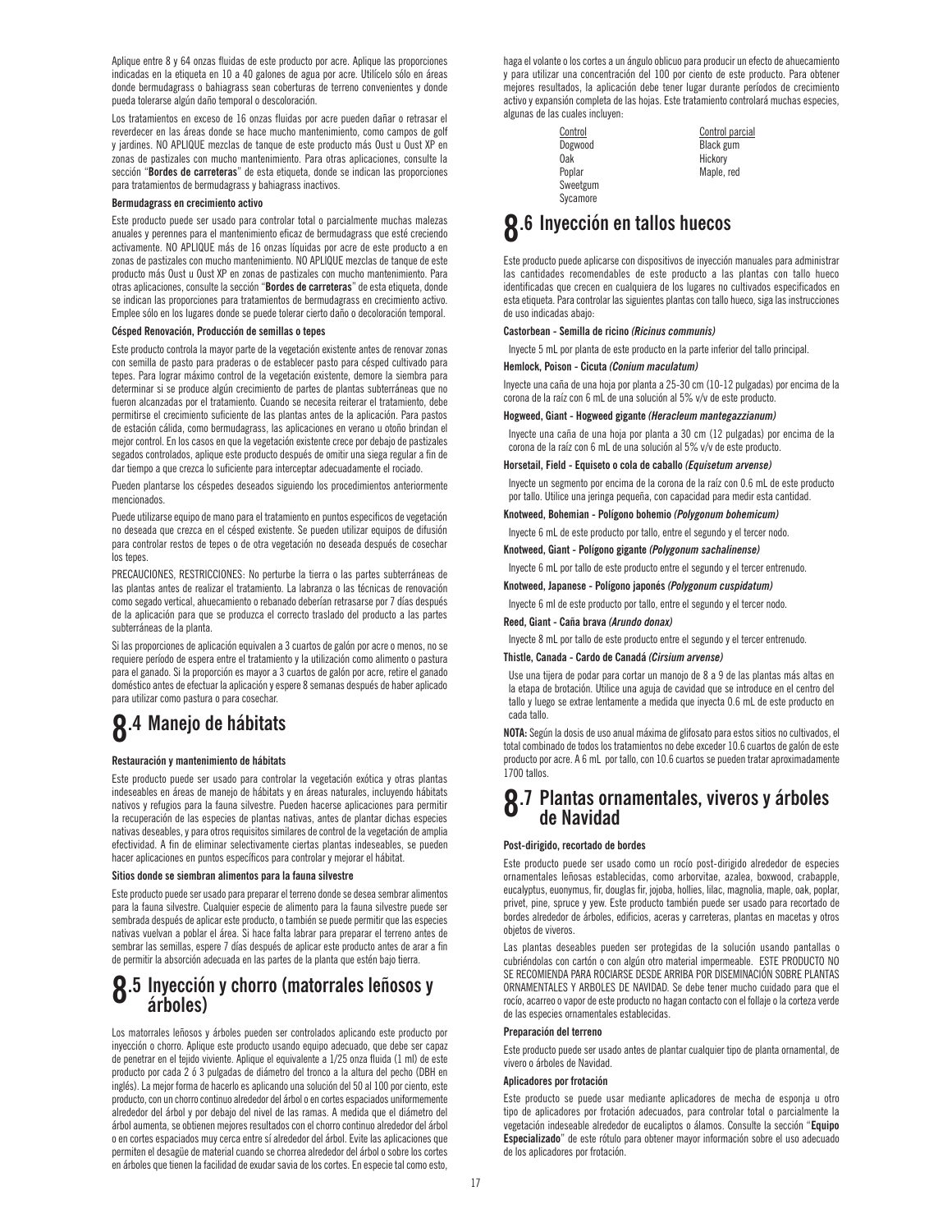Aplique entre 8 y 64 onzas fluidas de este producto por acre. Aplique las proporciones indicadas en la etiqueta en 10 a 40 galones de agua por acre. Utilícelo sólo en áreas donde bermudagrass o bahiagrass sean coberturas de terreno convenientes y donde pueda tolerarse algún daño temporal o descoloración.

Los tratamientos en exceso de 16 onzas fluidas por acre pueden dañar o retrasar el reverdecer en las áreas donde se hace mucho mantenimiento, como campos de golf y jardines. NO APLIQUE mezclas de tanque de este producto más Oust u Oust XP en zonas de pastizales con mucho mantenimiento. Para otras aplicaciones, consulte la sección "**Bordes de carreteras**" de esta etiqueta, donde se indican las proporciones para tratamientos de bermudagrass y bahiagrass inactivos.

**Bermudagrass en crecimiento activo**

Este producto puede ser usado para controlar total o parcialmente muchas malezas anuales y perennes para el mantenimiento eficaz de bermudagrass que esté creciendo activamente. NO APLIQUE más de 16 onzas líquidas por acre de este producto a en zonas de pastizales con mucho mantenimiento. NO APLIQUE mezclas de tanque de este producto más Oust u Oust XP en zonas de pastizales con mucho mantenimiento. Para otras aplicaciones, consulte la sección "**Bordes de carreteras**" de esta etiqueta, donde se indican las proporciones para tratamientos de bermudagrass en crecimiento activo. Emplee sólo en los lugares donde se puede tolerar cierto daño o decoloración temporal.

**Césped Renovación, Producción de semillas o tepes**

Este producto controla la mayor parte de la vegetación existente antes de renovar zonas con semilla de pasto para praderas o de establecer pasto para césped cultivado para tepes. Para lograr máximo control de la vegetación existente, demore la siembra para determinar si se produce algún crecimiento de partes de plantas subterráneas que no fueron alcanzadas por el tratamiento. Cuando se necesita reiterar el tratamiento, debe permitirse el crecimiento suficiente de las plantas antes de la aplicación. Para pastos de estación cálida, como bermudagrass, las aplicaciones en verano u otoño brindan el mejor control. En los casos en que la vegetación existente crece por debajo de pastizales segados controlados, aplique este producto después de omitir una siega regular a fin de dar tiempo a que crezca lo suficiente para interceptar adecuadamente el rociado.

Pueden plantarse los céspedes deseados siguiendo los procedimientos anteriormente mencionados.

Puede utilizarse equipo de mano para el tratamiento en puntos específicos de vegetación no deseada que crezca en el césped existente. Se pueden utilizar equipos de difusión para controlar restos de tepes o de otra vegetación no deseada después de cosechar los tepes.

PRECAUCIONES, RESTRICCIONES: No perturbe la tierra o las partes subterráneas de las plantas antes de realizar el tratamiento. La labranza o las técnicas de renovación como segado vertical, ahuecamiento o rebanado deberían retrasarse por 7 días después de la aplicación para que se produzca el correcto traslado del producto a las partes subterráneas de la planta.

Si las proporciones de aplicación equivalen a 3 cuartos de galón por acre o menos, no se requiere período de espera entre el tratamiento y la utilización como alimento o pastura para el ganado. Si la proporción es mayor a 3 cuartos de galón por acre, retire el ganado doméstico antes de efectuar la aplicación y espere 8 semanas después de haber aplicado para utilizar como pastura o para cosechar.

## 8.4 Manejo de hábitats

**Restauración y mantenimiento de hábitats**

Este producto puede ser usado para controlar la vegetación exótica y otras plantas indeseables en áreas de manejo de hábitats y en áreas naturales, incluyendo hábitats nativos y refugios para la fauna silvestre. Pueden hacerse aplicaciones para permitir la recuperación de las especies de plantas nativas, antes de plantar dichas especies nativas deseables, y para otros requisitos similares de control de la vegetación de amplia efectividad. A fin de eliminar selectivamente ciertas plantas indeseables, se pueden hacer aplicaciones en puntos específicos para controlar y mejorar el hábitat.

**Sitios donde se siembran alimentos para la fauna silvestre**

Este producto puede ser usado para preparar el terreno donde se desea sembrar alimentos para la fauna silvestre. Cualquier especie de alimento para la fauna silvestre puede ser sembrada después de aplicar este producto, o también se puede permitir que las especies nativas vuelvan a poblar el área. Si hace falta labrar para preparar el terreno antes de sembrar las semillas, espere 7 días después de aplicar este producto antes de arar a fin de permitir la absorción adecuada en las partes de la planta que estén bajo tierra.

## 8.5 Inyección y chorro (matorrales leñosos y árboles)

Los matorrales leñosos y árboles pueden ser controlados aplicando este producto por inyección o chorro. Aplique este producto usando equipo adecuado, que debe ser capaz de penetrar en el tejido viviente. Aplique el equivalente a 1/25 onza fluida (1 ml) de este producto por cada 2 ó 3 pulgadas de diámetro del tronco a la altura del pecho (DBH en inglés). La mejor forma de hacerlo es aplicando una solución del 50 al 100 por ciento, este producto, con un chorro continuo alrededor del árbol o en cortes espaciados uniformemente alrededor del árbol y por debajo del nivel de las ramas. A medida que el diámetro del árbol aumenta, se obtienen mejores resultados con el chorro continuo alrededor del árbol o en cortes espaciados muy cerca entre sí alrededor del árbol. Evite las aplicaciones que permiten el desagüe de material cuando se chorrea alrededor del árbol o sobre los cortes en árboles que tienen la facilidad de exudar savia de los cortes. En especie tal como esto, haga el volante o los cortes a un ángulo oblicuo para producir un efecto de ahuecamiento y para utilizar una concentración del 100 por ciento de este producto. Para obtener mejores resultados, la aplicación debe tener lugar durante períodos de crecimiento activo y expansión completa de las hojas. Este tratamiento controlará muchas especies, algunas de las cuales incluyen:

| Control | Control parcial |
|---|---|
| Dogwood | Black gum |
| Oak | Hickory |
| Poplar | Maple, red |
| Sweetgum | |
| Sycamore | |

## 8.6 Inyección en tallos huecos

Este producto puede aplicarse con dispositivos de inyección manuales para administrar las cantidades recomendables de este producto a las plantas con tallo hueco identificadas que crecen en cualquiera de los lugares no cultivados especificados en esta etiqueta. Para controlar las siguientes plantas con tallo hueco, siga las instrucciones de uso indicadas abajo:

**Castorbean - Semilla de ricino *(Ricinus communis)***

Inyecte 5 mL por planta de este producto en la parte inferior del tallo principal.

**Hemlock, Poison - Cicuta *(Conium maculatum)***

Inyecte una caña de una hoja por planta a 25-30 cm (10-12 pulgadas) por encima de la corona de la raíz con 6 mL de una solución al 5% v/v de este producto.

**Hogweed, Giant - Hogweed gigante *(Heracleum mantegazzianum)***

Inyecte una caña de una hoja por planta a 30 cm (12 pulgadas) por encima de la corona de la raíz con 6 mL de una solución al 5% v/v de este producto.

**Horsetail, Field - Equiseto o cola de caballo *(Equisetum arvense)***

Inyecte un segmento por encima de la corona de la raíz con 0.6 mL de este producto por tallo. Utilice una jeringa pequeña, con capacidad para medir esta cantidad.

**Knotweed, Bohemian - Polígono bohemio *(Polygonum bohemicum)***

Inyecte 6 mL de este producto por tallo, entre el segundo y el tercer nodo.

**Knotweed, Giant - Polígono gigante *(Polygonum sachalinense)***

Inyecte 6 mL por tallo de este producto entre el segundo y el tercer entrenudo.

**Knotweed, Japanese - Polígono japonés *(Polygonum cuspidatum)***

Inyecte 6 ml de este producto por tallo, entre el segundo y el tercer nodo.

**Reed, Giant - Caña brava *(Arundo donax)***

Inyecte 8 mL por tallo de este producto entre el segundo y el tercer entrenudo.

**Thistle, Canada - Cardo de Canadá *(Cirsium arvense)***

Use una tijera de podar para cortar un manojo de 8 a 9 de las plantas más altas en la etapa de brotación. Utilice una aguja de cavidad que se introduce en el centro del tallo y luego se extrae lentamente a medida que inyecta 0.6 mL de este producto en cada tallo.

**NOTA:** Según la dosis de uso anual máxima de glifosato para estos sitios no cultivados, el total combinado de todos los tratamientos no debe exceder 10.6 cuartos de galón de este producto por acre. A 6 mL por tallo, con 10.6 cuartos se pueden tratar aproximadamente 1700 tallos.

## 8.7 Plantas ornamentales, viveros y árboles de Navidad

**Post-dirigido, recortado de bordes**

Este producto puede ser usado como un rocío post-dirigido alrededor de especies ornamentales leñosas establecidas, como arborvitae, azalea, boxwood, crabapple, eucalyptus, euonymus, fir, douglas fir, jojoba, hollies, lilac, magnolia, maple, oak, poplar, privet, pine, spruce y yew. Este producto también puede ser usado para recortado de bordes alrededor de árboles, edificios, aceras y carreteras, plantas en macetas y otros objetos de viveros.

Las plantas deseables pueden ser protegidas de la solución usando pantallas o cubriéndolas con cartón o con algún otro material impermeable. ESTE PRODUCTO NO SE RECOMIENDA PARA ROCIARSE DESDE ARRIBA POR DISEMINACIÓN SOBRE PLANTAS ORNAMENTALES Y ARBOLES DE NAVIDAD. Se debe tener mucho cuidado para que el rocío, acarreo o vapor de este producto no hagan contacto con el follaje o la corteza verde de las especies ornamentales establecidas.

**Preparación del terreno**

Este producto puede ser usado antes de plantar cualquier tipo de planta ornamental, de vivero o árboles de Navidad.

**Aplicadores por frotación**

Este producto se puede usar mediante aplicadores de mecha de esponja u otro tipo de aplicadores por frotación adecuados, para controlar total o parcialmente la vegetación indeseable alrededor de eucaliptos o álamos. Consulte la sección "**Equipo Especializado**" de este rótulo para obtener mayor información sobre el uso adecuado de los aplicadores por frotación.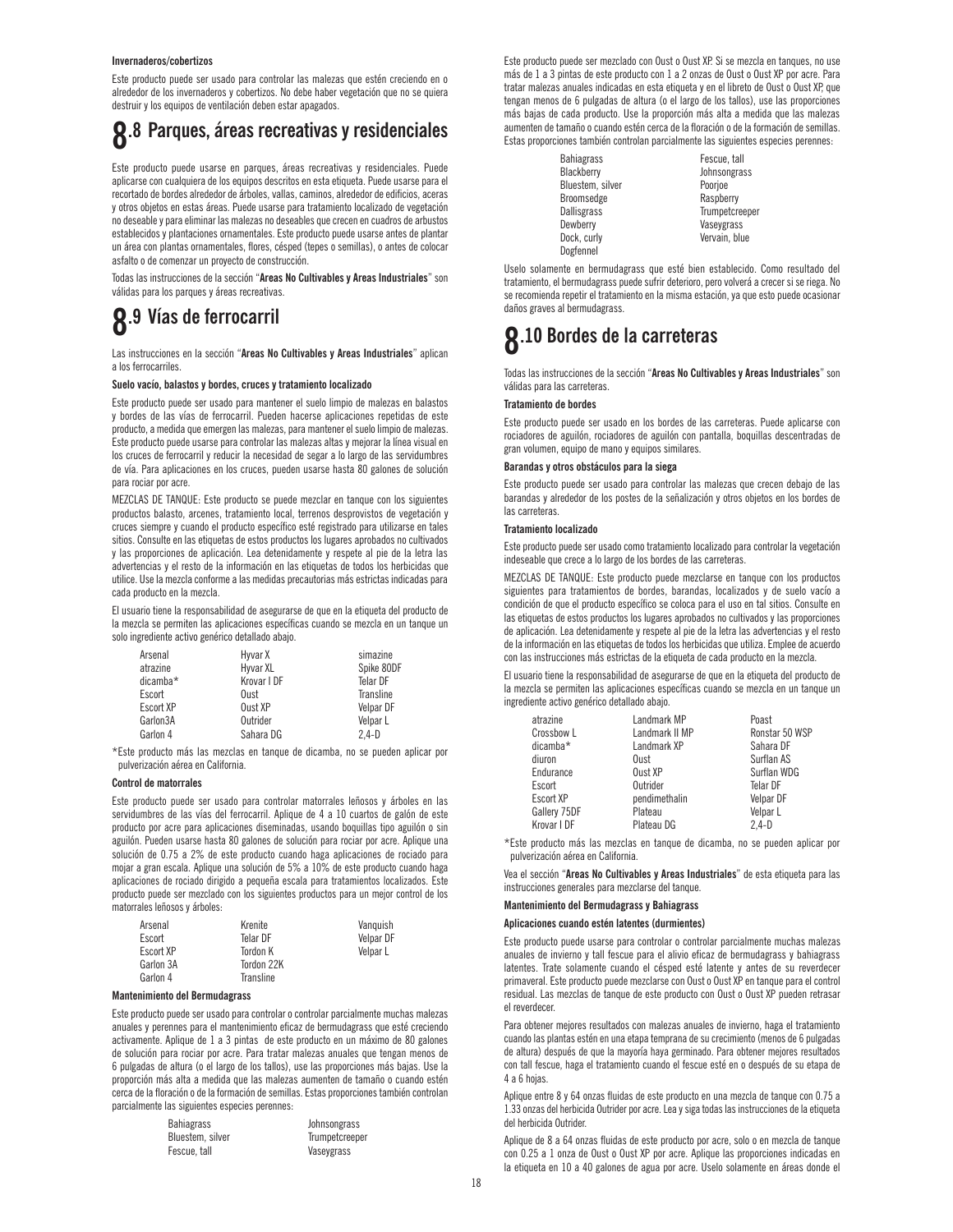#### Invernaderos/cobertizos

Este producto puede ser usado para controlar las malezas que estén creciendo en o alrededor de los invernaderos y cobertizos. No debe haber vegetación que no se quiera destruir y los equipos de ventilación deben estar apagados.

## 8.8 Parques, áreas recreativas y residenciales

Este producto puede usarse en parques, áreas recreativas y residenciales. Puede aplicarse con cualquiera de los equipos descritos en esta etiqueta. Puede usarse para el recortado de bordes alrededor de árboles, vallas, caminos, alrededor de edificios, aceras y otros objetos en estas áreas. Puede usarse para tratamiento localizado de vegetación no deseable y para eliminar las malezas no deseables que crecen en cuadros de arbustos establecidos y plantaciones ornamentales. Este producto puede usarse antes de plantar un área con plantas ornamentales, flores, césped (tepes o semillas), o antes de colocar asfalto o de comenzar un proyecto de construcción.

Todas las instrucciones de la sección "**Areas No Cultivables y Areas Industriales**" son válidas para los parques y áreas recreativas.

## 8.9 Vías de ferrocarril

Las instrucciones en la sección "**Areas No Cultivables y Areas Industriales**" aplican a los ferrocarriles.

#### Suelo vacío, balastos y bordes, cruces y tratamiento localizado

Este producto puede ser usado para mantener el suelo limpio de malezas en balastos y bordes de las vías de ferrocarril. Pueden hacerse aplicaciones repetidas de este producto, a medida que emergen las malezas, para mantener el suelo limpio de malezas. Este producto puede usarse para controlar las malezas altas y mejorar la línea visual en los cruces de ferrocarril y reducir la necesidad de segar a lo largo de las servidumbres de vía. Para aplicaciones en los cruces, pueden usarse hasta 80 galones de solución para rociar por acre.

MEZCLAS DE TANQUE: Este producto se puede mezclar en tanque con los siguientes productos balasto, arcenes, tratamiento local, terrenos desprovistos de vegetación y cruces siempre y cuando el producto específico esté registrado para utilizarse en tales sitios. Consulte en las etiquetas de estos productos los lugares aprobados no cultivados y las proporciones de aplicación. Lea detenidamente y respete al pie de la letra las advertencias y el resto de la información en las etiquetas de todos los herbicidas que utilice. Use la mezcla conforme a las medidas precautorias más estrictas indicadas para cada producto en la mezcla.

El usuario tiene la responsabilidad de asegurarse de que en la etiqueta del producto de la mezcla se permiten las aplicaciones específicas cuando se mezcla en un tanque un solo ingrediente activo genérico detallado abajo.

| | | |
|---|---|---|
| Arsenal | Hyvar X | simazine |
| atrazine | Hyvar XL | Spike 80DF |
| dicamba* | Krovar I DF | Telar DF |
| Escort | Oust | Transline |
| Escort XP | Oust XP | Velpar DF |
| Garlon3A | Outrider | Velpar L |
| Garlon 4 | Sahara DG | 2,4-D |

*Este producto más las mezclas en tanque de dicamba, no se pueden aplicar por pulverización aérea en California.

#### Control de matorrales

Este producto puede ser usado para controlar matorrales leñosos y árboles en las servidumbres de las vías del ferrocarril. Aplique de 4 a 10 cuartos de galón de este producto por acre para aplicaciones diseminadas, usando boquillas tipo aguilón o sin aguilón. Pueden usarse hasta 80 galones de solución para rociar por acre. Aplique una solución de 0.75 a 2% de este producto cuando haga aplicaciones de rociado para mojar a gran escala. Aplique una solución de 5% a 10% de este producto cuando haga aplicaciones de rociado dirigido a pequeña escala para tratamientos localizados. Este producto puede ser mezclado con los siguientes productos para un mejor control de los matorrales leñosos y árboles:

| | | |
|---|---|---|
| Arsenal | Krenite | Vanquish |
| Escort | Telar DF | Velpar DF |
| Escort XP | Tordon K | Velpar L |
| Garlon 3A | Tordon 22K | |
| Garlon 4 | Transline | |

#### Mantenimiento del Bermudagrass

Este producto puede ser usado para controlar o controlar parcialmente muchas malezas anuales y perennes para el mantenimiento eficaz de bermudagrass que esté creciendo activamente. Aplique de 1 a 3 pintas de este producto en un máximo de 80 galones de solución para rociar por acre. Para tratar malezas anuales que tengan menos de 6 pulgadas de altura (o el largo de los tallos), use las proporciones más bajas. Use la proporción más alta a medida que las malezas aumenten de tamaño o cuando estén cerca de la floración o de la formación de semillas. Estas proporciones también controlan parcialmente las siguientes especies perennes:

| | |
|---|---|
| Bahiagrass | Johnsongrass |
| Bluestem, silver | Trumpetcreeper |
| Fescue, tall | Vaseygrass |

Este producto puede ser mezclado con Oust o Oust XP. Si se mezcla en tanques, no use más de 1 a 3 pintas de este producto con 1 a 2 onzas de Oust o Oust XP por acre. Para tratar malezas anuales indicadas en esta etiqueta y en el libreto de Oust o Oust XP, que tengan menos de 6 pulgadas de altura (o el largo de los tallos), use las proporciones más bajas de cada producto. Use la proporción más alta a medida que las malezas aumenten de tamaño o cuando estén cerca de la floración o de la formación de semillas. Estas proporciones también controlan parcialmente las siguientes especies perennes:

| | |
|---|---|
| Bahiagrass | Fescue, tall |
| Blackberry | Johnsongrass |
| Bluestem, silver | Poorjoe |
| Broomsedge | Raspberry |
| Dallisgrass | Trumpetcreeper |
| Dewberry | Vaseygrass |
| Dock, curly | Vervain, blue |
| Dogfennel | |

Uselo solamente en bermudagrass que esté bien establecido. Como resultado del tratamiento, el bermudagrass puede sufrir deterioro, pero volverá a crecer si se riega. No se recomienda repetir el tratamiento en la misma estación, ya que esto puede ocasionar daños graves al bermudagrass.

## 8.10 Bordes de la carreteras

Todas las instrucciones de la sección "**Areas No Cultivables y Areas Industriales**" son válidas para las carreteras.

#### Tratamiento de bordes

Este producto puede ser usado en los bordes de las carreteras. Puede aplicarse con rociadores de aguilón, rociadores de aguilón con pantalla, boquillas descentradas de gran volumen, equipo de mano y equipos similares.

#### Barandas y otros obstáculos para la siega

Este producto puede ser usado para controlar las malezas que crecen debajo de las barandas y alrededor de los postes de la señalización y otros objetos en los bordes de las carreteras.

#### Tratamiento localizado

Este producto puede ser usado como tratamiento localizado para controlar la vegetación indeseable que crece a lo largo de los bordes de las carreteras.

MEZCLAS DE TANQUE: Este producto puede mezclarse en tanque con los productos siguientes para tratamientos de bordes, barandas, localizados y de suelo vacío a condición de que el producto específico se coloca para el uso en tal sitios. Consulte en las etiquetas de estos productos los lugares aprobados no cultivados y las proporciones de aplicación. Lea detenidamente y respete al pie de la letra las advertencias y el resto de la información en las etiquetas de todos los herbicidas que utiliza. Emplee de acuerdo con las instrucciones más estrictas de la etiqueta de cada producto en la mezcla.

El usuario tiene la responsabilidad de asegurarse de que en la etiqueta del producto de la mezcla se permiten las aplicaciones específicas cuando se mezcla en un tanque un ingrediente activo genérico detallado abajo.

| | | |
|---|---|---|
| atrazine | Landmark MP | Poast |
| Crossbow L | Landmark II MP | Ronstar 50 WSP |
| dicamba* | Landmark XP | Sahara DF |
| diuron | Oust | Surflan AS |
| Endurance | Oust XP | Surflan WDG |
| Escort | Outrider | Telar DF |
| Escort XP | pendimethalin | Velpar DF |
| Gallery 75DF | Plateau | Velpar L |
| Krovar I DF | Plateau DG | 2,4-D |

*Este producto más las mezclas en tanque de dicamba, no se pueden aplicar por pulverización aérea en California.

Vea el sección "**Areas No Cultivables y Areas Industriales**" de esta etiqueta para las instrucciones generales para mezclarse del tanque.

#### Mantenimiento del Bermudagrass y Bahiagrass

#### Aplicaciones cuando estén latentes (durmientes)

Este producto puede usarse para controlar o controlar parcialmente muchas malezas anuales de invierno y tall fescue para el alivio eficaz de bermudagrass y bahiagrass latentes. Trate solamente cuando el césped esté latente y antes de su reverdecer primaveral. Este producto puede mezclarse con Oust o Oust XP en tanque para el control residual. Las mezclas de tanque de este producto con Oust o Oust XP pueden retrasar el reverdecer.

Para obtener mejores resultados con malezas anuales de invierno, haga el tratamiento cuando las plantas estén en una etapa temprana de su crecimiento (menos de 6 pulgadas de altura) después de que la mayoría haya germinado. Para obtener mejores resultados con tall fescue, haga el tratamiento cuando el fescue esté en o después de su etapa de 4 a 6 hojas.

Aplique entre 8 y 64 onzas fluidas de este producto en una mezcla de tanque con 0.75 a 1.33 onzas del herbicida Outrider por acre. Lea y siga todas las instrucciones de la etiqueta del herbicida Outrider.

Aplique de 8 a 64 onzas fluidas de este producto por acre, solo o en mezcla de tanque con 0.25 a 1 onza de Oust o Oust XP por acre. Aplique las proporciones indicadas en la etiqueta en 10 a 40 galones de agua por acre. Uselo solamente en áreas donde el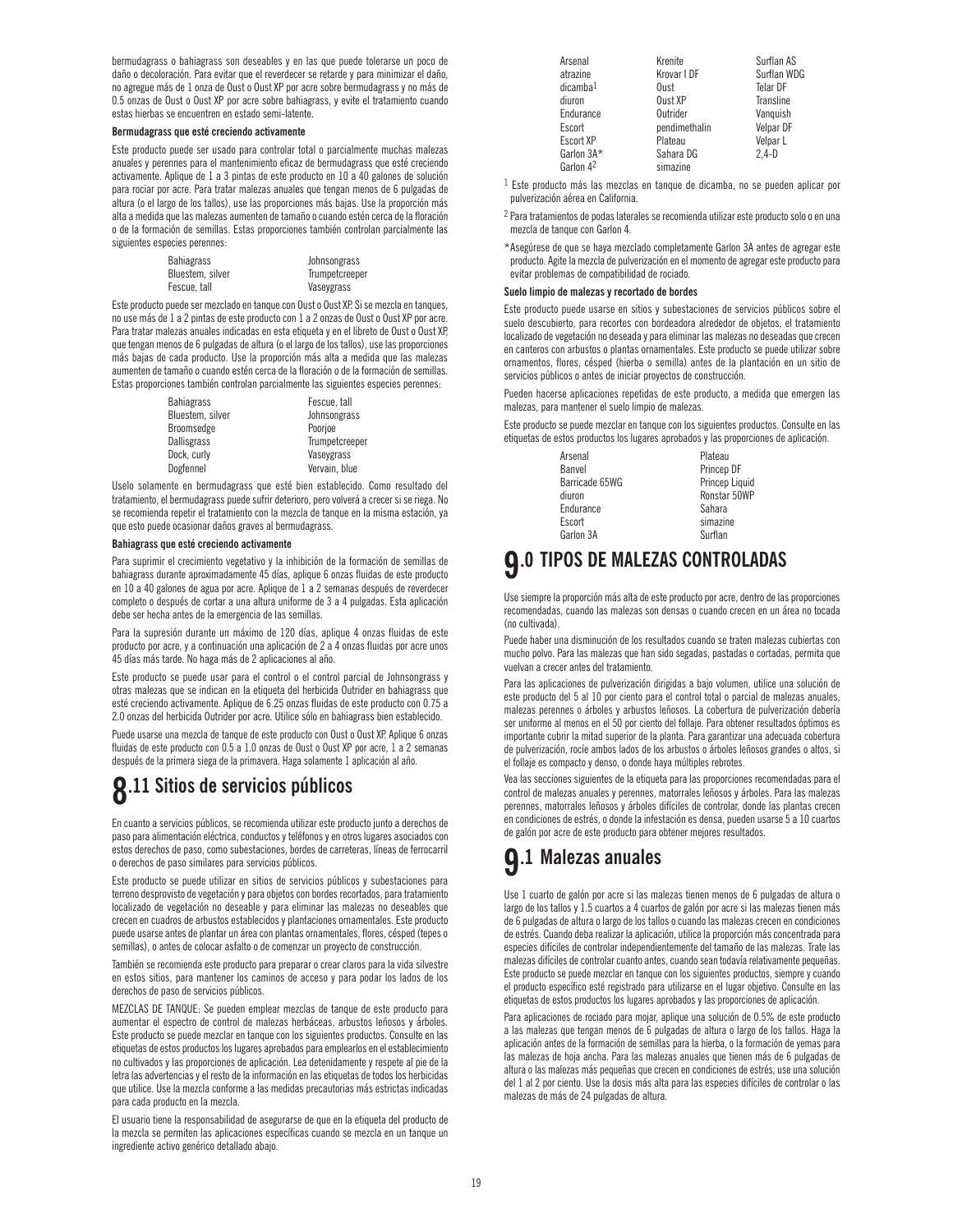bermudagrass o bahiagrass son deseables y en las que puede tolerarse un poco de daño o decoloración. Para evitar que el reverdecer se retarde y para minimizar el daño, no agregue más de 1 onza de Oust o Oust XP por acre sobre bermudagrass y no más de 0.5 onzas de Oust o Oust XP por acre sobre bahiagrass, y evite el tratamiento cuando estas hierbas se encuentren en estado semi-latente.

**Bermudagrass que esté creciendo activamente**

Este producto puede ser usado para controlar total o parcialmente muchas malezas anuales y perennes para el mantenimiento eficaz de bermudagrass que esté creciendo activamente. Aplique de 1 a 3 pintas de este producto en 10 a 40 galones de solución para rociar por acre. Para tratar malezas anuales que tengan menos de 6 pulgadas de altura (o el largo de los tallos), use las proporciones más bajas. Use la proporción más alta a medida que las malezas aumenten de tamaño o cuando estén cerca de la floración o de la formación de semillas. Estas proporciones también controlan parcialmente las siguientes especies perennes:

| | |
|---|---|
| Bahiagrass | Johnsongrass |
| Bluestem, silver | Trumpetcreeper |
| Fescue, tall | Vaseygrass |

Este producto puede ser mezclado en tanque con Oust o Oust XP. Si se mezcla en tanques, no use más de 1 a 2 pintas de este producto con 1 a 2 onzas de Oust o Oust XP por acre. Para tratar malezas anuales indicadas en esta etiqueta y en el libreto de Oust o Oust XP, que tengan menos de 6 pulgadas de altura (o el largo de los tallos), use las proporciones más bajas de cada producto. Use la proporción más alta a medida que las malezas aumenten de tamaño o cuando estén cerca de la floración o de la formación de semillas. Estas proporciones también controlan parcialmente las siguientes especies perennes:

| | |
|---|---|
| Bahiagrass | Fescue, tall |
| Bluestem, silver | Johnsongrass |
| Broomsedge | Poorjoe |
| Dallisgrass | Trumpetcreeper |
| Dock, curly | Vaseygrass |
| Dogfennel | Vervain, blue |

Uselo solamente en bermudagrass que esté bien establecido. Como resultado del tratamiento, el bermudagrass puede sufrir deterioro, pero volverá a crecer si se riega. No se recomienda repetir el tratamiento con la mezcla de tanque en la misma estación, ya que esto puede ocasionar daños graves al bermudagrass.

**Bahiagrass que esté creciendo activamente**

Para suprimir el crecimiento vegetativo y la inhibición de la formación de semillas de bahiagrass durante aproximadamente 45 días, aplique 6 onzas fluidas de este producto en 10 a 40 galones de agua por acre. Aplique de 1 a 2 semanas después de reverdecer completo o después de cortar a una altura uniforme de 3 a 4 pulgadas. Esta aplicación debe ser hecha antes de la emergencia de las semillas.

Para la supresión durante un máximo de 120 días, aplique 4 onzas fluidas de este producto por acre, y a continuación una aplicación de 2 a 4 onzas fluidas por acre unos 45 días más tarde. No haga más de 2 aplicaciones al año.

Este producto se puede usar para el control o el control parcial de Johnsongrass y otras malezas que se indican en la etiqueta del herbicida Outrider en bahiagrass que esté creciendo activamente. Aplique de 6.25 onzas fluidas de este producto con 0.75 a 2.0 onzas del herbicida Outrider por acre. Utilice sólo en bahiagrass bien establecido.

Puede usarse una mezcla de tanque de este producto con Oust o Oust XP. Aplique 6 onzas fluidas de este producto con 0.5 a 1.0 onzas de Oust o Oust XP por acre, 1 a 2 semanas después de la primera siega de la primavera. Haga solamente 1 aplicación al año.

## 8.11 Sitios de servicios públicos

En cuanto a servicios públicos, se recomienda utilizar este producto junto a derechos de paso para alimentación eléctrica, conductos y teléfonos y en otros lugares asociados con estos derechos de paso, como subestaciones, bordes de carreteras, líneas de ferrocarril o derechos de paso similares para servicios públicos.

Este producto se puede utilizar en sitios de servicios públicos y subestaciones para terreno desprovisto de vegetación y para objetos con bordes recortados, para tratamiento localizado de vegetación no deseable y para eliminar las malezas no deseables que crecen en cuadros de arbustos establecidos y plantaciones ornamentales. Este producto puede usarse antes de plantar un área con plantas ornamentales, flores, césped (tepes o semillas), o antes de colocar asfalto o de comenzar un proyecto de construcción.

También se recomienda este producto para preparar o crear claros para la vida silvestre en estos sitios, para mantener los caminos de acceso y para podar los lados de los derechos de paso de servicios públicos.

MEZCLAS DE TANQUE: Se pueden emplear mezclas de tanque de este producto para aumentar el espectro de control de malezas herbáceas, arbustos leñosos y árboles. Este producto se puede mezclar en tanque con los siguientes productos. Consulte en las etiquetas de estos productos los lugares aprobados para emplearlos en el establecimiento no cultivados y las proporciones de aplicación. Lea detenidamente y respete al pie de la letra las advertencias y el resto de la información en las etiquetas de todos los herbicidas que utilice. Use la mezcla conforme a las medidas precautorias más estrictas indicadas para cada producto en la mezcla.

El usuario tiene la responsabilidad de asegurarse de que en la etiqueta del producto de la mezcla se permiten las aplicaciones específicas cuando se mezcla en un tanque un ingrediente activo genérico detallado abajo.

| | | |
|---|---|---|
| Arsenal | Krenite | Surflan AS |
| atrazine | Krovar I DF | Surflan WDG |
| dicamba[1] | Oust | Telar DF |
| diuron | Oust XP | Transline |
| Endurance | Outrider | Vanquish |
| Escort | pendimethalin | Velpar DF |
| Escort XP | Plateau | Velpar L |
| Garlon 3A* | Sahara DG | 2,4-D |
| Garlon 4[2] | simazine | |

[1] Este producto más las mezclas en tanque de dicamba, no se pueden aplicar por pulverización aérea en California.

[2] Para tratamientos de podas laterales se recomienda utilizar este producto solo o en una mezcla de tanque con Garlon 4.

*Asegúrese de que se haya mezclado completamente Garlon 3A antes de agregar este producto. Agite la mezcla de pulverización en el momento de agregar este producto para evitar problemas de compatibilidad de rociado.

**Suelo limpio de malezas y recortado de bordes**

Este producto puede usarse en sitios y subestaciones de servicios públicos sobre el suelo descubierto, para recortes con bordeadora alrededor de objetos, el tratamiento localizado de vegetación no deseada y para eliminar las malezas no deseadas que crecen en canteros con arbustos o plantas ornamentales. Este producto se puede utilizar sobre ornamentos, flores, césped (hierba o semilla) antes de la plantación en un sitio de servicios públicos o antes de iniciar proyectos de construcción.

Pueden hacerse aplicaciones repetidas de este producto, a medida que emergen las malezas, para mantener el suelo limpio de malezas.

Este producto se puede mezclar en tanque con los siguientes productos. Consulte en las etiquetas de estos productos los lugares aprobados y las proporciones de aplicación.

| | |
|---|---|
| Arsenal | Plateau |
| Banvel | Princep DF |
| Barricade 65WG | Princep Liquid |
| diuron | Ronstar 50WP |
| Endurance | Sahara |
| Escort | simazine |
| Garlon 3A | Surflan |

# 9.0 TIPOS DE MALEZAS CONTROLADAS

Use siempre la proporción más alta de este producto por acre, dentro de las proporciones recomendadas, cuando las malezas son densas o cuando crecen en un área no tocada (no cultivada).

Puede haber una disminución de los resultados cuando se traten malezas cubiertas con mucho polvo. Para las malezas que han sido segadas, pastadas o cortadas, permita que vuelvan a crecer antes del tratamiento.

Para las aplicaciones de pulverización dirigidas a bajo volumen, utilice una solución de este producto del 5 al 10 por ciento para el control total o parcial de malezas anuales, malezas perennes o árboles y arbustos leñosos. La cobertura de pulverización debería ser uniforme al menos en el 50 por ciento del follaje. Para obtener resultados óptimos es importante cubrir la mitad superior de la planta. Para garantizar una adecuada cobertura de pulverización, rocíe ambos lados de los arbustos o árboles leñosos grandes o altos, si el follaje es compacto y denso, o donde haya múltiples rebrotes.

Vea las secciones siguientes de la etiqueta para las proporciones recomendadas para el control de malezas anuales y perennes, matorrales leñosos y árboles. Para las malezas perennes, matorrales leñosos y árboles difíciles de controlar, donde las plantas crecen en condiciones de estrés, o donde la infestación es densa, pueden usarse 5 a 10 cuartos de galón por acre de este producto para obtener mejores resultados.

## 9.1 Malezas anuales

Use 1 cuarto de galón por acre si las malezas tienen menos de 6 pulgadas de altura o largo de los tallos y 1.5 cuartos a 4 cuartos de galón por acre si las malezas tienen más de 6 pulgadas de altura o largo de los tallos o cuando las malezas crecen en condiciones de estrés. Cuando deba realizar la aplicación, utilice la proporción más concentrada para especies difíciles de controlar independientemente del tamaño de las malezas. Trate las malezas difíciles de controlar cuanto antes, cuando sean todavía relativamente pequeñas. Este producto se puede mezclar en tanque con los siguientes productos, siempre y cuando el producto específico esté registrado para utilizarse en el lugar objetivo. Consulte en las etiquetas de estos productos los lugares aprobados y las proporciones de aplicación.

Para aplicaciones de rociado para mojar, aplique una solución de 0.5% de este producto a las malezas que tengan menos de 6 pulgadas de altura o largo de los tallos. Haga la aplicación antes de la formación de semillas para la hierba, o la formación de yemas para las malezas de hoja ancha. Para las malezas anuales que tienen más de 6 pulgadas de altura o las malezas más pequeñas que crecen en condiciones de estrés, use una solución del 1 al 2 por ciento. Use la dosis más alta para las especies difíciles de controlar o las malezas de más de 24 pulgadas de altura.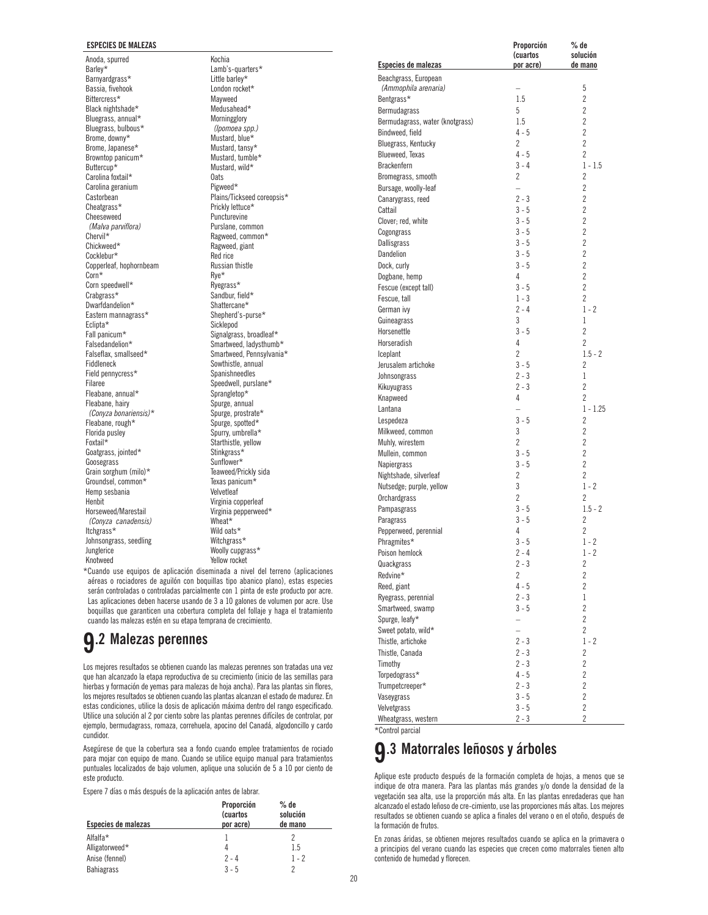**ESPECIES DE MALEZAS**

| | |
|---|---|
| Anoda, spurred | Kochia |
| Barley* | Lamb's-quarters* |
| Barnyardgrass* | Little barley* |
| Bassia, fivehook | London rocket* |
| Bittercress* | Mayweed |
| Black nightshade* | Medusahead* |
| Bluegrass, annual* | Morningglory |
| Bluegrass, bulbous* | *(Ipomoea spp.)* |
| Brome, downy* | Mustard, blue* |
| Brome, Japanese* | Mustard, tansy* |
| Browntop panicum* | Mustard, tumble* |
| Buttercup* | Mustard, wild* |
| Carolina foxtail* | Oats |
| Carolina geranium | Pigweed* |
| Castorbean | Plains/Tickseed coreopsis* |
| Cheatgrass* | Prickly lettuce* |
| Cheeseweed | Puncturevine |
| *(Malva parviflora)* | Purslane, common |
| Chervil* | Ragweed, common* |
| Chickweed* | Ragweed, giant |
| Cocklebur* | Red rice |
| Copperleaf, hophornbeam | Russian thistle |
| Corn* | Rye* |
| Corn speedwell* | Ryegrass* |
| Crabgrass* | Sandbur, field* |
| Dwarfdandelion* | Shattercane* |
| Eastern mannagrass* | Shepherd's-purse* |
| Eclipta* | Sicklepod |
| Fall panicum* | Signalgrass, broadleaf* |
| Falsedandelion* | Smartweed, ladysthumb* |
| Falseflax, smallseed* | Smartweed, Pennsylvania* |
| Fiddleneck | Sowthistle, annual |
| Field pennycress* | Spanishneedles |
| Filaree | Speedwell, purslane* |
| Fleabane, annual* | Sprangletop* |
| Fleabane, hairy | Spurge, annual |
| *(Conyza bonariensis)** | Spurge, prostrate* |
| Fleabane, rough* | Spurge, spotted* |
| Florida pusley | Spurry, umbrella* |
| Foxtail* | Starthistle, yellow |
| Goatgrass, jointed* | Stinkgrass* |
| Goosegrass | Sunflower* |
| Grain sorghum (milo)* | Teaweed/Prickly sida |
| Groundsel, common* | Texas panicum* |
| Hemp sesbania | Velvetleaf |
| Henbit | Virginia copperleaf |
| Horseweed/Marestail | Virginia pepperweed* |
| *(Conyza canadensis)* | Wheat* |
| Itchgrass* | Wild oats* |
| Johnsongrass, seedling | Witchgrass* |
| Junglerice | Woolly cupgrass* |
| Knotweed | Yellow rocket |

*Cuando use equipos de aplicación diseminada a nivel del terreno (aplicaciones aéreas o rociadores de aguilón con boquillas tipo abanico plano), estas especies serán controladas o controladas parcialmente con 1 pinta de este producto por acre. Las aplicaciones deben hacerse usando de 3 a 10 galones de volumen por acre. Use boquillas que garanticen una cobertura completa del follaje y haga el tratamiento cuando las malezas estén en su etapa temprana de crecimiento.

## 9.2 Malezas perennes

Los mejores resultados se obtienen cuando las malezas perennes son tratadas una vez que han alcanzado la etapa reproductiva de su crecimiento (inicio de las semillas para hierbas y formación de yemas para malezas de hoja ancha). Para las plantas sin flores, los mejores resultados se obtienen cuando las plantas alcanzan el estado de madurez. En estas condiciones, utilice la dosis de aplicación máxima dentro del rango especificado. Utilice una solución al 2 por ciento sobre las plantas perennes difíciles de controlar, por ejemplo, bermudagrass, romaza, correhuela, apocino del Canadá, algodoncillo y cardo cundidor.

Asegúrese de que la cobertura sea a fondo cuando emplee tratamientos de rociado para mojar con equipo de mano. Cuando se utilice equipo manual para tratamientos puntuales localizados de bajo volumen, aplique una solución de 5 a 10 por ciento de este producto.

Espere 7 días o más después de la aplicación antes de labrar.

| Especies de malezas | Proporción (cuartos por acre) | % de solución de mano |
|---|---|---|
| Alfalfa* | 1 | 2 |
| Alligatorweed* | 4 | 1.5 |
| Anise (fennel) | 2 - 4 | 1 - 2 |
| Bahiagrass | 3 - 5 | 2 |
| Beachgrass, European *(Ammophila arenaria)* | – | 5 |
| Bentgrass* | 1.5 | 2 |
| Bermudagrass | 5 | 2 |
| Bermudagrass, water (knotgrass) | 1.5 | 2 |
| Bindweed, field | 4 - 5 | 2 |
| Bluegrass, Kentucky | 2 | 2 |
| Blueweed, Texas | 4 - 5 | 2 |
| Brackenfern | 3 - 4 | 1 - 1.5 |
| Bromegrass, smooth | 2 | 2 |
| Bursage, woolly-leaf | – | 2 |
| Canarygrass, reed | 2 - 3 | 2 |
| Cattail | 3 - 5 | 2 |
| Clover; red, white | 3 - 5 | 2 |
| Cogongrass | 3 - 5 | 2 |
| Dallisgrass | 3 - 5 | 2 |
| Dandelion | 3 - 5 | 2 |
| Dock, curly | 3 - 5 | 2 |
| Dogbane, hemp | 4 | 2 |
| Fescue (except tall) | 3 - 5 | 2 |
| Fescue, tall | 1 - 3 | 2 |
| German ivy | 2 - 4 | 1 - 2 |
| Guineagrass | 3 | 1 |
| Horsenettle | 3 - 5 | 2 |
| Horseradish | 4 | 2 |
| Iceplant | 2 | 1.5 - 2 |
| Jerusalem artichoke | 3 - 5 | 2 |
| Johnsongrass | 2 - 3 | 1 |
| Kikuyugrass | 2 - 3 | 2 |
| Knapweed | 4 | 2 |
| Lantana | – | 1 - 1.25 |
| Lespedeza | 3 - 5 | 2 |
| Milkweed, common | 3 | 2 |
| Muhly, wirestem | 2 | 2 |
| Mullein, common | 3 - 5 | 2 |
| Napiergrass | 3 - 5 | 2 |
| Nightshade, silverleaf | 2 | 2 |
| Nutsedge; purple, yellow | 3 | 1 - 2 |
| Orchardgrass | 2 | 2 |
| Pampasgrass | 3 - 5 | 1.5 - 2 |
| Paragrass | 3 - 5 | 2 |
| Pepperweed, perennial | 4 | 2 |
| Phragmites* | 3 - 5 | 1 - 2 |
| Poison hemlock | 2 - 4 | 1 - 2 |
| Quackgrass | 2 - 3 | 2 |
| Redvine* | 2 | 2 |
| Reed, giant | 4 - 5 | 2 |
| Ryegrass, perennial | 2 - 3 | 1 |
| Smartweed, swamp | 3 - 5 | 2 |
| Spurge, leafy* | – | 2 |
| Sweet potato, wild* | – | 2 |
| Thistle, artichoke | 2 - 3 | 1 - 2 |
| Thistle, Canada | 2 - 3 | 2 |
| Timothy | 2 - 3 | 2 |
| Torpedograss* | 4 - 5 | 2 |
| Trumpetcreeper* | 2 - 3 | 2 |
| Vaseygrass | 3 - 5 | 2 |
| Velvetgrass | 3 - 5 | 2 |
| Wheatgrass, western | 2 - 3 | 2 |

*Control parcial

## 9.3 Matorrales leñosos y árboles

Aplique este producto después de la formación completa de hojas, a menos que se indique de otra manera. Para las plantas más grandes y/o donde la densidad de la vegetación sea alta, use la proporción más alta. En las plantas enredaderas que han alcanzado el estado leñoso de cre-cimiento, use las proporciones más altas. Los mejores resultados se obtienen cuando se aplica a finales del verano o en el otoño, después de la formación de frutos.

En zonas áridas, se obtienen mejores resultados cuando se aplica en la primavera o a principios del verano cuando las especies que crecen como matorrales tienen alto contenido de humedad y florecen.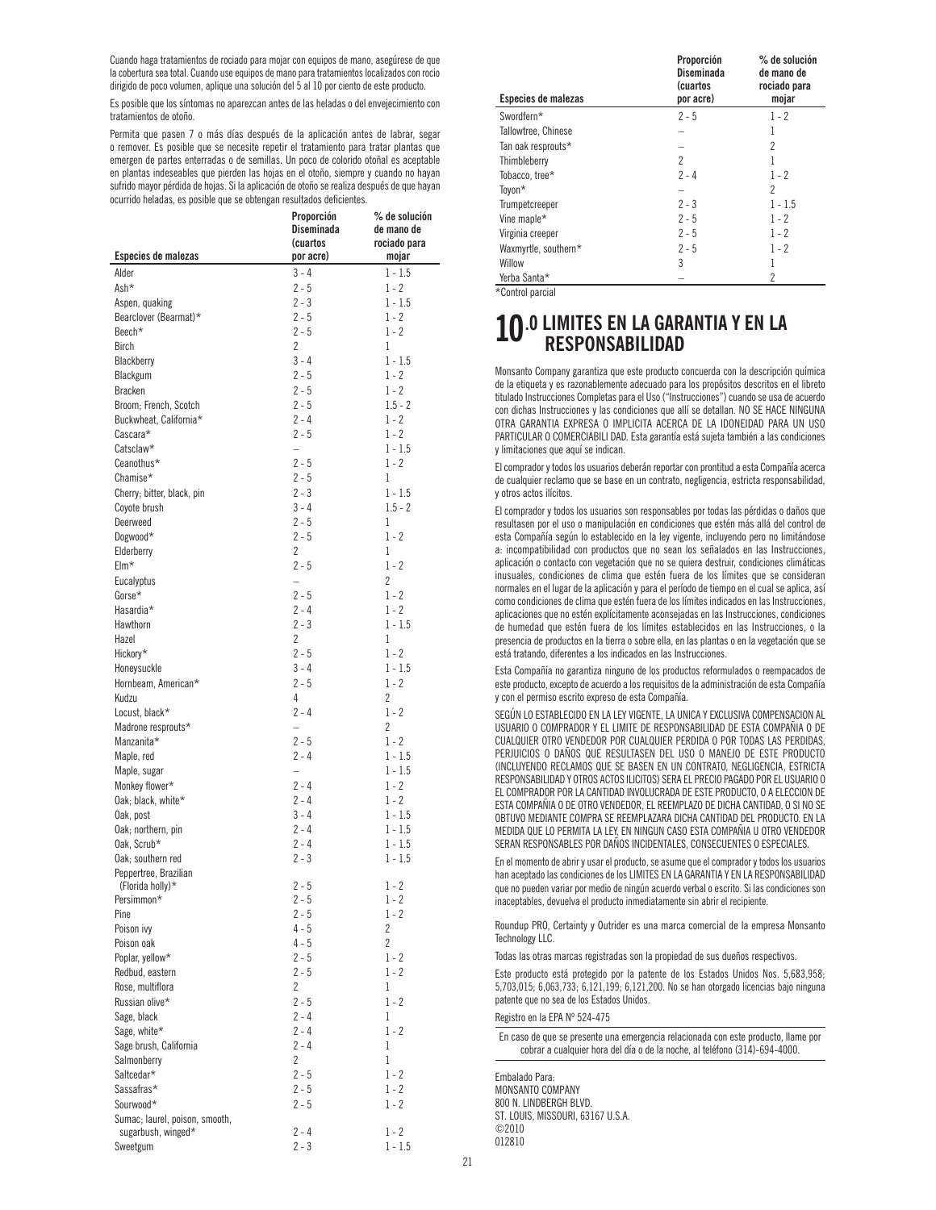Cuando haga tratamientos de rociado para mojar con equipos de mano, asegúrese de que la cobertura sea total. Cuando use equipos de mano para tratamientos localizados con rocío dirigido de poco volumen, aplique una solución del 5 al 10 por ciento de este producto.

Es posible que los síntomas no aparezcan antes de las heladas o del envejecimiento con tratamientos de otoño.

Permita que pasen 7 o más días después de la aplicación antes de labrar, segar o remover. Es posible que se necesite repetir el tratamiento para tratar plantas que emergen de partes enterradas o de semillas. Un poco de colorido otoñal es aceptable en plantas indeseables que pierden las hojas en el otoño, siempre y cuando no hayan sufrido mayor pérdida de hojas. Si la aplicación de otoño se realiza después de que hayan ocurrido heladas, es posible que se obtengan resultados deficientes.

| Especies de malezas | Proporción Diseminada (cuartos por acre) | % de solución de mano de rociado para mojar |
|---|---|---|
| Alder | 3 - 4 | 1 - 1.5 |
| Ash* | 2 - 5 | 1 - 2 |
| Aspen, quaking | 2 - 3 | 1 - 1.5 |
| Bearclover (Bearmat)* | 2 - 5 | 1 - 2 |
| Beech* | 2 - 5 | 1 - 2 |
| Birch | 2 | 1 |
| Blackberry | 3 - 4 | 1 - 1.5 |
| Blackgum | 2 - 5 | 1 - 2 |
| Bracken | 2 - 5 | 1 - 2 |
| Broom; French, Scotch | 2 - 5 | 1.5 - 2 |
| Buckwheat, California* | 2 - 4 | 1 - 2 |
| Cascara* | 2 - 5 | 1 - 2 |
| Catsclaw* | – | 1 - 1.5 |
| Ceanothus* | 2 - 5 | 1 - 2 |
| Chamise* | 2 - 5 | 1 |
| Cherry; bitter, black, pin | 2 - 3 | 1 - 1.5 |
| Coyote brush | 3 - 4 | 1.5 - 2 |
| Deerweed | 2 - 5 | 1 |
| Dogwood* | 2 - 5 | 1 - 2 |
| Elderberry | 2 | 1 |
| Elm* | 2 - 5 | 1 - 2 |
| Eucalyptus | – | 2 |
| Gorse* | 2 - 5 | 1 - 2 |
| Hasardia* | 2 - 4 | 1 - 2 |
| Hawthorn | 2 - 3 | 1 - 1.5 |
| Hazel | 2 | 1 |
| Hickory* | 2 - 5 | 1 - 2 |
| Honeysuckle | 3 - 4 | 1 - 1.5 |
| Hornbeam, American* | 2 - 5 | 1 - 2 |
| Kudzu | 4 | 2 |
| Locust, black* | 2 - 4 | 1 - 2 |
| Madrone resprouts* | – | 2 |
| Manzanita* | 2 - 5 | 1 - 2 |
| Maple, red | 2 - 4 | 1 - 1.5 |
| Maple, sugar | – | 1 - 1.5 |
| Monkey flower* | 2 - 4 | 1 - 2 |
| Oak; black, white* | 2 - 4 | 1 - 2 |
| Oak, post | 3 - 4 | 1 - 1.5 |
| Oak; northern, pin | 2 - 4 | 1 - 1.5 |
| Oak, Scrub* | 2 - 4 | 1 - 1.5 |
| Oak; southern red | 2 - 3 | 1 - 1.5 |
| Peppertree, Brazilian (Florida holly)* | 2 - 5 | 1 - 2 |
| Persimmon* | 2 - 5 | 1 - 2 |
| Pine | 2 - 5 | 1 - 2 |
| Poison ivy | 4 - 5 | 2 |
| Poison oak | 4 - 5 | 2 |
| Poplar, yellow* | 2 - 5 | 1 - 2 |
| Redbud, eastern | 2 - 5 | 1 - 2 |
| Rose, multiflora | 2 | 1 |
| Russian olive* | 2 - 5 | 1 - 2 |
| Sage, black | 2 - 4 | 1 |
| Sage, white* | 2 - 4 | 1 - 2 |
| Sage brush, California | 2 - 4 | 1 |
| Salmonberry | 2 | 1 |
| Saltcedar* | 2 - 5 | 1 - 2 |
| Sassafras* | 2 - 5 | 1 - 2 |
| Sourwood* | 2 - 5 | 1 - 2 |
| Sumac; laurel, poison, smooth, sugarbush, winged* | 2 - 4 | 1 - 2 |
| Sweetgum | 2 - 3 | 1 - 1.5 |
| Swordfern* | 2 - 5 | 1 - 2 |
| Tallowtree, Chinese | – | 1 |
| Tan oak resprouts* | – | 2 |
| Thimbleberry | 2 | 1 |
| Tobacco, tree* | 2 - 4 | 1 - 2 |
| Toyon* | – | 2 |
| Trumpetcreeper | 2 - 3 | 1 - 1.5 |
| Vine maple* | 2 - 5 | 1 - 2 |
| Virginia creeper | 2 - 5 | 1 - 2 |
| Waxmyrtle, southern* | 2 - 5 | 1 - 2 |
| Willow | 3 | 1 |
| Yerba Santa* | – | 2 |

*Control parcial

## 10.0 LIMITES EN LA GARANTIA Y EN LA RESPONSABILIDAD

Monsanto Company garantiza que este producto concuerda con la descripción química de la etiqueta y es razonablemente adecuado para los propósitos descritos en el libreto titulado Instrucciones Completas para el Uso ("Instrucciones") cuando se usa de acuerdo con dichas Instrucciones y las condiciones que allí se detallan. NO SE HACE NINGUNA OTRA GARANTIA EXPRESA O IMPLICITA ACERCA DE LA IDONEIDAD PARA UN USO PARTICULAR O COMERCIABILI DAD. Esta garantía está sujeta también a las condiciones y limitaciones que aquí se indican.

El comprador y todos los usuarios deberán reportar con prontitud a esta Compañía acerca de cualquier reclamo que se base en un contrato, negligencia, estricta responsabilidad, y otros actos ilícitos.

El comprador y todos los usuarios son responsables por todas las pérdidas o daños que resultasen por el uso o manipulación en condiciones que estén más allá del control de esta Compañía según lo establecido en la ley vigente, incluyendo pero no limitándose a: incompatibilidad con productos que no sean los señalados en las Instrucciones, aplicación o contacto con vegetación que no se quiera destruir, condiciones climáticas inusuales, condiciones de clima que estén fuera de los límites que se consideran normales en el lugar de la aplicación y para el período de tiempo en el cual se aplica, así como condiciones de clima que estén fuera de los límites indicados en las Instrucciones, aplicaciones que no estén explícitamente aconsejadas en las Instrucciones, condiciones de humedad que estén fuera de los límites establecidos en las Instrucciones, o la presencia de productos en la tierra o sobre ella, en las plantas o en la vegetación que se está tratando, diferentes a los indicados en las Instrucciones.

Esta Compañía no garantiza ninguno de los productos reformulados o reempacados de este producto, excepto de acuerdo a los requisitos de la administración de esta Compañía y con el permiso escrito expreso de esta Compañía.

SEGÚN LO ESTABLECIDO EN LA LEY VIGENTE, LA UNICA Y EXCLUSIVA COMPENSACION AL USUARIO O COMPRADOR Y EL LIMITE DE RESPONSABILIDAD DE ESTA COMPAÑIA O DE CUALQUIER OTRO VENDEDOR POR CUALQUIER PERDIDA O POR TODAS LAS PERDIDAS, PERJUICIOS O DAÑOS QUE RESULTASEN DEL USO O MANEJO DE ESTE PRODUCTO (INCLUYENDO RECLAMOS QUE SE BASEN EN UN CONTRATO, NEGLIGENCIA, ESTRICTA RESPONSABILIDAD Y OTROS ACTOS ILICITOS) SERA EL PRECIO PAGADO POR EL USUARIO O EL COMPRADOR POR LA CANTIDAD INVOLUCRADA DE ESTE PRODUCTO, O A ELECCION DE ESTA COMPAÑIA O DE OTRO VENDEDOR, EL REEMPLAZO DE DICHA CANTIDAD, O SI NO SE OBTUVO MEDIANTE COMPRA SE REEMPLAZARA DICHA CANTIDAD DEL PRODUCTO. EN LA MEDIDA QUE LO PERMITA LA LEY, EN NINGUN CASO ESTA COMPAÑIA U OTRO VENDEDOR SERAN RESPONSABLES POR DAÑOS INCIDENTALES, CONSECUENTES O ESPECIALES.

En el momento de abrir y usar el producto, se asume que el comprador y todos los usuarios han aceptado las condiciones de los LIMITES EN LA GARANTIA Y EN LA RESPONSABILIDAD que no pueden variar por medio de ningún acuerdo verbal o escrito. Si las condiciones son inaceptables, devuelva el producto inmediatamente sin abrir el recipiente.

Roundup PRO, Certainty y Outrider es una marca comercial de la empresa Monsanto Technology LLC.

Todas las otras marcas registradas son la propiedad de sus dueños respectivos.

Este producto está protegido por la patente de los Estados Unidos Nos. 5,683,958; 5,703,015; 6,063,733; 6,121,199; 6,121,200. No se han otorgado licencias bajo ninguna patente que no sea de los Estados Unidos.

Registro en la EPA Nº 524-475

En caso de que se presente una emergencia relacionada con este producto, llame por cobrar a cualquier hora del día o de la noche, al teléfono (314)-694-4000.

Embalado Para:
MONSANTO COMPANY
800 N. LINDBERGH BLVD.
ST. LOUIS, MISSOURI, 63167 U.S.A.
©2010
012810